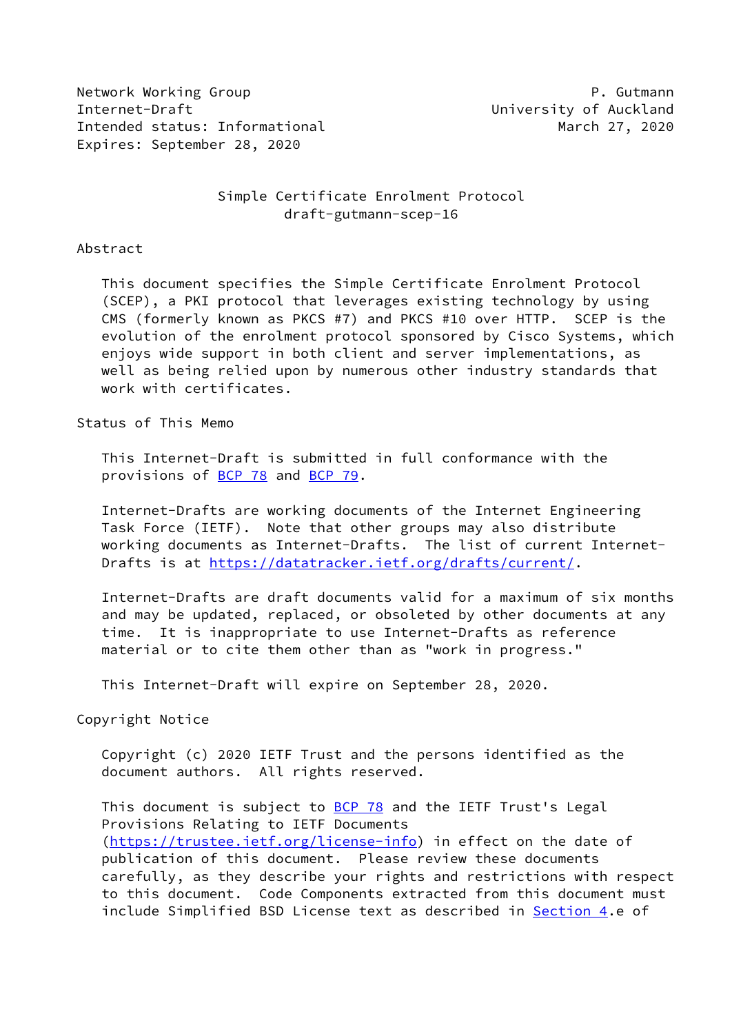Network Working Group P. Gutmann
Internet-Draft University of Auckland
Intended status: Informational March 27, 2020
Expires: September 28, 2020

# Simple Certificate Enrolment Protocol
draft-gutmann-scep-16

## Abstract

This document specifies the Simple Certificate Enrolment Protocol (SCEP), a PKI protocol that leverages existing technology by using CMS (formerly known as PKCS #7) and PKCS #10 over HTTP. SCEP is the evolution of the enrolment protocol sponsored by Cisco Systems, which enjoys wide support in both client and server implementations, as well as being relied upon by numerous other industry standards that work with certificates.

## Status of This Memo

This Internet-Draft is submitted in full conformance with the provisions of BCP 78 and BCP 79.

Internet-Drafts are working documents of the Internet Engineering Task Force (IETF). Note that other groups may also distribute working documents as Internet-Drafts. The list of current Internet-Drafts is at https://datatracker.ietf.org/drafts/current/.

Internet-Drafts are draft documents valid for a maximum of six months and may be updated, replaced, or obsoleted by other documents at any time. It is inappropriate to use Internet-Drafts as reference material or to cite them other than as "work in progress."

This Internet-Draft will expire on September 28, 2020.

## Copyright Notice

Copyright (c) 2020 IETF Trust and the persons identified as the document authors. All rights reserved.

This document is subject to BCP 78 and the IETF Trust's Legal Provisions Relating to IETF Documents (https://trustee.ietf.org/license-info) in effect on the date of publication of this document. Please review these documents carefully, as they describe your rights and restrictions with respect to this document. Code Components extracted from this document must include Simplified BSD License text as described in Section 4.e of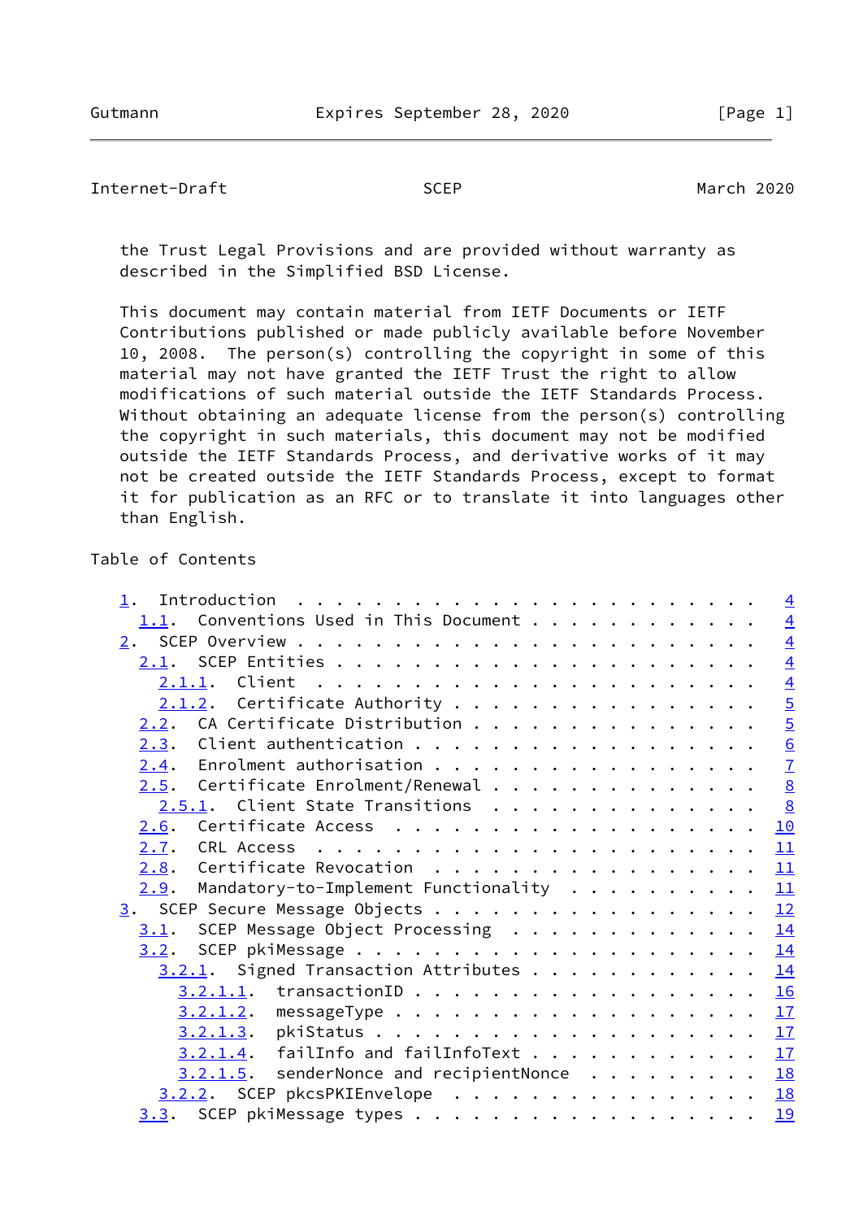the Trust Legal Provisions and are provided without warranty as described in the Simplified BSD License.

This document may contain material from IETF Documents or IETF Contributions published or made publicly available before November 10, 2008. The person(s) controlling the copyright in some of this material may not have granted the IETF Trust the right to allow modifications of such material outside the IETF Standards Process. Without obtaining an adequate license from the person(s) controlling the copyright in such materials, this document may not be modified outside the IETF Standards Process, and derivative works of it may not be created outside the IETF Standards Process, except to format it for publication as an RFC or to translate it into languages other than English.

## Table of Contents

```
   1.  Introduction . . . . . . . . . . . . . . . . . . . . . . . .   4
     1.1.  Conventions Used in This Document . . . . . . . . . . . .   4
   2.  SCEP Overview . . . . . . . . . . . . . . . . . . . . . . . .   4
     2.1.  SCEP Entities . . . . . . . . . . . . . . . . . . . . . .   4
       2.1.1.  Client  . . . . . . . . . . . . . . . . . . . . . . .   4
       2.1.2.  Certificate Authority . . . . . . . . . . . . . . . .   5
     2.2.  CA Certificate Distribution . . . . . . . . . . . . . . .   5
     2.3.  Client authentication . . . . . . . . . . . . . . . . . .   6
     2.4.  Enrolment authorisation . . . . . . . . . . . . . . . . .   7
     2.5.  Certificate Enrolment/Renewal . . . . . . . . . . . . . .   8
       2.5.1.  Client State Transitions  . . . . . . . . . . . . . .   8
     2.6.  Certificate Access  . . . . . . . . . . . . . . . . . . .  10
     2.7.  CRL Access  . . . . . . . . . . . . . . . . . . . . . . .  11
     2.8.  Certificate Revocation  . . . . . . . . . . . . . . . . .  11
     2.9.  Mandatory-to-Implement Functionality  . . . . . . . . . .  11
   3.  SCEP Secure Message Objects . . . . . . . . . . . . . . . . .  12
     3.1.  SCEP Message Object Processing  . . . . . . . . . . . . .  14
     3.2.  SCEP pkiMessage . . . . . . . . . . . . . . . . . . . . .  14
       3.2.1.  Signed Transaction Attributes . . . . . . . . . . . .  14
         3.2.1.1.  transactionID . . . . . . . . . . . . . . . . . .  16
         3.2.1.2.  messageType . . . . . . . . . . . . . . . . . . .  17
         3.2.1.3.  pkiStatus . . . . . . . . . . . . . . . . . . . .  17
         3.2.1.4.  failInfo and failInfoText . . . . . . . . . . . .  17
         3.2.1.5.  senderNonce and recipientNonce  . . . . . . . . .  18
       3.2.2.  SCEP pkcsPKIEnvelope  . . . . . . . . . . . . . . . .  18
     3.3.  SCEP pkiMessage types . . . . . . . . . . . . . . . . . .  19
```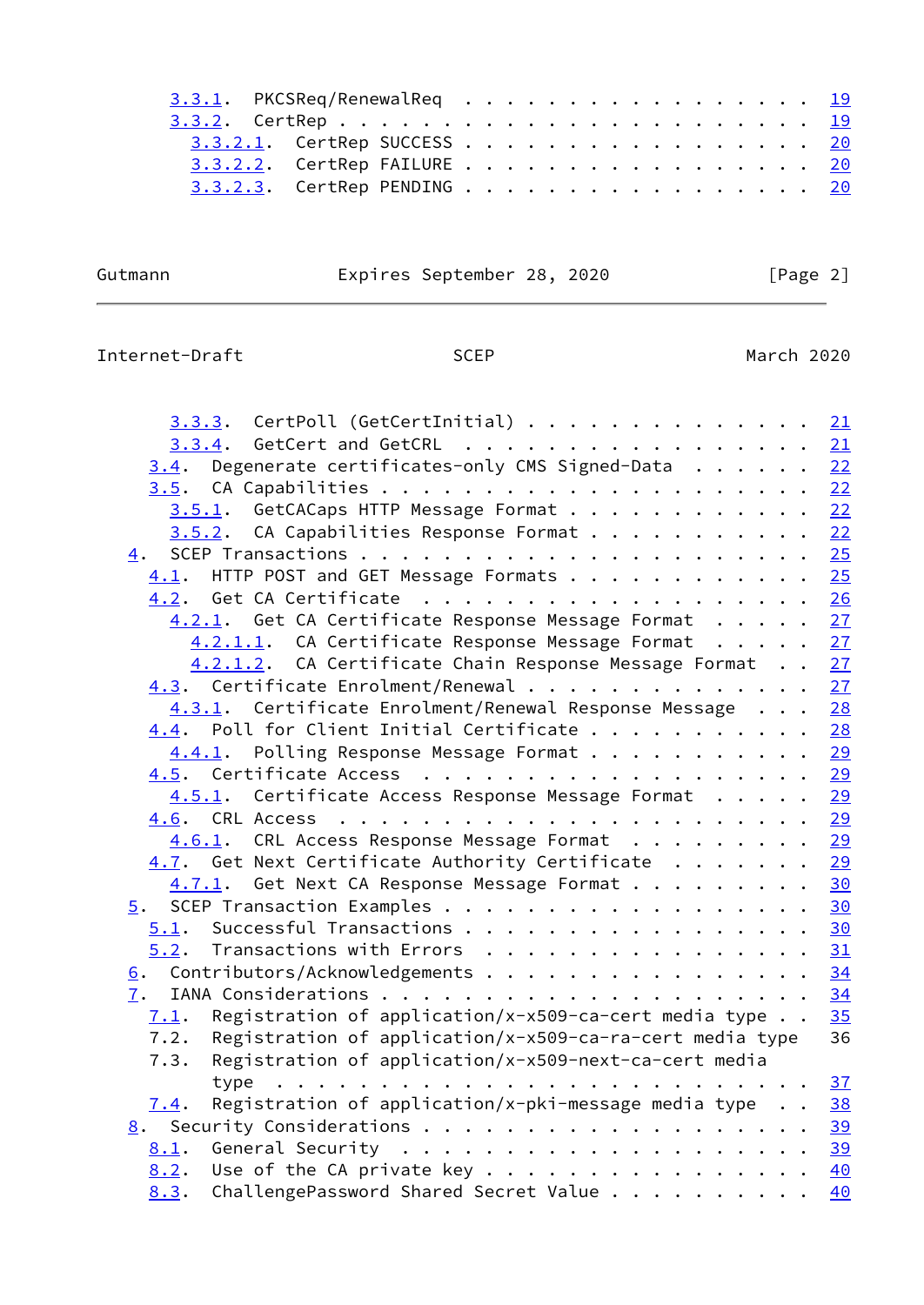3.3.1. PKCSReq/RenewalReq . . . . . . . . . . . . . . . . . . 19
3.3.2. CertRep . . . . . . . . . . . . . . . . . . . . . . . 19
3.3.2.1. CertRep SUCCESS . . . . . . . . . . . . . . . . . 20
3.3.2.2. CertRep FAILURE . . . . . . . . . . . . . . . . . 20
3.3.2.3. CertRep PENDING . . . . . . . . . . . . . . . . . 20
3.3.3. CertPoll (GetCertInitial) . . . . . . . . . . . . . . 21
3.3.4. GetCert and GetCRL . . . . . . . . . . . . . . . . . 21
3.4. Degenerate certificates-only CMS Signed-Data . . . . . . 22
3.5. CA Capabilities . . . . . . . . . . . . . . . . . . . . . 22
3.5.1. GetCACaps HTTP Message Format . . . . . . . . . . . . 22
3.5.2. CA Capabilities Response Format . . . . . . . . . . . 22
4. SCEP Transactions . . . . . . . . . . . . . . . . . . . . . . 25
4.1. HTTP POST and GET Message Formats . . . . . . . . . . . . 25
4.2. Get CA Certificate . . . . . . . . . . . . . . . . . . . 26
4.2.1. Get CA Certificate Response Message Format . . . . . 27
4.2.1.1. CA Certificate Response Message Format . . . . . 27
4.2.1.2. CA Certificate Chain Response Message Format . . 27
4.3. Certificate Enrolment/Renewal . . . . . . . . . . . . . . 27
4.3.1. Certificate Enrolment/Renewal Response Message . . . 28
4.4. Poll for Client Initial Certificate . . . . . . . . . . 28
4.4.1. Polling Response Message Format . . . . . . . . . . . 29
4.5. Certificate Access . . . . . . . . . . . . . . . . . . . 29
4.5.1. Certificate Access Response Message Format . . . . . 29
4.6. CRL Access . . . . . . . . . . . . . . . . . . . . . . . 29
4.6.1. CRL Access Response Message Format . . . . . . . . . 29
4.7. Get Next Certificate Authority Certificate . . . . . . . 29
4.7.1. Get Next CA Response Message Format . . . . . . . . . 30
5. SCEP Transaction Examples . . . . . . . . . . . . . . . . . . 30
5.1. Successful Transactions . . . . . . . . . . . . . . . . . 30
5.2. Transactions with Errors . . . . . . . . . . . . . . . . 31
6. Contributors/Acknowledgements . . . . . . . . . . . . . . . . 34
7. IANA Considerations . . . . . . . . . . . . . . . . . . . . . 34
7.1. Registration of application/x-x509-ca-cert media type . . 35
7.2. Registration of application/x-x509-ca-ra-cert media type 36
7.3. Registration of application/x-x509-next-ca-cert media type . . . . . . . . . . . . . . . . . . . . . . . . . 37
7.4. Registration of application/x-pki-message media type . . 38
8. Security Considerations . . . . . . . . . . . . . . . . . . . 39
8.1. General Security . . . . . . . . . . . . . . . . . . . . 39
8.2. Use of the CA private key . . . . . . . . . . . . . . . . 40
8.3. ChallengePassword Shared Secret Value . . . . . . . . . . 40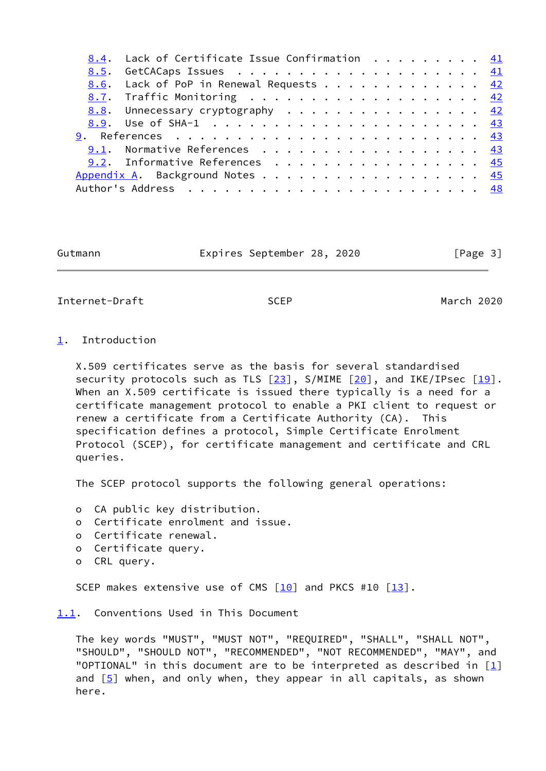8.4. Lack of Certificate Issue Confirmation . . . . . . . . . 41
8.5. GetCACaps Issues . . . . . . . . . . . . . . . . . . . . 41
8.6. Lack of PoP in Renewal Requests . . . . . . . . . . . . . 42
8.7. Traffic Monitoring . . . . . . . . . . . . . . . . . . . 42
8.8. Unnecessary cryptography . . . . . . . . . . . . . . . . 42
8.9. Use of SHA-1 . . . . . . . . . . . . . . . . . . . . . . 43
9. References . . . . . . . . . . . . . . . . . . . . . . . . 43
9.1. Normative References . . . . . . . . . . . . . . . . . . 43
9.2. Informative References . . . . . . . . . . . . . . . . . 45
Appendix A. Background Notes . . . . . . . . . . . . . . . . . . 45
Author's Address . . . . . . . . . . . . . . . . . . . . . . . . 48

# 1. Introduction

X.509 certificates serve as the basis for several standardised security protocols such as TLS [23], S/MIME [20], and IKE/IPsec [19]. When an X.509 certificate is issued there typically is a need for a certificate management protocol to enable a PKI client to request or renew a certificate from a Certificate Authority (CA). This specification defines a protocol, Simple Certificate Enrolment Protocol (SCEP), for certificate management and certificate and CRL queries.

The SCEP protocol supports the following general operations:

- CA public key distribution.
- Certificate enrolment and issue.
- Certificate renewal.
- Certificate query.
- CRL query.

SCEP makes extensive use of CMS [10] and PKCS #10 [13].

## 1.1. Conventions Used in This Document

The key words "MUST", "MUST NOT", "REQUIRED", "SHALL", "SHALL NOT", "SHOULD", "SHOULD NOT", "RECOMMENDED", "NOT RECOMMENDED", "MAY", and "OPTIONAL" in this document are to be interpreted as described in [1] and [5] when, and only when, they appear in all capitals, as shown here.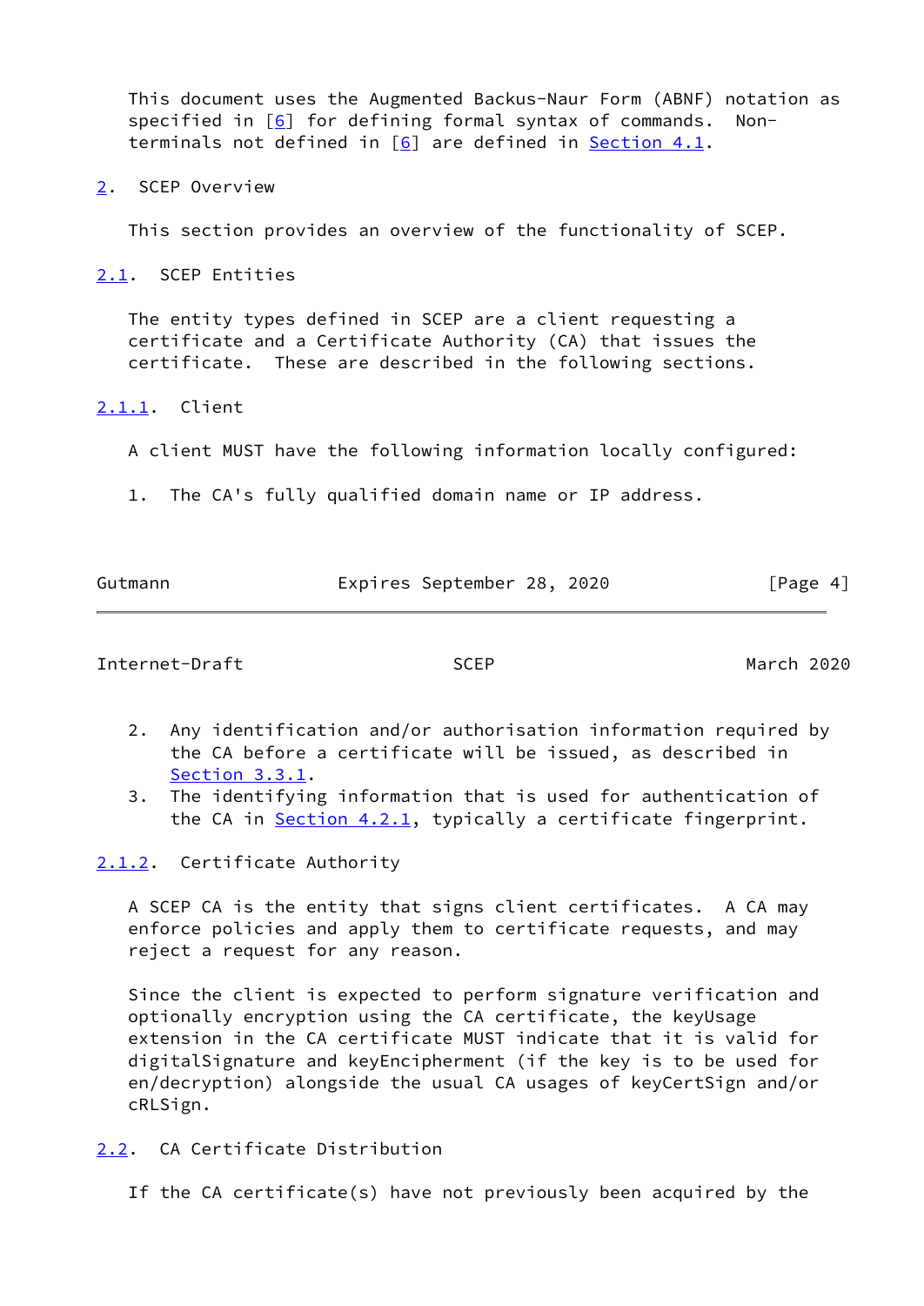This document uses the Augmented Backus-Naur Form (ABNF) notation as specified in [6] for defining formal syntax of commands. Non-terminals not defined in [6] are defined in Section 4.1.

## 2. SCEP Overview

This section provides an overview of the functionality of SCEP.

### 2.1. SCEP Entities

The entity types defined in SCEP are a client requesting a certificate and a Certificate Authority (CA) that issues the certificate. These are described in the following sections.

#### 2.1.1. Client

A client MUST have the following information locally configured:

1. The CA's fully qualified domain name or IP address.
2. Any identification and/or authorisation information required by the CA before a certificate will be issued, as described in Section 3.3.1.
3. The identifying information that is used for authentication of the CA in Section 4.2.1, typically a certificate fingerprint.

#### 2.1.2. Certificate Authority

A SCEP CA is the entity that signs client certificates. A CA may enforce policies and apply them to certificate requests, and may reject a request for any reason.

Since the client is expected to perform signature verification and optionally encryption using the CA certificate, the keyUsage extension in the CA certificate MUST indicate that it is valid for digitalSignature and keyEncipherment (if the key is to be used for en/decryption) alongside the usual CA usages of keyCertSign and/or cRLSign.

### 2.2. CA Certificate Distribution

If the CA certificate(s) have not previously been acquired by the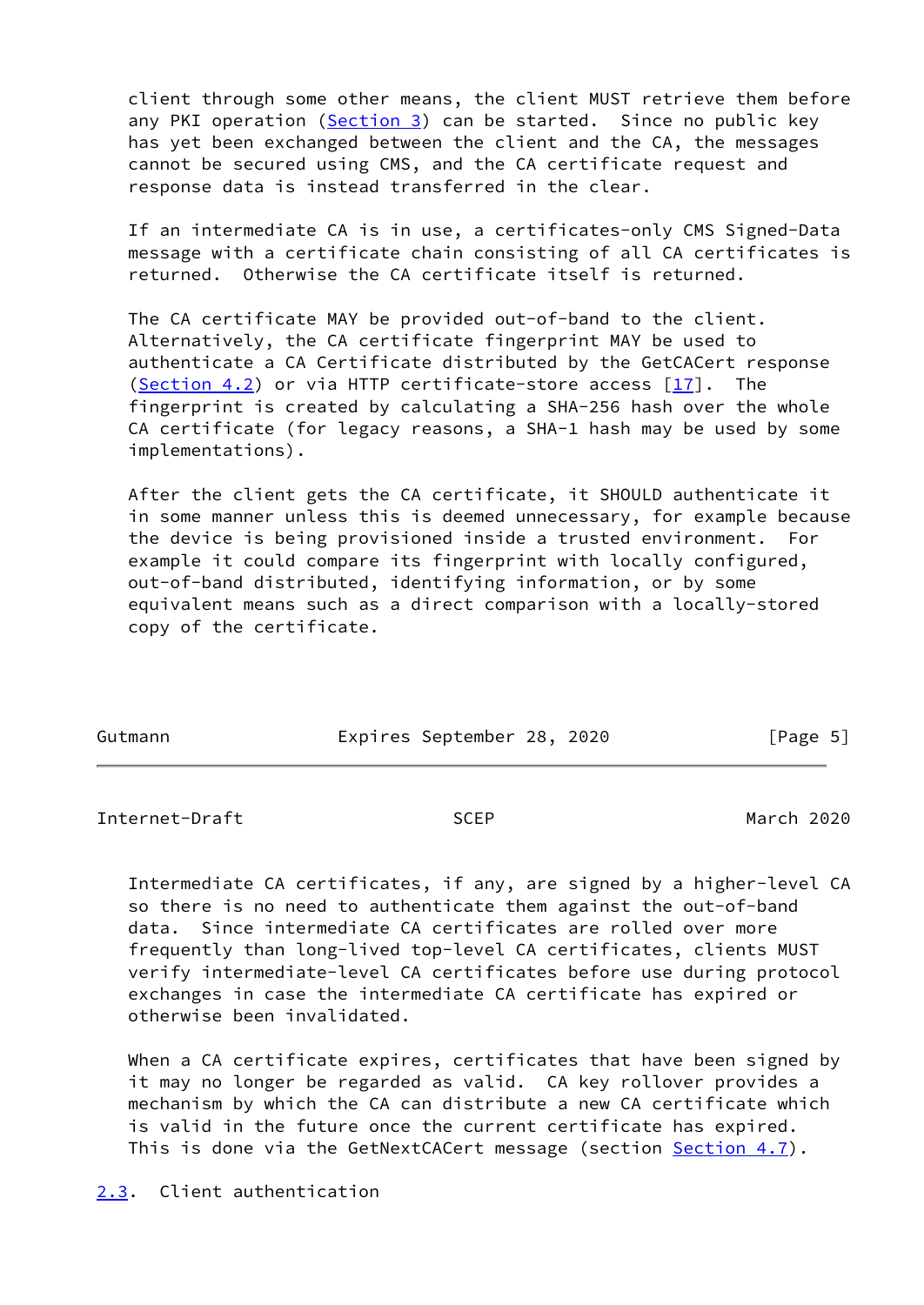client through some other means, the client MUST retrieve them before any PKI operation (Section 3) can be started. Since no public key has yet been exchanged between the client and the CA, the messages cannot be secured using CMS, and the CA certificate request and response data is instead transferred in the clear.

If an intermediate CA is in use, a certificates-only CMS Signed-Data message with a certificate chain consisting of all CA certificates is returned. Otherwise the CA certificate itself is returned.

The CA certificate MAY be provided out-of-band to the client. Alternatively, the CA certificate fingerprint MAY be used to authenticate a CA Certificate distributed by the GetCACert response (Section 4.2) or via HTTP certificate-store access [17]. The fingerprint is created by calculating a SHA-256 hash over the whole CA certificate (for legacy reasons, a SHA-1 hash may be used by some implementations).

After the client gets the CA certificate, it SHOULD authenticate it in some manner unless this is deemed unnecessary, for example because the device is being provisioned inside a trusted environment. For example it could compare its fingerprint with locally configured, out-of-band distributed, identifying information, or by some equivalent means such as a direct comparison with a locally-stored copy of the certificate.

Intermediate CA certificates, if any, are signed by a higher-level CA so there is no need to authenticate them against the out-of-band data. Since intermediate CA certificates are rolled over more frequently than long-lived top-level CA certificates, clients MUST verify intermediate-level CA certificates before use during protocol exchanges in case the intermediate CA certificate has expired or otherwise been invalidated.

When a CA certificate expires, certificates that have been signed by it may no longer be regarded as valid. CA key rollover provides a mechanism by which the CA can distribute a new CA certificate which is valid in the future once the current certificate has expired. This is done via the GetNextCACert message (section Section 4.7).

### 2.3. Client authentication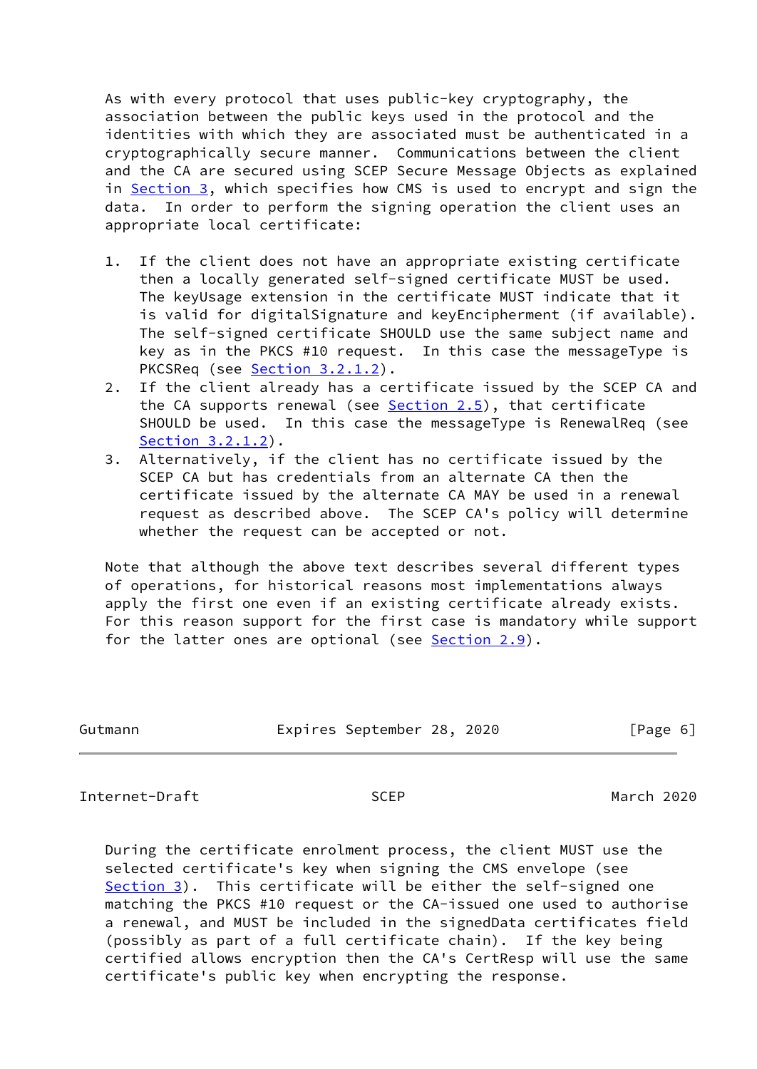As with every protocol that uses public-key cryptography, the association between the public keys used in the protocol and the identities with which they are associated must be authenticated in a cryptographically secure manner. Communications between the client and the CA are secured using SCEP Secure Message Objects as explained in Section 3, which specifies how CMS is used to encrypt and sign the data. In order to perform the signing operation the client uses an appropriate local certificate:

1. If the client does not have an appropriate existing certificate then a locally generated self-signed certificate MUST be used. The keyUsage extension in the certificate MUST indicate that it is valid for digitalSignature and keyEncipherment (if available). The self-signed certificate SHOULD use the same subject name and key as in the PKCS #10 request. In this case the messageType is PKCSReq (see Section 3.2.1.2).
2. If the client already has a certificate issued by the SCEP CA and the CA supports renewal (see Section 2.5), that certificate SHOULD be used. In this case the messageType is RenewalReq (see Section 3.2.1.2).
3. Alternatively, if the client has no certificate issued by the SCEP CA but has credentials from an alternate CA then the certificate issued by the alternate CA MAY be used in a renewal request as described above. The SCEP CA's policy will determine whether the request can be accepted or not.

Note that although the above text describes several different types of operations, for historical reasons most implementations always apply the first one even if an existing certificate already exists. For this reason support for the first case is mandatory while support for the latter ones are optional (see Section 2.9).

During the certificate enrolment process, the client MUST use the selected certificate's key when signing the CMS envelope (see Section 3). This certificate will be either the self-signed one matching the PKCS #10 request or the CA-issued one used to authorise a renewal, and MUST be included in the signedData certificates field (possibly as part of a full certificate chain). If the key being certified allows encryption then the CA's CertResp will use the same certificate's public key when encrypting the response.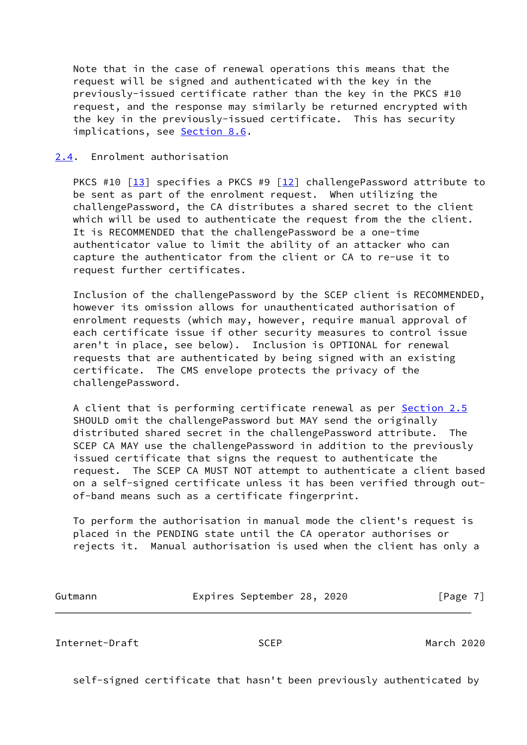Note that in the case of renewal operations this means that the request will be signed and authenticated with the key in the previously-issued certificate rather than the key in the PKCS #10 request, and the response may similarly be returned encrypted with the key in the previously-issued certificate. This has security implications, see Section 8.6.

## 2.4. Enrolment authorisation

PKCS #10 [13] specifies a PKCS #9 [12] challengePassword attribute to be sent as part of the enrolment request. When utilizing the challengePassword, the CA distributes a shared secret to the client which will be used to authenticate the request from the the client. It is RECOMMENDED that the challengePassword be a one-time authenticator value to limit the ability of an attacker who can capture the authenticator from the client or CA to re-use it to request further certificates.

Inclusion of the challengePassword by the SCEP client is RECOMMENDED, however its omission allows for unauthenticated authorisation of enrolment requests (which may, however, require manual approval of each certificate issue if other security measures to control issue aren't in place, see below). Inclusion is OPTIONAL for renewal requests that are authenticated by being signed with an existing certificate. The CMS envelope protects the privacy of the challengePassword.

A client that is performing certificate renewal as per Section 2.5 SHOULD omit the challengePassword but MAY send the originally distributed shared secret in the challengePassword attribute. The SCEP CA MAY use the challengePassword in addition to the previously issued certificate that signs the request to authenticate the request. The SCEP CA MUST NOT attempt to authenticate a client based on a self-signed certificate unless it has been verified through out-of-band means such as a certificate fingerprint.

To perform the authorisation in manual mode the client's request is placed in the PENDING state until the CA operator authorises or rejects it. Manual authorisation is used when the client has only a self-signed certificate that hasn't been previously authenticated by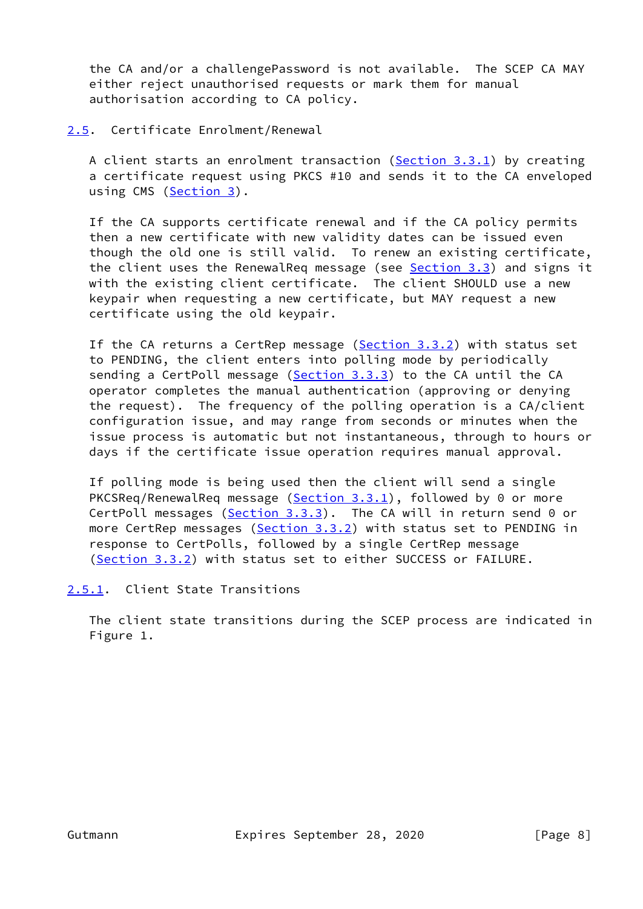the CA and/or a challengePassword is not available. The SCEP CA MAY either reject unauthorised requests or mark them for manual authorisation according to CA policy.

## 2.5. Certificate Enrolment/Renewal

A client starts an enrolment transaction (Section 3.3.1) by creating a certificate request using PKCS #10 and sends it to the CA enveloped using CMS (Section 3).

If the CA supports certificate renewal and if the CA policy permits then a new certificate with new validity dates can be issued even though the old one is still valid. To renew an existing certificate, the client uses the RenewalReq message (see Section 3.3) and signs it with the existing client certificate. The client SHOULD use a new keypair when requesting a new certificate, but MAY request a new certificate using the old keypair.

If the CA returns a CertRep message (Section 3.3.2) with status set to PENDING, the client enters into polling mode by periodically sending a CertPoll message (Section 3.3.3) to the CA until the CA operator completes the manual authentication (approving or denying the request). The frequency of the polling operation is a CA/client configuration issue, and may range from seconds or minutes when the issue process is automatic but not instantaneous, through to hours or days if the certificate issue operation requires manual approval.

If polling mode is being used then the client will send a single PKCSReq/RenewalReq message (Section 3.3.1), followed by 0 or more CertPoll messages (Section 3.3.3). The CA will in return send 0 or more CertRep messages (Section 3.3.2) with status set to PENDING in response to CertPolls, followed by a single CertRep message (Section 3.3.2) with status set to either SUCCESS or FAILURE.

### 2.5.1. Client State Transitions

The client state transitions during the SCEP process are indicated in Figure 1.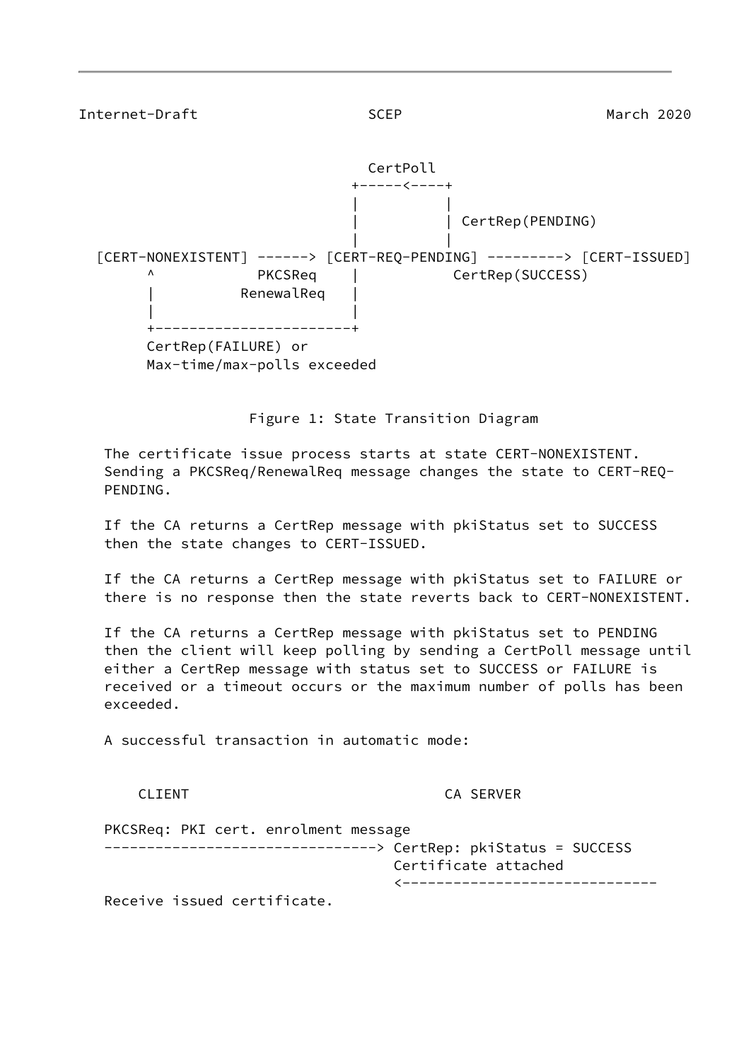```
                             CertPoll
                           +-----<----+
                           |          |
                           |          | CertRep(PENDING)
                           |          |
  [CERT-NONEXISTENT] ------> [CERT-REQ-PENDING] ---------> [CERT-ISSUED]
        ^            PKCSReq    |           CertRep(SUCCESS)
        |          RenewalReq   |
        |                       |
        +-----------------------+
        CertRep(FAILURE) or
        Max-time/max-polls exceeded
```

Figure 1: State Transition Diagram

The certificate issue process starts at state CERT-NONEXISTENT. Sending a PKCSReq/RenewalReq message changes the state to CERT-REQ-PENDING.

If the CA returns a CertRep message with pkiStatus set to SUCCESS then the state changes to CERT-ISSUED.

If the CA returns a CertRep message with pkiStatus set to FAILURE or there is no response then the state reverts back to CERT-NONEXISTENT.

If the CA returns a CertRep message with pkiStatus set to PENDING then the client will keep polling by sending a CertPoll message until either a CertRep message with status set to SUCCESS or FAILURE is received or a timeout occurs or the maximum number of polls has been exceeded.

A successful transaction in automatic mode:

```
    CLIENT                               CA SERVER

PKCSReq: PKI cert. enrolment message
--------------------------------> CertRep: pkiStatus = SUCCESS
                                  Certificate attached
                                  <------------------------------
Receive issued certificate.
```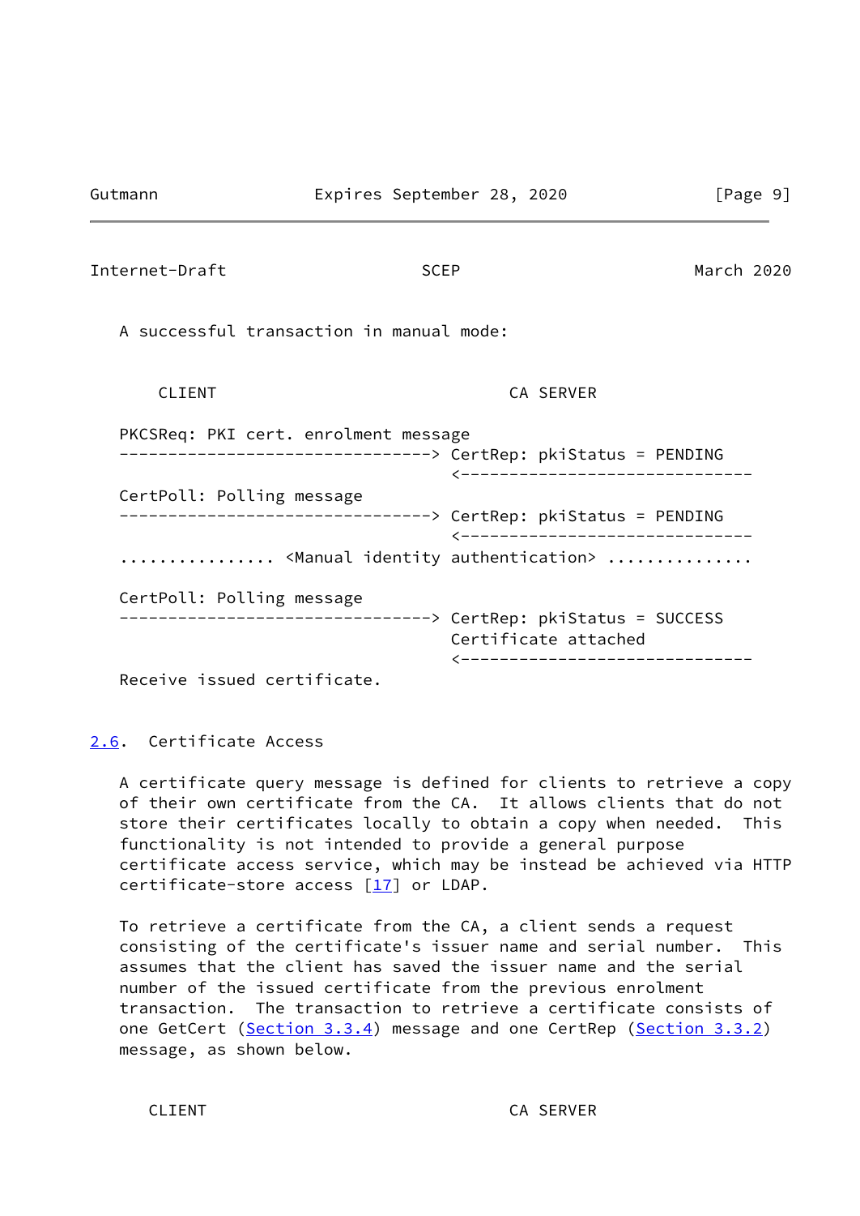A successful transaction in manual mode:

```
    CLIENT                                 CA SERVER

PKCSReq: PKI cert. enrolment message
--------------------------------> CertRep: pkiStatus = PENDING
                                  <------------------------------
CertPoll: Polling message
--------------------------------> CertRep: pkiStatus = PENDING
                                  <------------------------------
................ <Manual identity authentication> ..............

CertPoll: Polling message
--------------------------------> CertRep: pkiStatus = SUCCESS
                                  Certificate attached
                                  <------------------------------
Receive issued certificate.
```

## 2.6. Certificate Access

A certificate query message is defined for clients to retrieve a copy of their own certificate from the CA. It allows clients that do not store their certificates locally to obtain a copy when needed. This functionality is not intended to provide a general purpose certificate access service, which may be instead be achieved via HTTP certificate-store access [17] or LDAP.

To retrieve a certificate from the CA, a client sends a request consisting of the certificate's issuer name and serial number. This assumes that the client has saved the issuer name and the serial number of the issued certificate from the previous enrolment transaction. The transaction to retrieve a certificate consists of one GetCert (Section 3.3.4) message and one CertRep (Section 3.3.2) message, as shown below.

```
   CLIENT                                  CA SERVER
```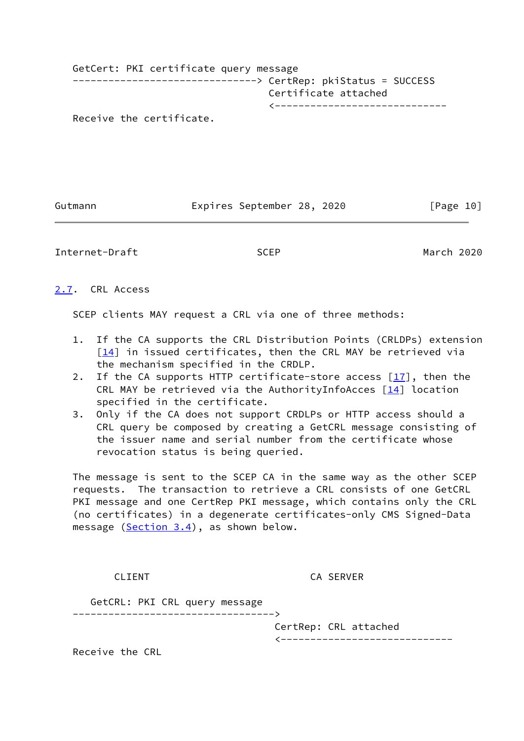```
   GetCert: PKI certificate query message
   -------------------------------> CertRep: pkiStatus = SUCCESS
                                    Certificate attached
                                    <-----------------------------
   Receive the certificate.
```

## 2.7. CRL Access

SCEP clients MAY request a CRL via one of three methods:

1. If the CA supports the CRL Distribution Points (CRLDPs) extension [14] in issued certificates, then the CRL MAY be retrieved via the mechanism specified in the CRDLP.
2. If the CA supports HTTP certificate-store access [17], then the CRL MAY be retrieved via the AuthorityInfoAcces [14] location specified in the certificate.
3. Only if the CA does not support CRDLPs or HTTP access should a CRL query be composed by creating a GetCRL message consisting of the issuer name and serial number from the certificate whose revocation status is being queried.

The message is sent to the SCEP CA in the same way as the other SCEP requests. The transaction to retrieve a CRL consists of one GetCRL PKI message and one CertRep PKI message, which contains only the CRL (no certificates) in a degenerate certificates-only CMS Signed-Data message (Section 3.4), as shown below.

```
        CLIENT                             CA SERVER

      GetCRL: PKI CRL query message
   ---------------------------------->
                                     CertRep: CRL attached
                                     <-----------------------------
   Receive the CRL
```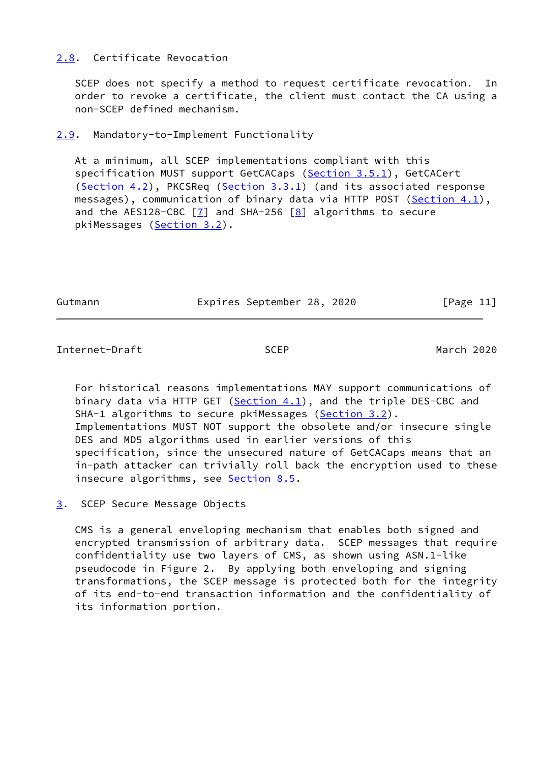## 2.8. Certificate Revocation

SCEP does not specify a method to request certificate revocation. In order to revoke a certificate, the client must contact the CA using a non-SCEP defined mechanism.

## 2.9. Mandatory-to-Implement Functionality

At a minimum, all SCEP implementations compliant with this specification MUST support GetCACaps (Section 3.5.1), GetCACert (Section 4.2), PKCSReq (Section 3.3.1) (and its associated response messages), communication of binary data via HTTP POST (Section 4.1), and the AES128-CBC [7] and SHA-256 [8] algorithms to secure pkiMessages (Section 3.2).

For historical reasons implementations MAY support communications of binary data via HTTP GET (Section 4.1), and the triple DES-CBC and SHA-1 algorithms to secure pkiMessages (Section 3.2). Implementations MUST NOT support the obsolete and/or insecure single DES and MD5 algorithms used in earlier versions of this specification, since the unsecured nature of GetCACaps means that an in-path attacker can trivially roll back the encryption used to these insecure algorithms, see Section 8.5.

# 3. SCEP Secure Message Objects

CMS is a general enveloping mechanism that enables both signed and encrypted transmission of arbitrary data. SCEP messages that require confidentiality use two layers of CMS, as shown using ASN.1-like pseudocode in Figure 2. By applying both enveloping and signing transformations, the SCEP message is protected both for the integrity of its end-to-end transaction information and the confidentiality of its information portion.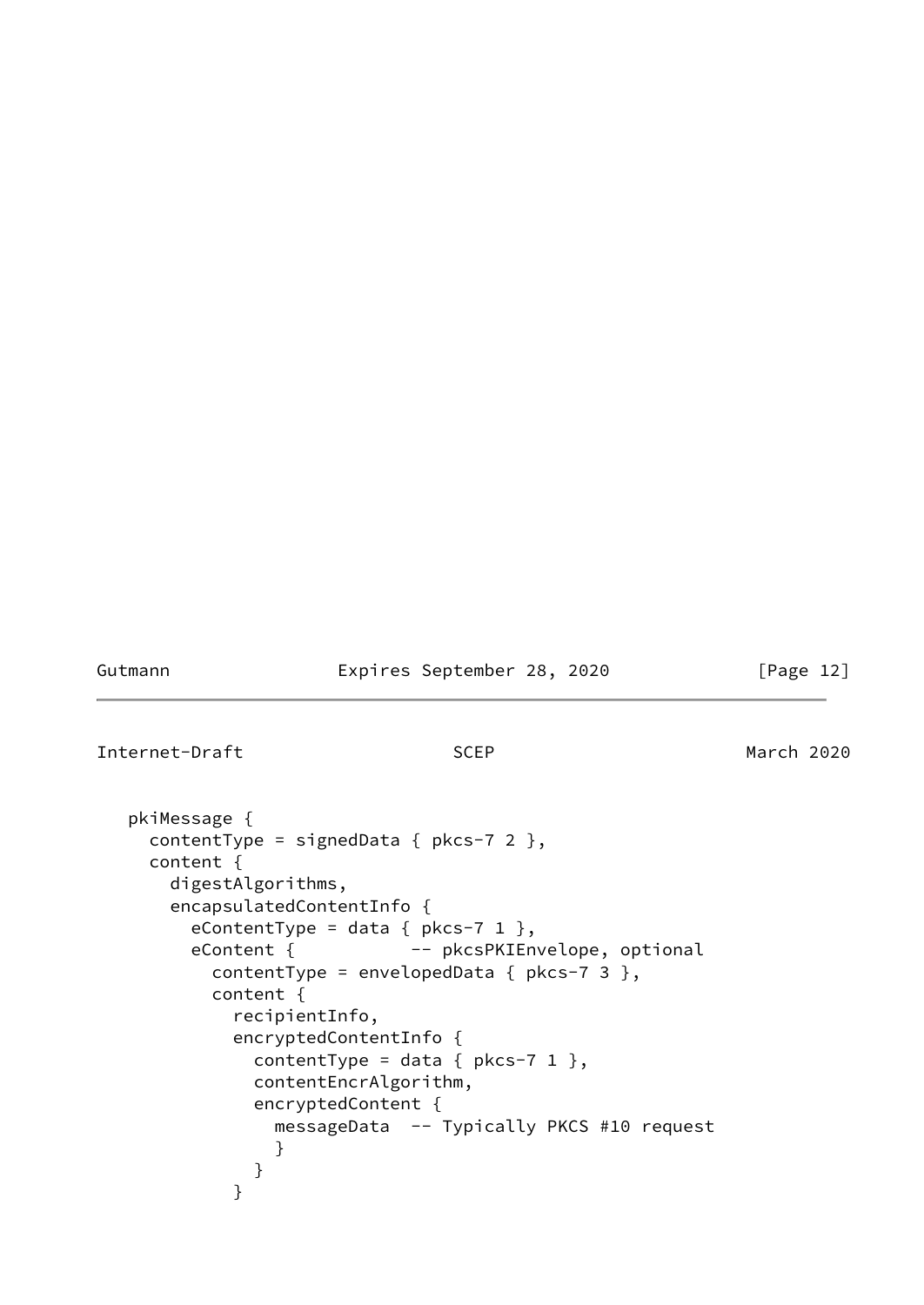```
   pkiMessage {
     contentType = signedData { pkcs-7 2 },
     content {
       digestAlgorithms,
       encapsulatedContentInfo {
         eContentType = data { pkcs-7 1 },
         eContent {           -- pkcsPKIEnvelope, optional
           contentType = envelopedData { pkcs-7 3 },
           content {
             recipientInfo,
             encryptedContentInfo {
               contentType = data { pkcs-7 1 },
               contentEncrAlgorithm,
               encryptedContent {
                 messageData  -- Typically PKCS #10 request
                 }
               }
             }
```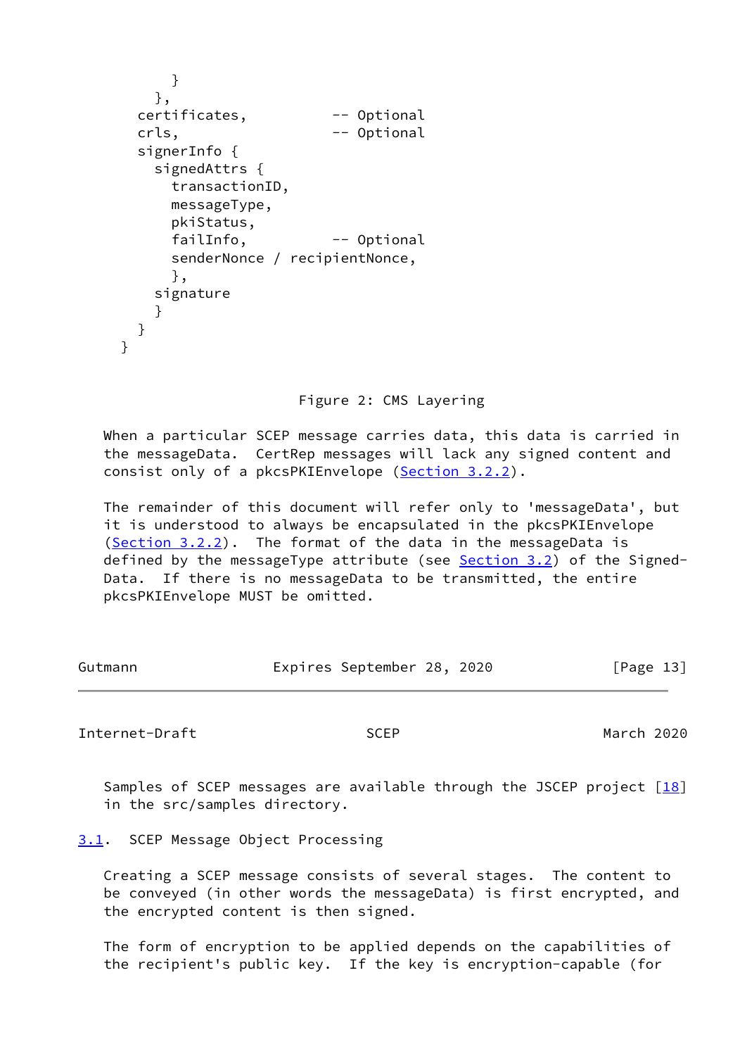```
          }
        },
      certificates,           -- Optional
      crls,                   -- Optional
      signerInfo {
        signedAttrs {
          transactionID,
          messageType,
          pkiStatus,
          failInfo,           -- Optional
          senderNonce / recipientNonce,
          },
        signature
        }
      }
    }
```

Figure 2: CMS Layering

When a particular SCEP message carries data, this data is carried in the messageData. CertRep messages will lack any signed content and consist only of a pkcsPKIEnvelope (Section 3.2.2).

The remainder of this document will refer only to 'messageData', but it is understood to always be encapsulated in the pkcsPKIEnvelope (Section 3.2.2). The format of the data in the messageData is defined by the messageType attribute (see Section 3.2) of the Signed-Data. If there is no messageData to be transmitted, the entire pkcsPKIEnvelope MUST be omitted.

Samples of SCEP messages are available through the JSCEP project [18] in the src/samples directory.

## 3.1. SCEP Message Object Processing

Creating a SCEP message consists of several stages. The content to be conveyed (in other words the messageData) is first encrypted, and the encrypted content is then signed.

The form of encryption to be applied depends on the capabilities of the recipient's public key. If the key is encryption-capable (for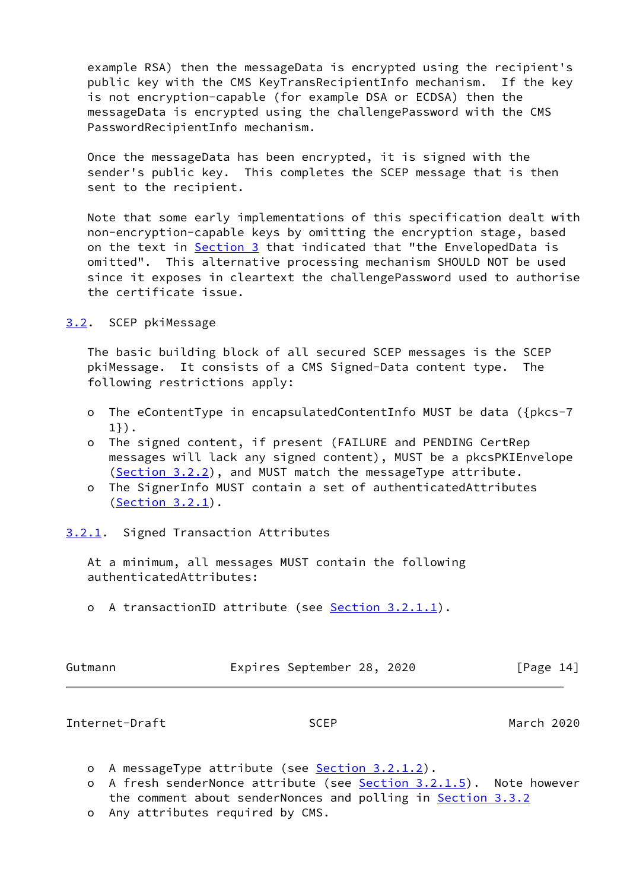example RSA) then the messageData is encrypted using the recipient's public key with the CMS KeyTransRecipientInfo mechanism. If the key is not encryption-capable (for example DSA or ECDSA) then the messageData is encrypted using the challengePassword with the CMS PasswordRecipientInfo mechanism.

Once the messageData has been encrypted, it is signed with the sender's public key. This completes the SCEP message that is then sent to the recipient.

Note that some early implementations of this specification dealt with non-encryption-capable keys by omitting the encryption stage, based on the text in Section 3 that indicated that "the EnvelopedData is omitted". This alternative processing mechanism SHOULD NOT be used since it exposes in cleartext the challengePassword used to authorise the certificate issue.

### 3.2. SCEP pkiMessage

The basic building block of all secured SCEP messages is the SCEP pkiMessage. It consists of a CMS Signed-Data content type. The following restrictions apply:

- The eContentType in encapsulatedContentInfo MUST be data ({pkcs-7 1}).
- The signed content, if present (FAILURE and PENDING CertRep messages will lack any signed content), MUST be a pkcsPKIEnvelope (Section 3.2.2), and MUST match the messageType attribute.
- The SignerInfo MUST contain a set of authenticatedAttributes (Section 3.2.1).

#### 3.2.1. Signed Transaction Attributes

At a minimum, all messages MUST contain the following authenticatedAttributes:

- A transactionID attribute (see Section 3.2.1.1).
- A messageType attribute (see Section 3.2.1.2).
- A fresh senderNonce attribute (see Section 3.2.1.5). Note however the comment about senderNonces and polling in Section 3.3.2
- Any attributes required by CMS.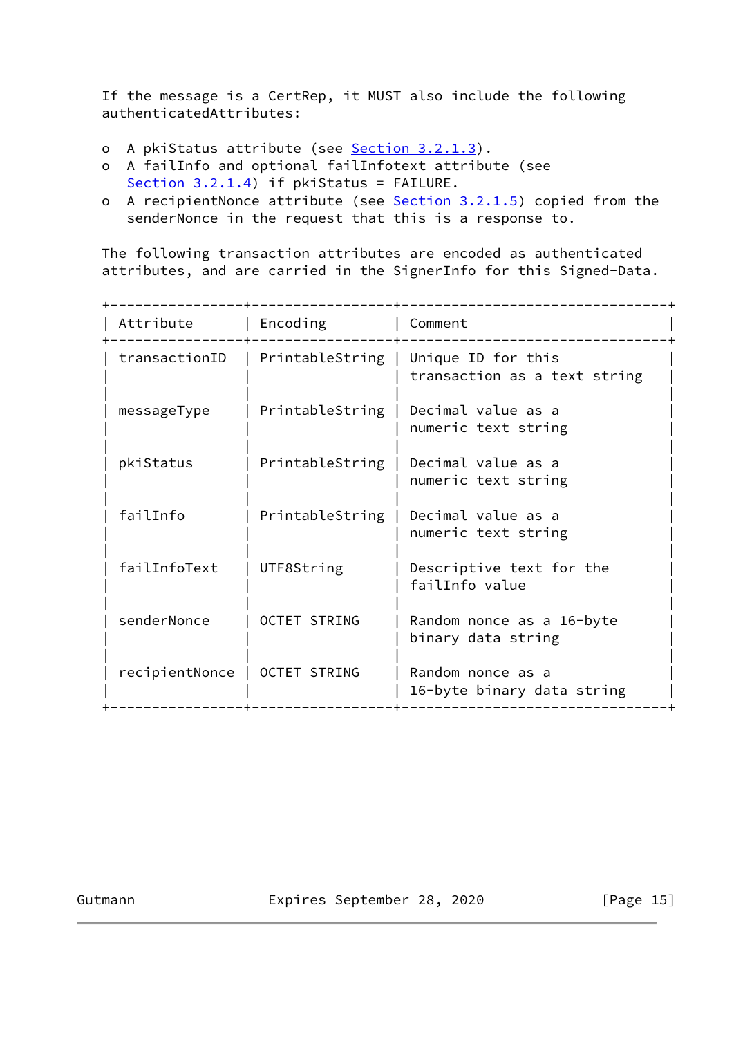If the message is a CertRep, it MUST also include the following authenticatedAttributes:

- A pkiStatus attribute (see Section 3.2.1.3).
- A failInfo and optional failInfotext attribute (see Section 3.2.1.4) if pkiStatus = FAILURE.
- A recipientNonce attribute (see Section 3.2.1.5) copied from the senderNonce in the request that this is a response to.

The following transaction attributes are encoded as authenticated attributes, and are carried in the SignerInfo for this Signed-Data.

| Attribute | Encoding | Comment |
|---|---|---|
| transactionID | PrintableString | Unique ID for this transaction as a text string |
| messageType | PrintableString | Decimal value as a numeric text string |
| pkiStatus | PrintableString | Decimal value as a numeric text string |
| failInfo | PrintableString | Decimal value as a numeric text string |
| failInfoText | UTF8String | Descriptive text for the failInfo value |
| senderNonce | OCTET STRING | Random nonce as a 16-byte binary data string |
| recipientNonce | OCTET STRING | Random nonce as a 16-byte binary data string |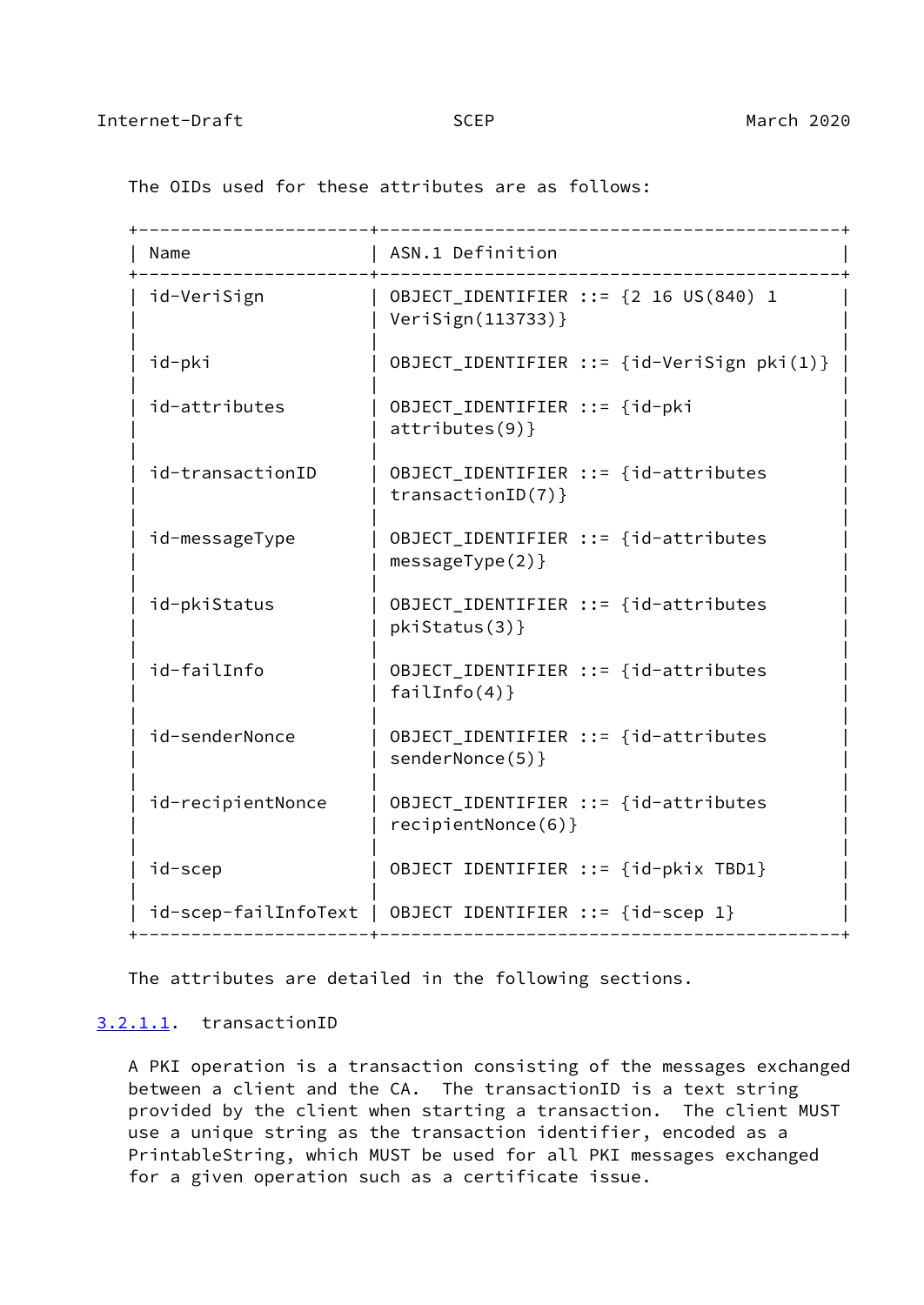The OIDs used for these attributes are as follows:

| Name | ASN.1 Definition |
| --- | --- |
| id-VeriSign | OBJECT_IDENTIFIER ::= {2 16 US(840) 1 VeriSign(113733)} |
| id-pki | OBJECT_IDENTIFIER ::= {id-VeriSign pki(1)} |
| id-attributes | OBJECT_IDENTIFIER ::= {id-pki attributes(9)} |
| id-transactionID | OBJECT_IDENTIFIER ::= {id-attributes transactionID(7)} |
| id-messageType | OBJECT_IDENTIFIER ::= {id-attributes messageType(2)} |
| id-pkiStatus | OBJECT_IDENTIFIER ::= {id-attributes pkiStatus(3)} |
| id-failInfo | OBJECT_IDENTIFIER ::= {id-attributes failInfo(4)} |
| id-senderNonce | OBJECT_IDENTIFIER ::= {id-attributes senderNonce(5)} |
| id-recipientNonce | OBJECT_IDENTIFIER ::= {id-attributes recipientNonce(6)} |
| id-scep | OBJECT IDENTIFIER ::= {id-pkix TBD1} |
| id-scep-failInfoText | OBJECT IDENTIFIER ::= {id-scep 1} |

The attributes are detailed in the following sections.

#### 3.2.1.1. transactionID

A PKI operation is a transaction consisting of the messages exchanged between a client and the CA. The transactionID is a text string provided by the client when starting a transaction. The client MUST use a unique string as the transaction identifier, encoded as a PrintableString, which MUST be used for all PKI messages exchanged for a given operation such as a certificate issue.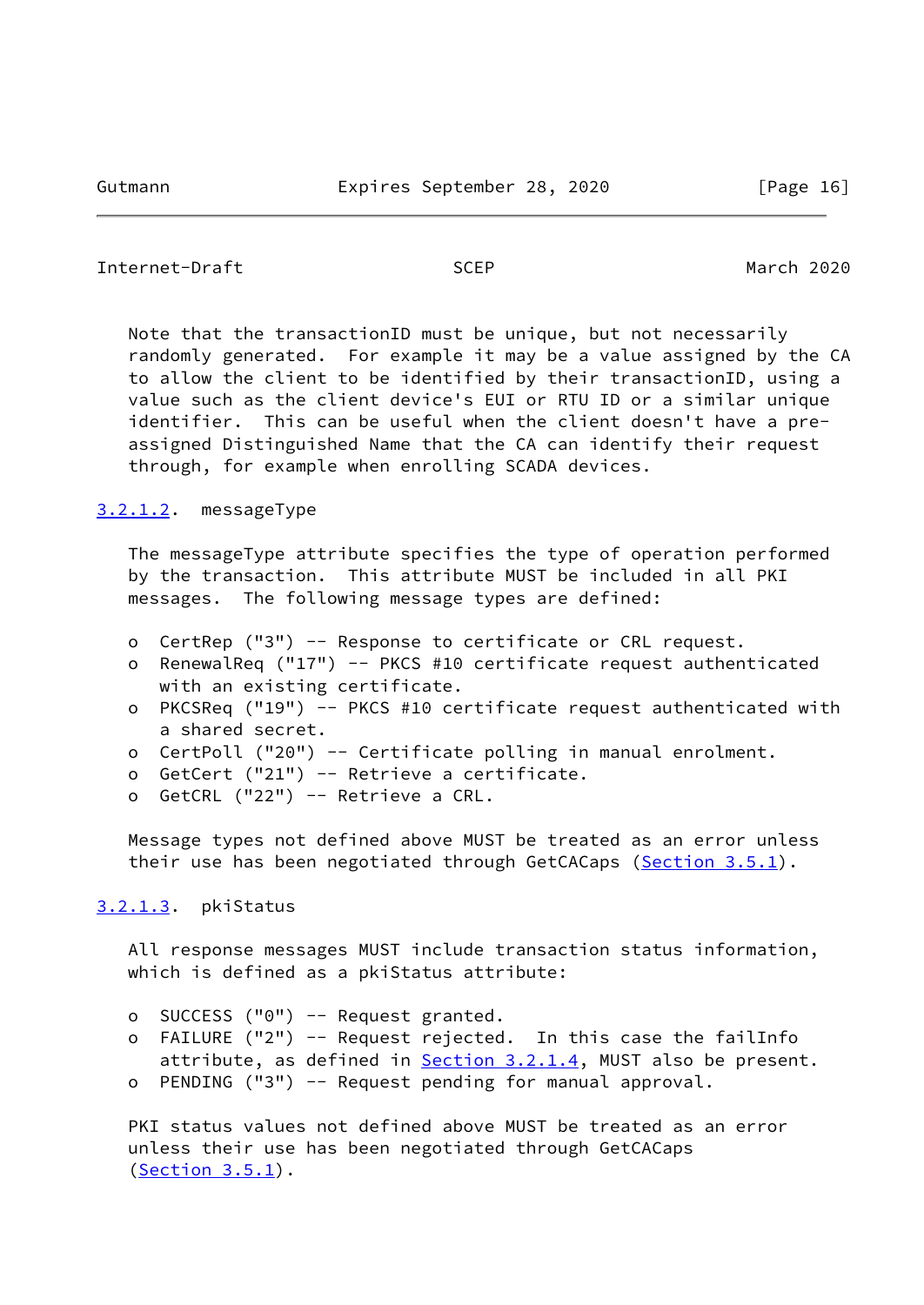Note that the transactionID must be unique, but not necessarily randomly generated. For example it may be a value assigned by the CA to allow the client to be identified by their transactionID, using a value such as the client device's EUI or RTU ID or a similar unique identifier. This can be useful when the client doesn't have a pre-assigned Distinguished Name that the CA can identify their request through, for example when enrolling SCADA devices.

#### 3.2.1.2. messageType

The messageType attribute specifies the type of operation performed by the transaction. This attribute MUST be included in all PKI messages. The following message types are defined:

- CertRep ("3") -- Response to certificate or CRL request.
- RenewalReq ("17") -- PKCS #10 certificate request authenticated with an existing certificate.
- PKCSReq ("19") -- PKCS #10 certificate request authenticated with a shared secret.
- CertPoll ("20") -- Certificate polling in manual enrolment.
- GetCert ("21") -- Retrieve a certificate.
- GetCRL ("22") -- Retrieve a CRL.

Message types not defined above MUST be treated as an error unless their use has been negotiated through GetCACaps (Section 3.5.1).

#### 3.2.1.3. pkiStatus

All response messages MUST include transaction status information, which is defined as a pkiStatus attribute:

- SUCCESS ("0") -- Request granted.
- FAILURE ("2") -- Request rejected. In this case the failInfo attribute, as defined in Section 3.2.1.4, MUST also be present.
- PENDING ("3") -- Request pending for manual approval.

PKI status values not defined above MUST be treated as an error unless their use has been negotiated through GetCACaps (Section 3.5.1).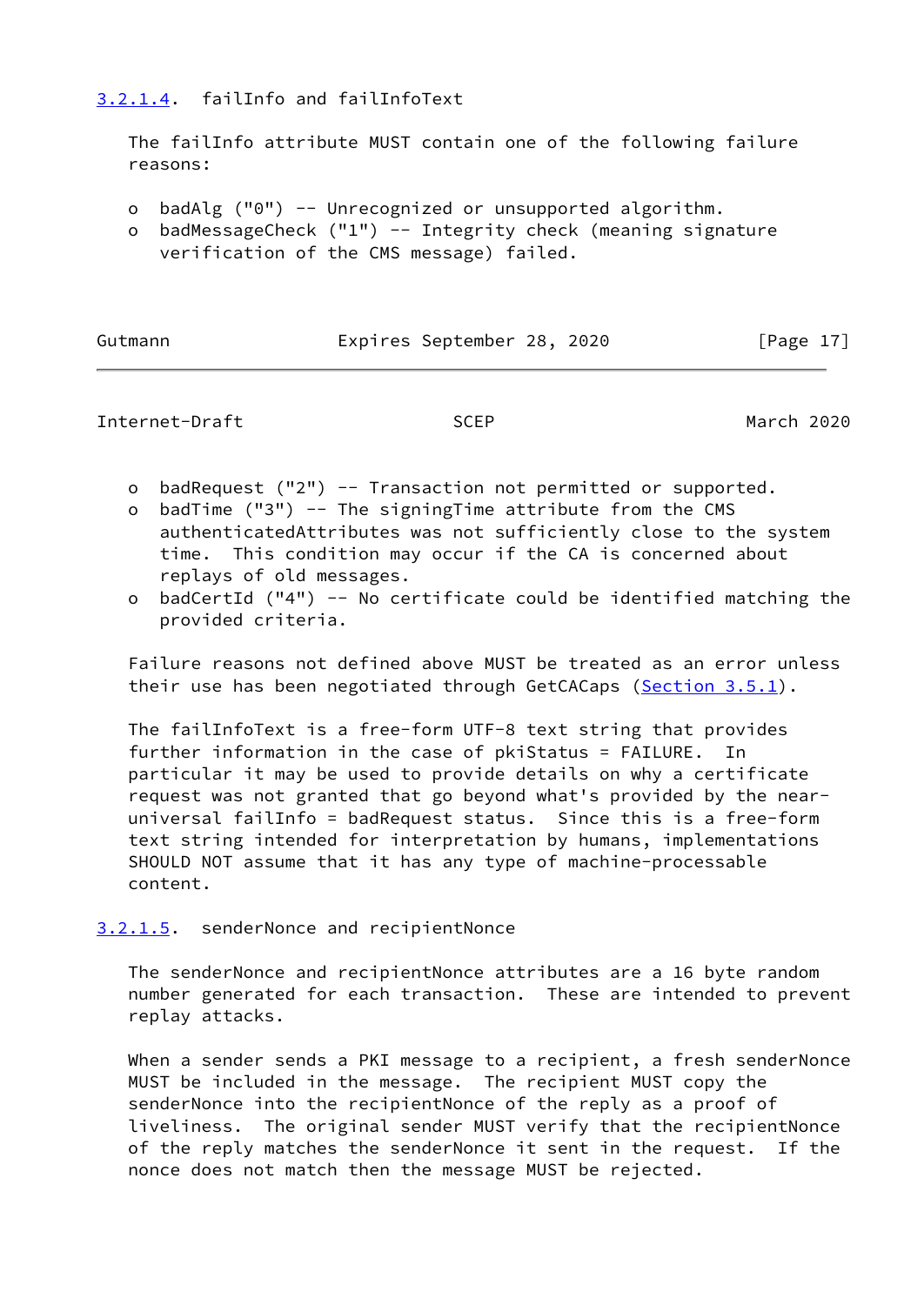#### 3.2.1.4. failInfo and failInfoText

The failInfo attribute MUST contain one of the following failure reasons:

- badAlg ("0") -- Unrecognized or unsupported algorithm.
- badMessageCheck ("1") -- Integrity check (meaning signature verification of the CMS message) failed.
- badRequest ("2") -- Transaction not permitted or supported.
- badTime ("3") -- The signingTime attribute from the CMS authenticatedAttributes was not sufficiently close to the system time. This condition may occur if the CA is concerned about replays of old messages.
- badCertId ("4") -- No certificate could be identified matching the provided criteria.

Failure reasons not defined above MUST be treated as an error unless their use has been negotiated through GetCACaps (Section 3.5.1).

The failInfoText is a free-form UTF-8 text string that provides further information in the case of pkiStatus = FAILURE. In particular it may be used to provide details on why a certificate request was not granted that go beyond what's provided by the near-universal failInfo = badRequest status. Since this is a free-form text string intended for interpretation by humans, implementations SHOULD NOT assume that it has any type of machine-processable content.

#### 3.2.1.5. senderNonce and recipientNonce

The senderNonce and recipientNonce attributes are a 16 byte random number generated for each transaction. These are intended to prevent replay attacks.

When a sender sends a PKI message to a recipient, a fresh senderNonce MUST be included in the message. The recipient MUST copy the senderNonce into the recipientNonce of the reply as a proof of liveliness. The original sender MUST verify that the recipientNonce of the reply matches the senderNonce it sent in the request. If the nonce does not match then the message MUST be rejected.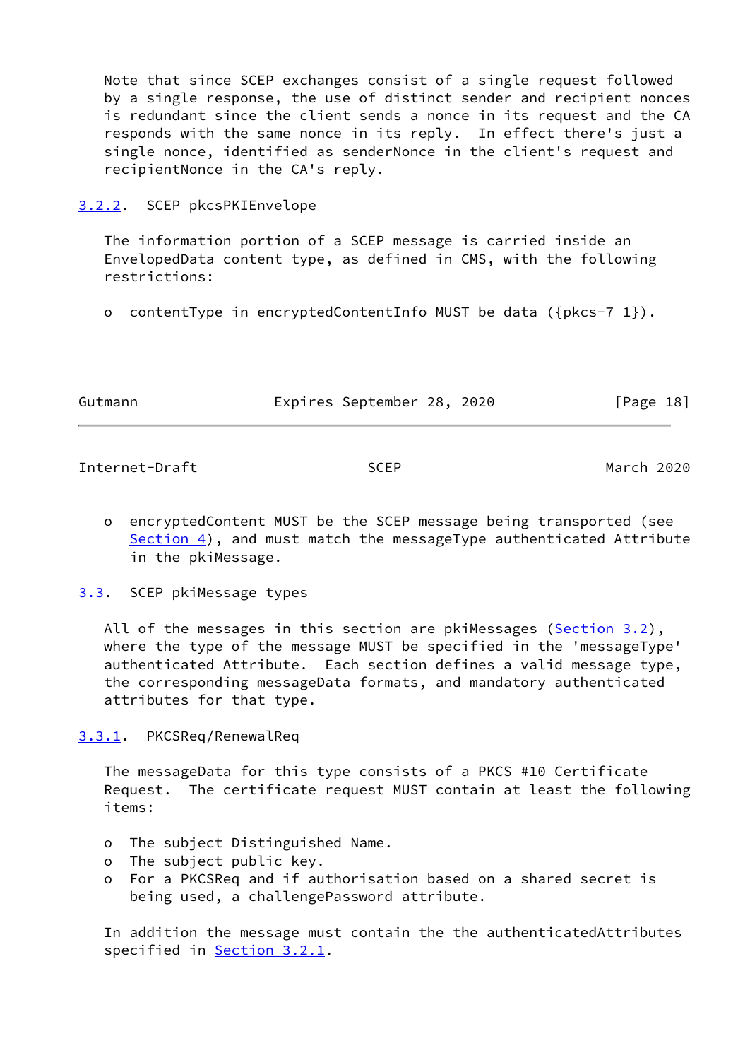Note that since SCEP exchanges consist of a single request followed by a single response, the use of distinct sender and recipient nonces is redundant since the client sends a nonce in its request and the CA responds with the same nonce in its reply. In effect there's just a single nonce, identified as senderNonce in the client's request and recipientNonce in the CA's reply.

### 3.2.2. SCEP pkcsPKIEnvelope

The information portion of a SCEP message is carried inside an EnvelopedData content type, as defined in CMS, with the following restrictions:

- contentType in encryptedContentInfo MUST be data ({pkcs-7 1}).
- encryptedContent MUST be the SCEP message being transported (see Section 4), and must match the messageType authenticated Attribute in the pkiMessage.

## 3.3. SCEP pkiMessage types

All of the messages in this section are pkiMessages (Section 3.2), where the type of the message MUST be specified in the 'messageType' authenticated Attribute. Each section defines a valid message type, the corresponding messageData formats, and mandatory authenticated attributes for that type.

### 3.3.1. PKCSReq/RenewalReq

The messageData for this type consists of a PKCS #10 Certificate Request. The certificate request MUST contain at least the following items:

- The subject Distinguished Name.
- The subject public key.
- For a PKCSReq and if authorisation based on a shared secret is being used, a challengePassword attribute.

In addition the message must contain the the authenticatedAttributes specified in Section 3.2.1.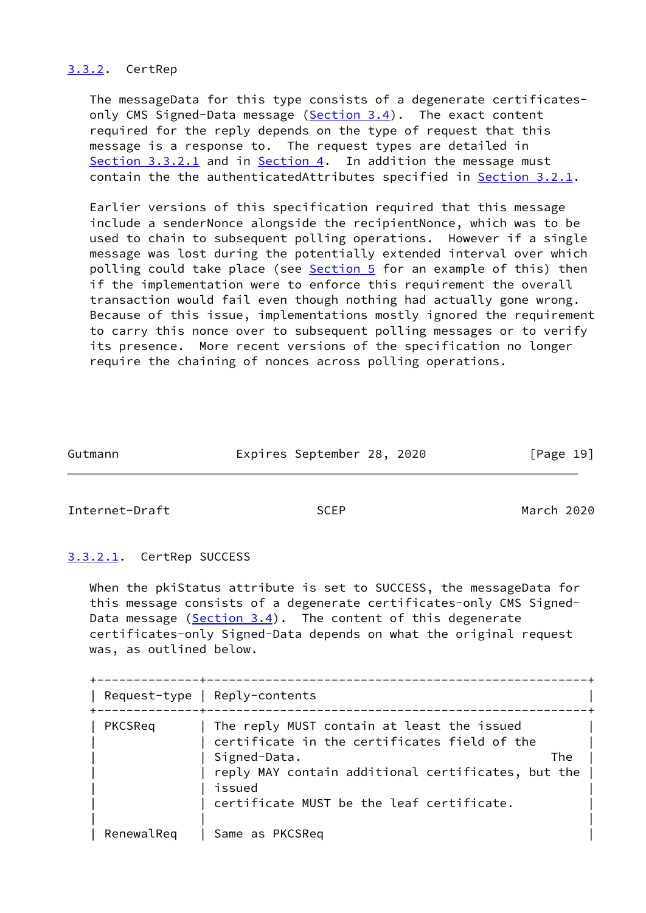### 3.3.2. CertRep

The messageData for this type consists of a degenerate certificates-only CMS Signed-Data message (Section 3.4). The exact content required for the reply depends on the type of request that this message is a response to. The request types are detailed in Section 3.3.2.1 and in Section 4. In addition the message must contain the the authenticatedAttributes specified in Section 3.2.1.

Earlier versions of this specification required that this message include a senderNonce alongside the recipientNonce, which was to be used to chain to subsequent polling operations. However if a single message was lost during the potentially extended interval over which polling could take place (see Section 5 for an example of this) then if the implementation were to enforce this requirement the overall transaction would fail even though nothing had actually gone wrong. Because of this issue, implementations mostly ignored the requirement to carry this nonce over to subsequent polling messages or to verify its presence. More recent versions of the specification no longer require the chaining of nonces across polling operations.

#### 3.3.2.1. CertRep SUCCESS

When the pkiStatus attribute is set to SUCCESS, the messageData for this message consists of a degenerate certificates-only CMS Signed-Data message (Section 3.4). The content of this degenerate certificates-only Signed-Data depends on what the original request was, as outlined below.

| Request-type | Reply-contents |
|---|---|
| PKCSReq | The reply MUST contain at least the issued certificate in the certificates field of the Signed-Data. The reply MAY contain additional certificates, but the issued certificate MUST be the leaf certificate. |
| RenewalReq | Same as PKCSReq |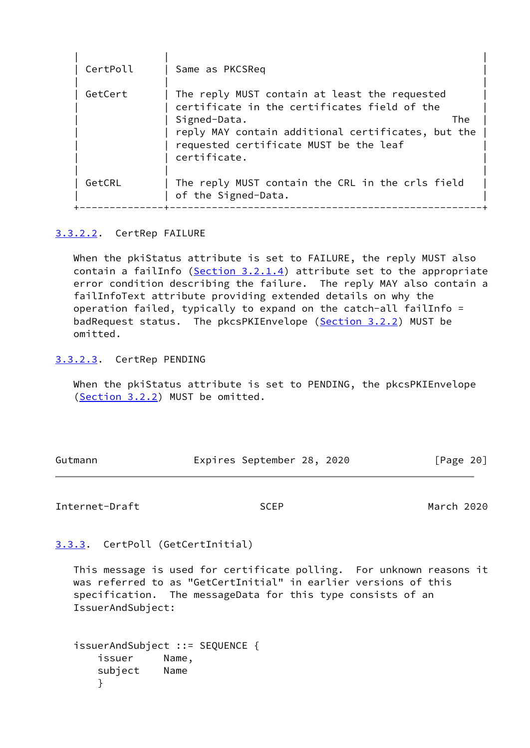| | |
|---|---|
| CertPoll | Same as PKCSReq |
| GetCert | The reply MUST contain at least the requested certificate in the certificates field of the Signed-Data. The reply MAY contain additional certificates, but the requested certificate MUST be the leaf certificate. |
| GetCRL | The reply MUST contain the CRL in the crls field of the Signed-Data. |

#### 3.3.2.2. CertRep FAILURE

When the pkiStatus attribute is set to FAILURE, the reply MUST also contain a failInfo (Section 3.2.1.4) attribute set to the appropriate error condition describing the failure. The reply MAY also contain a failInfoText attribute providing extended details on why the operation failed, typically to expand on the catch-all failInfo = badRequest status. The pkcsPKIEnvelope (Section 3.2.2) MUST be omitted.

#### 3.3.2.3. CertRep PENDING

When the pkiStatus attribute is set to PENDING, the pkcsPKIEnvelope (Section 3.2.2) MUST be omitted.

### 3.3.3. CertPoll (GetCertInitial)

This message is used for certificate polling. For unknown reasons it was referred to as "GetCertInitial" in earlier versions of this specification. The messageData for this type consists of an IssuerAndSubject:

```
issuerAndSubject ::= SEQUENCE {
    issuer     Name,
    subject    Name
    }
```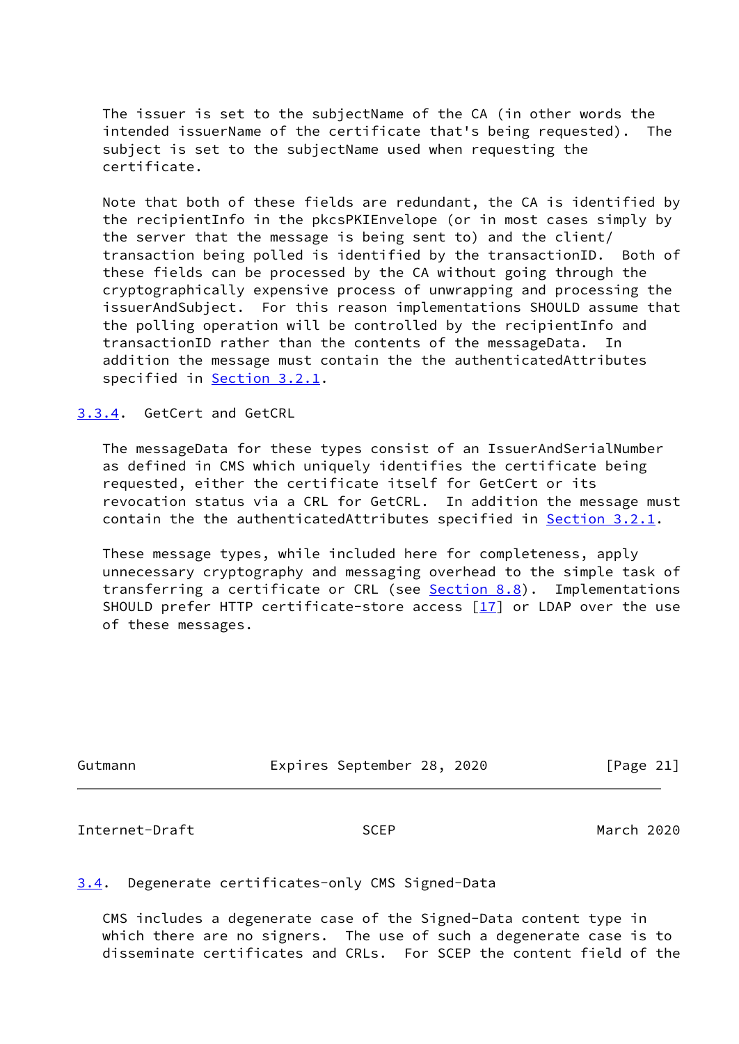The issuer is set to the subjectName of the CA (in other words the intended issuerName of the certificate that's being requested). The subject is set to the subjectName used when requesting the certificate.

Note that both of these fields are redundant, the CA is identified by the recipientInfo in the pkcsPKIEnvelope (or in most cases simply by the server that the message is being sent to) and the client/transaction being polled is identified by the transactionID. Both of these fields can be processed by the CA without going through the cryptographically expensive process of unwrapping and processing the issuerAndSubject. For this reason implementations SHOULD assume that the polling operation will be controlled by the recipientInfo and transactionID rather than the contents of the messageData. In addition the message must contain the the authenticatedAttributes specified in Section 3.2.1.

### 3.3.4. GetCert and GetCRL

The messageData for these types consist of an IssuerAndSerialNumber as defined in CMS which uniquely identifies the certificate being requested, either the certificate itself for GetCert or its revocation status via a CRL for GetCRL. In addition the message must contain the the authenticatedAttributes specified in Section 3.2.1.

These message types, while included here for completeness, apply unnecessary cryptography and messaging overhead to the simple task of transferring a certificate or CRL (see Section 8.8). Implementations SHOULD prefer HTTP certificate-store access [17] or LDAP over the use of these messages.

## 3.4. Degenerate certificates-only CMS Signed-Data

CMS includes a degenerate case of the Signed-Data content type in which there are no signers. The use of such a degenerate case is to disseminate certificates and CRLs. For SCEP the content field of the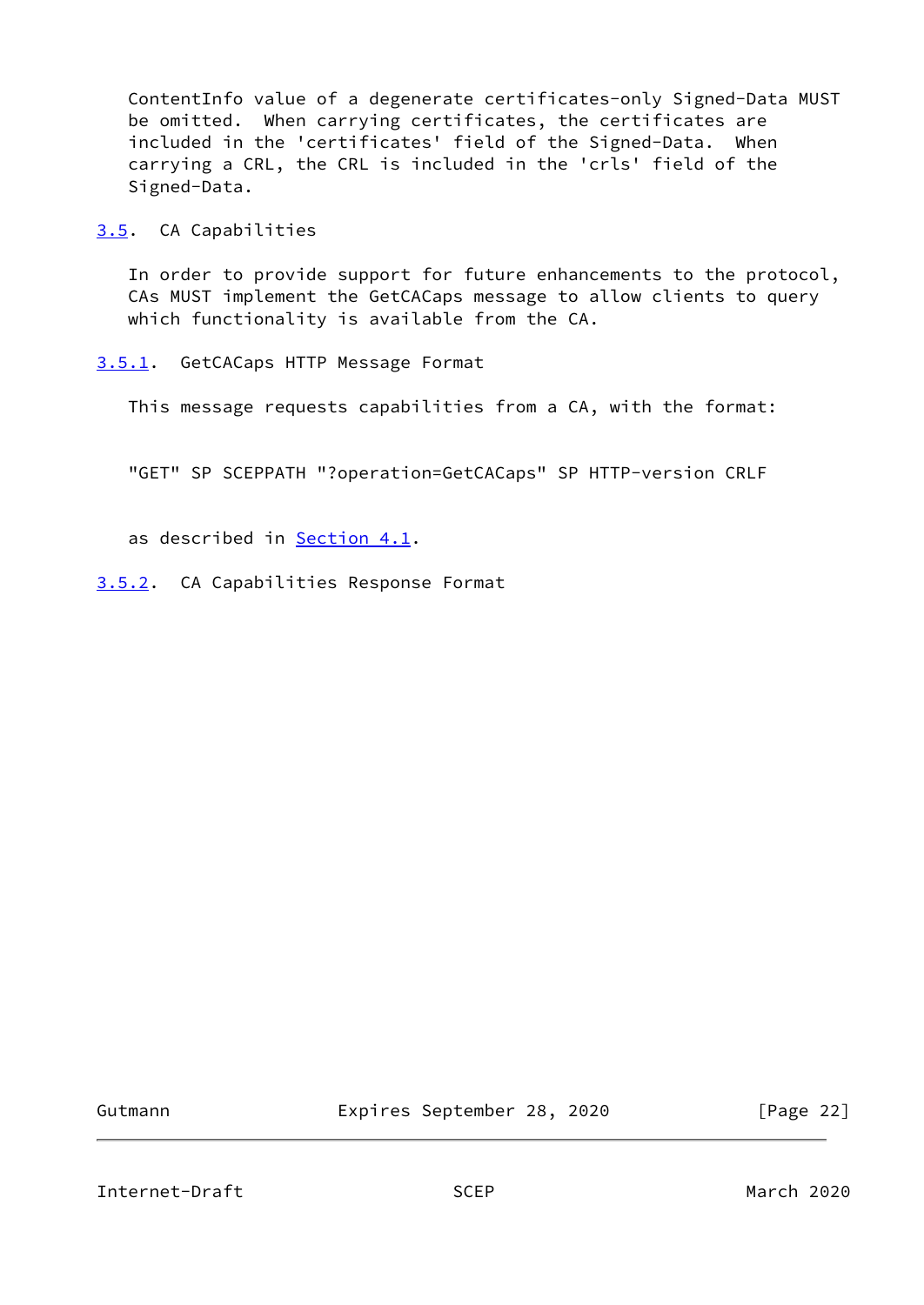ContentInfo value of a degenerate certificates-only Signed-Data MUST be omitted. When carrying certificates, the certificates are included in the 'certificates' field of the Signed-Data. When carrying a CRL, the CRL is included in the 'crls' field of the Signed-Data.

### 3.5. CA Capabilities

In order to provide support for future enhancements to the protocol, CAs MUST implement the GetCACaps message to allow clients to query which functionality is available from the CA.

#### 3.5.1. GetCACaps HTTP Message Format

This message requests capabilities from a CA, with the format:

```
"GET" SP SCEPPATH "?operation=GetCACaps" SP HTTP-version CRLF
```

as described in Section 4.1.

#### 3.5.2. CA Capabilities Response Format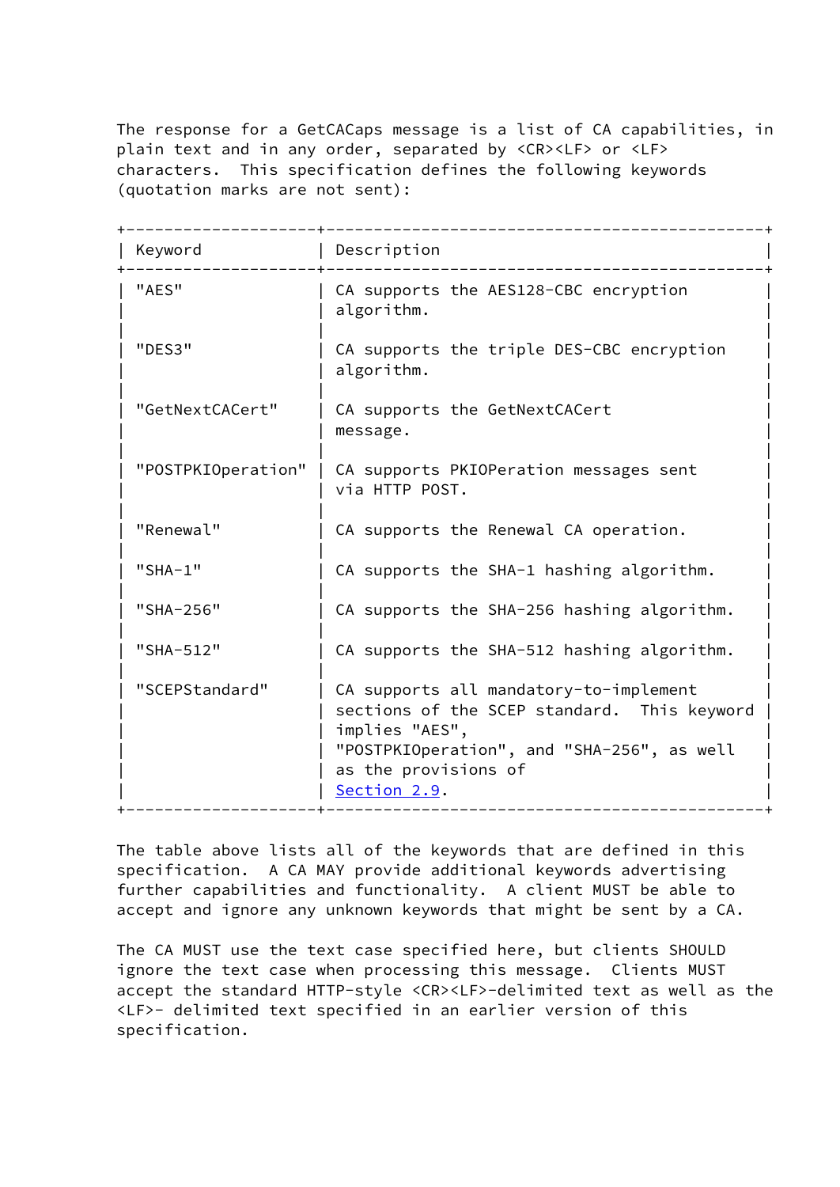The response for a GetCACaps message is a list of CA capabilities, in plain text and in any order, separated by <CR><LF> or <LF> characters. This specification defines the following keywords (quotation marks are not sent):

| Keyword | Description |
|---|---|
| "AES" | CA supports the AES128-CBC encryption algorithm. |
| "DES3" | CA supports the triple DES-CBC encryption algorithm. |
| "GetNextCACert" | CA supports the GetNextCACert message. |
| "POSTPKIOperation" | CA supports PKIOPeration messages sent via HTTP POST. |
| "Renewal" | CA supports the Renewal CA operation. |
| "SHA-1" | CA supports the SHA-1 hashing algorithm. |
| "SHA-256" | CA supports the SHA-256 hashing algorithm. |
| "SHA-512" | CA supports the SHA-512 hashing algorithm. |
| "SCEPStandard" | CA supports all mandatory-to-implement sections of the SCEP standard. This keyword implies "AES", "POSTPKIOperation", and "SHA-256", as well as the provisions of Section 2.9. |

The table above lists all of the keywords that are defined in this specification. A CA MAY provide additional keywords advertising further capabilities and functionality. A client MUST be able to accept and ignore any unknown keywords that might be sent by a CA.

The CA MUST use the text case specified here, but clients SHOULD ignore the text case when processing this message. Clients MUST accept the standard HTTP-style <CR><LF>-delimited text as well as the <LF>- delimited text specified in an earlier version of this specification.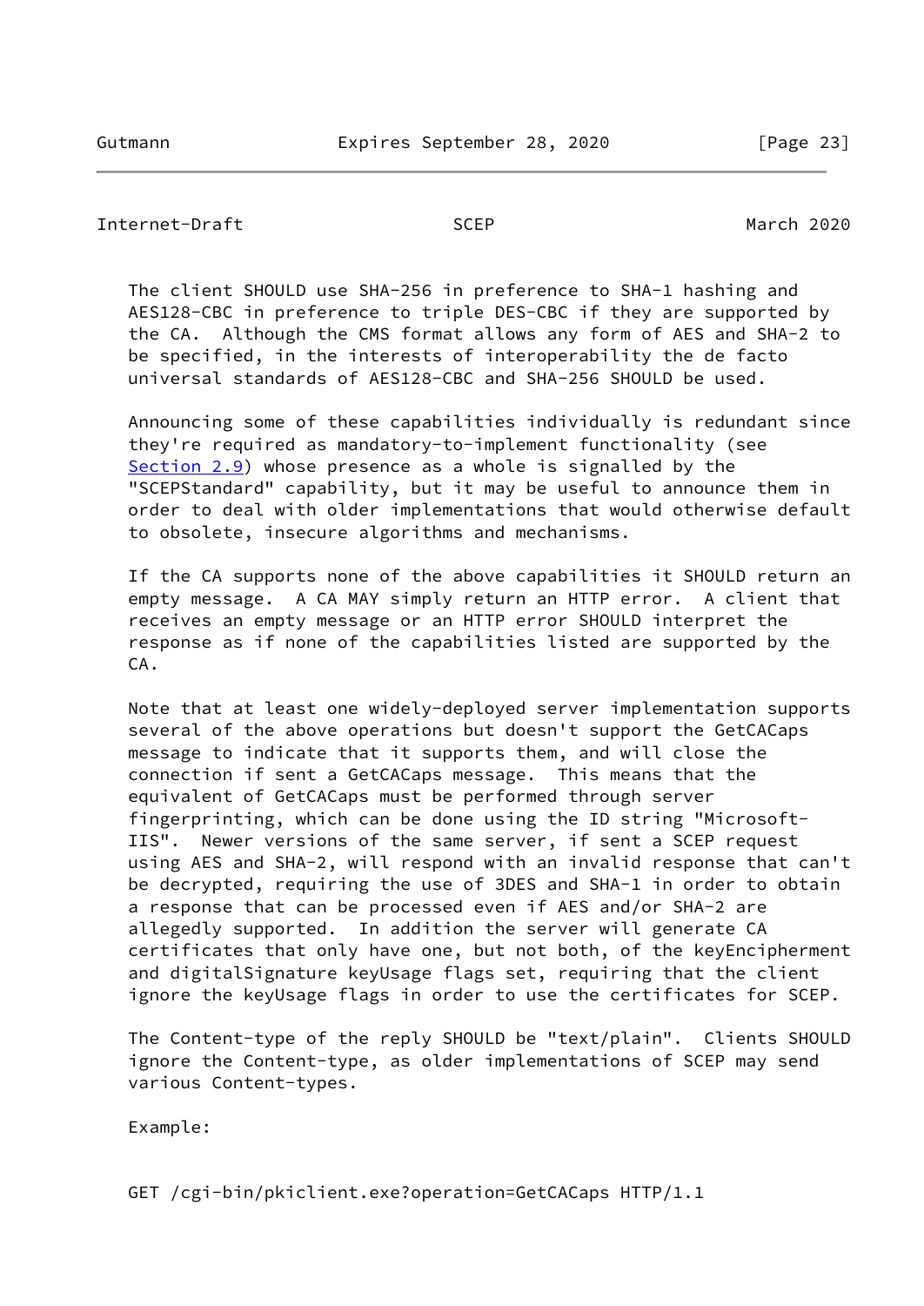The client SHOULD use SHA-256 in preference to SHA-1 hashing and AES128-CBC in preference to triple DES-CBC if they are supported by the CA. Although the CMS format allows any form of AES and SHA-2 to be specified, in the interests of interoperability the de facto universal standards of AES128-CBC and SHA-256 SHOULD be used.

Announcing some of these capabilities individually is redundant since they're required as mandatory-to-implement functionality (see Section 2.9) whose presence as a whole is signalled by the "SCEPStandard" capability, but it may be useful to announce them in order to deal with older implementations that would otherwise default to obsolete, insecure algorithms and mechanisms.

If the CA supports none of the above capabilities it SHOULD return an empty message. A CA MAY simply return an HTTP error. A client that receives an empty message or an HTTP error SHOULD interpret the response as if none of the capabilities listed are supported by the CA.

Note that at least one widely-deployed server implementation supports several of the above operations but doesn't support the GetCACaps message to indicate that it supports them, and will close the connection if sent a GetCACaps message. This means that the equivalent of GetCACaps must be performed through server fingerprinting, which can be done using the ID string "Microsoft-IIS". Newer versions of the same server, if sent a SCEP request using AES and SHA-2, will respond with an invalid response that can't be decrypted, requiring the use of 3DES and SHA-1 in order to obtain a response that can be processed even if AES and/or SHA-2 are allegedly supported. In addition the server will generate CA certificates that only have one, but not both, of the keyEncipherment and digitalSignature keyUsage flags set, requiring that the client ignore the keyUsage flags in order to use the certificates for SCEP.

The Content-type of the reply SHOULD be "text/plain". Clients SHOULD ignore the Content-type, as older implementations of SCEP may send various Content-types.

Example:

```
GET /cgi-bin/pkiclient.exe?operation=GetCACaps HTTP/1.1
```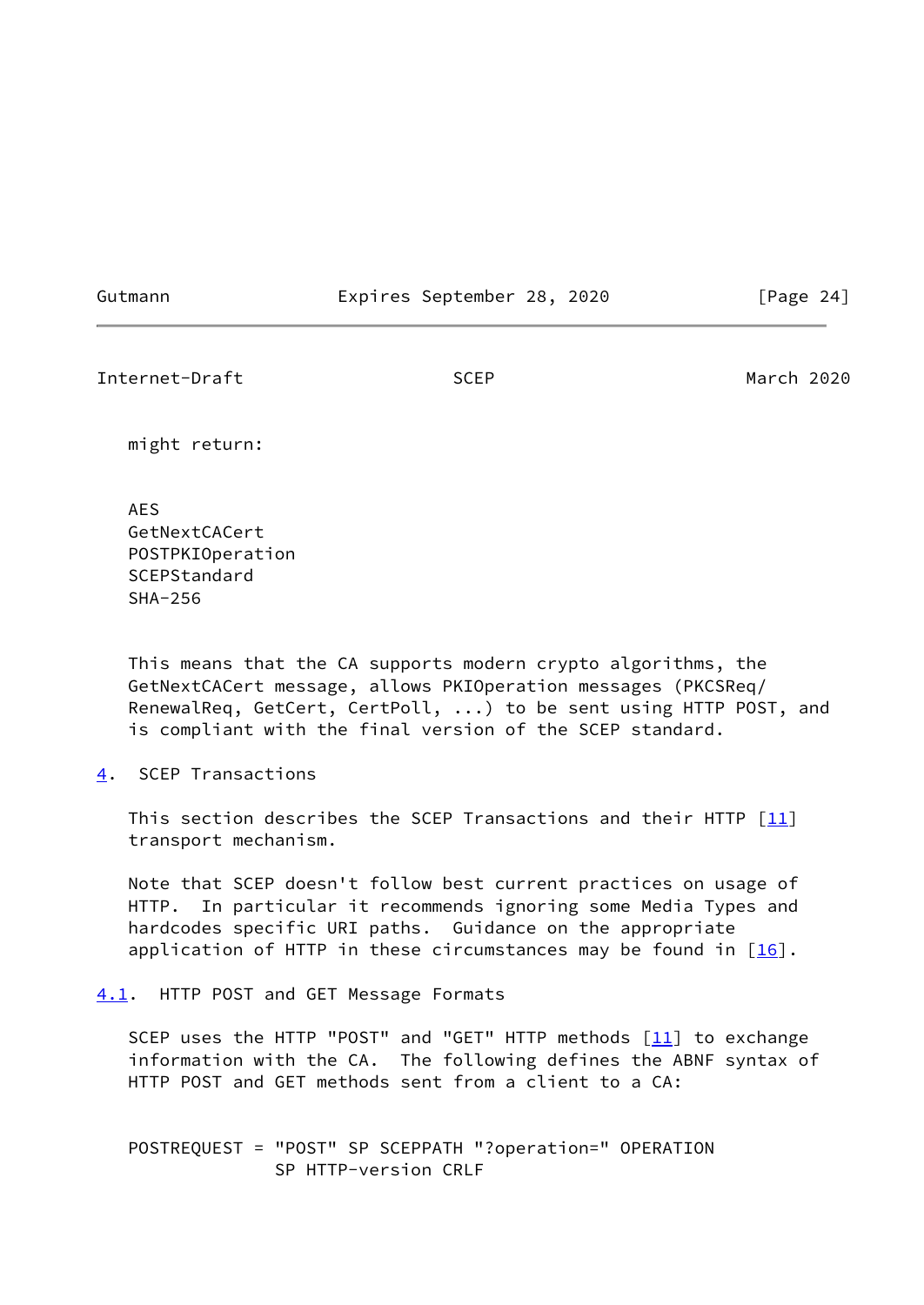might return:

```
AES
GetNextCACert
POSTPKIOperation
SCEPStandard
SHA-256
```

This means that the CA supports modern crypto algorithms, the GetNextCACert message, allows PKIOperation messages (PKCSReq/RenewalReq, GetCert, CertPoll, ...) to be sent using HTTP POST, and is compliant with the final version of the SCEP standard.

## 4. SCEP Transactions

This section describes the SCEP Transactions and their HTTP [11] transport mechanism.

Note that SCEP doesn't follow best current practices on usage of HTTP. In particular it recommends ignoring some Media Types and hardcodes specific URI paths. Guidance on the appropriate application of HTTP in these circumstances may be found in [16].

### 4.1. HTTP POST and GET Message Formats

SCEP uses the HTTP "POST" and "GET" HTTP methods [11] to exchange information with the CA. The following defines the ABNF syntax of HTTP POST and GET methods sent from a client to a CA:

```
POSTREQUEST = "POST" SP SCEPPATH "?operation=" OPERATION
              SP HTTP-version CRLF
```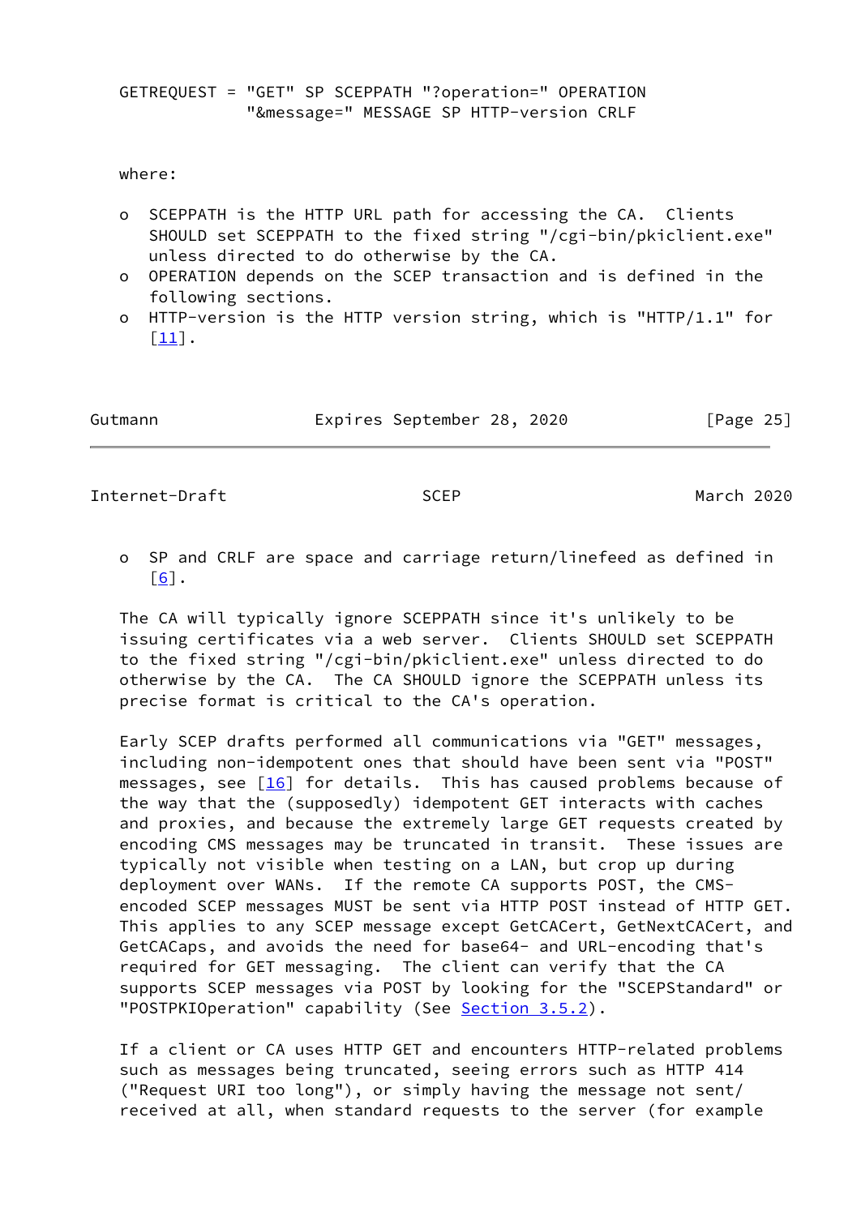```
GETREQUEST = "GET" SP SCEPPATH "?operation=" OPERATION
             "&message=" MESSAGE SP HTTP-version CRLF
```

where:

- SCEPPATH is the HTTP URL path for accessing the CA. Clients SHOULD set SCEPPATH to the fixed string "/cgi-bin/pkiclient.exe" unless directed to do otherwise by the CA.
- OPERATION depends on the SCEP transaction and is defined in the following sections.
- HTTP-version is the HTTP version string, which is "HTTP/1.1" for [11].
- SP and CRLF are space and carriage return/linefeed as defined in [6].

The CA will typically ignore SCEPPATH since it's unlikely to be issuing certificates via a web server. Clients SHOULD set SCEPPATH to the fixed string "/cgi-bin/pkiclient.exe" unless directed to do otherwise by the CA. The CA SHOULD ignore the SCEPPATH unless its precise format is critical to the CA's operation.

Early SCEP drafts performed all communications via "GET" messages, including non-idempotent ones that should have been sent via "POST" messages, see [16] for details. This has caused problems because of the way that the (supposedly) idempotent GET interacts with caches and proxies, and because the extremely large GET requests created by encoding CMS messages may be truncated in transit. These issues are typically not visible when testing on a LAN, but crop up during deployment over WANs. If the remote CA supports POST, the CMS-encoded SCEP messages MUST be sent via HTTP POST instead of HTTP GET. This applies to any SCEP message except GetCACert, GetNextCACert, and GetCACaps, and avoids the need for base64- and URL-encoding that's required for GET messaging. The client can verify that the CA supports SCEP messages via POST by looking for the "SCEPStandard" or "POSTPKIOperation" capability (See Section 3.5.2).

If a client or CA uses HTTP GET and encounters HTTP-related problems such as messages being truncated, seeing errors such as HTTP 414 ("Request URI too long"), or simply having the message not sent/ received at all, when standard requests to the server (for example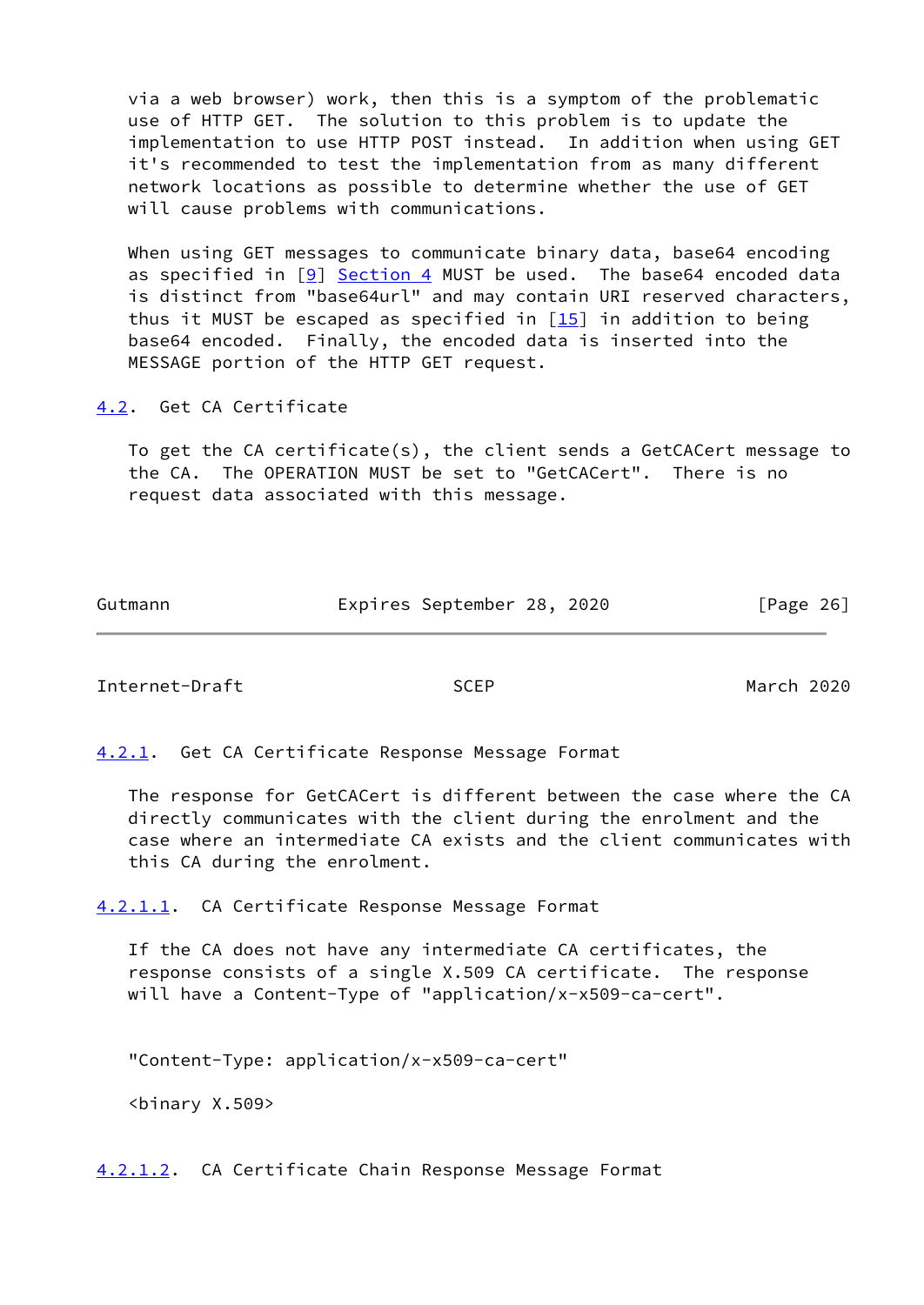via a web browser) work, then this is a symptom of the problematic use of HTTP GET. The solution to this problem is to update the implementation to use HTTP POST instead. In addition when using GET it's recommended to test the implementation from as many different network locations as possible to determine whether the use of GET will cause problems with communications.

When using GET messages to communicate binary data, base64 encoding as specified in [9] Section 4 MUST be used. The base64 encoded data is distinct from "base64url" and may contain URI reserved characters, thus it MUST be escaped as specified in [15] in addition to being base64 encoded. Finally, the encoded data is inserted into the MESSAGE portion of the HTTP GET request.

### 4.2. Get CA Certificate

To get the CA certificate(s), the client sends a GetCACert message to the CA. The OPERATION MUST be set to "GetCACert". There is no request data associated with this message.

#### 4.2.1. Get CA Certificate Response Message Format

The response for GetCACert is different between the case where the CA directly communicates with the client during the enrolment and the case where an intermediate CA exists and the client communicates with this CA during the enrolment.

##### 4.2.1.1. CA Certificate Response Message Format

If the CA does not have any intermediate CA certificates, the response consists of a single X.509 CA certificate. The response will have a Content-Type of "application/x-x509-ca-cert".

```
"Content-Type: application/x-x509-ca-cert"

<binary X.509>
```

##### 4.2.1.2. CA Certificate Chain Response Message Format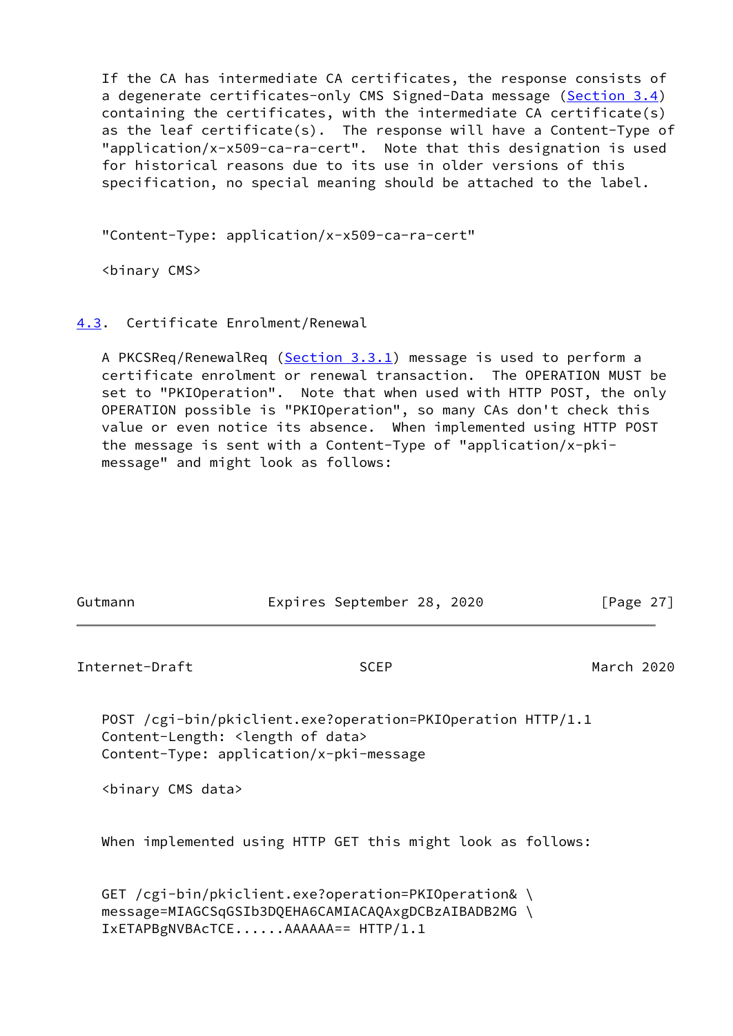If the CA has intermediate CA certificates, the response consists of a degenerate certificates-only CMS Signed-Data message (Section 3.4) containing the certificates, with the intermediate CA certificate(s) as the leaf certificate(s). The response will have a Content-Type of "application/x-x509-ca-ra-cert". Note that this designation is used for historical reasons due to its use in older versions of this specification, no special meaning should be attached to the label.

```
"Content-Type: application/x-x509-ca-ra-cert"

<binary CMS>
```

### 4.3. Certificate Enrolment/Renewal

A PKCSReq/RenewalReq (Section 3.3.1) message is used to perform a certificate enrolment or renewal transaction. The OPERATION MUST be set to "PKIOperation". Note that when used with HTTP POST, the only OPERATION possible is "PKIOperation", so many CAs don't check this value or even notice its absence. When implemented using HTTP POST the message is sent with a Content-Type of "application/x-pki-message" and might look as follows:

```
POST /cgi-bin/pkiclient.exe?operation=PKIOperation HTTP/1.1
Content-Length: <length of data>
Content-Type: application/x-pki-message

<binary CMS data>
```

When implemented using HTTP GET this might look as follows:

```
GET /cgi-bin/pkiclient.exe?operation=PKIOperation& \
message=MIAGCSqGSIb3DQEHA6CAMIACAQAxgDCBzAIBADB2MG \
IxETAPBgNVBAcTCE......AAAAAA== HTTP/1.1
```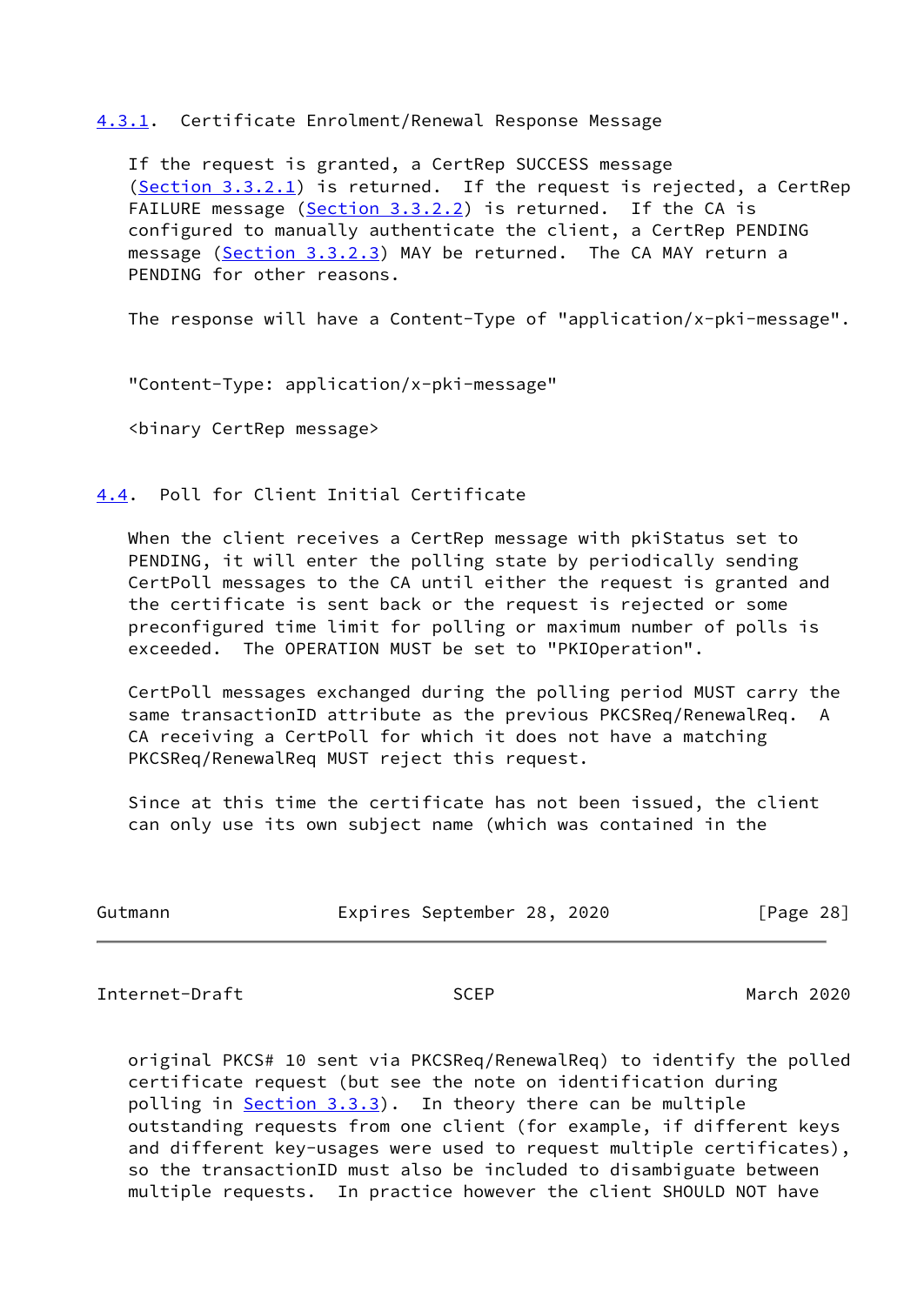### 4.3.1. Certificate Enrolment/Renewal Response Message

If the request is granted, a CertRep SUCCESS message (Section 3.3.2.1) is returned. If the request is rejected, a CertRep FAILURE message (Section 3.3.2.2) is returned. If the CA is configured to manually authenticate the client, a CertRep PENDING message (Section 3.3.2.3) MAY be returned. The CA MAY return a PENDING for other reasons.

The response will have a Content-Type of "application/x-pki-message".

```
"Content-Type: application/x-pki-message"

<binary CertRep message>
```

## 4.4. Poll for Client Initial Certificate

When the client receives a CertRep message with pkiStatus set to PENDING, it will enter the polling state by periodically sending CertPoll messages to the CA until either the request is granted and the certificate is sent back or the request is rejected or some preconfigured time limit for polling or maximum number of polls is exceeded. The OPERATION MUST be set to "PKIOperation".

CertPoll messages exchanged during the polling period MUST carry the same transactionID attribute as the previous PKCSReq/RenewalReq. A CA receiving a CertPoll for which it does not have a matching PKCSReq/RenewalReq MUST reject this request.

Since at this time the certificate has not been issued, the client can only use its own subject name (which was contained in the original PKCS# 10 sent via PKCSReq/RenewalReq) to identify the polled certificate request (but see the note on identification during polling in Section 3.3.3). In theory there can be multiple outstanding requests from one client (for example, if different keys and different key-usages were used to request multiple certificates), so the transactionID must also be included to disambiguate between multiple requests. In practice however the client SHOULD NOT have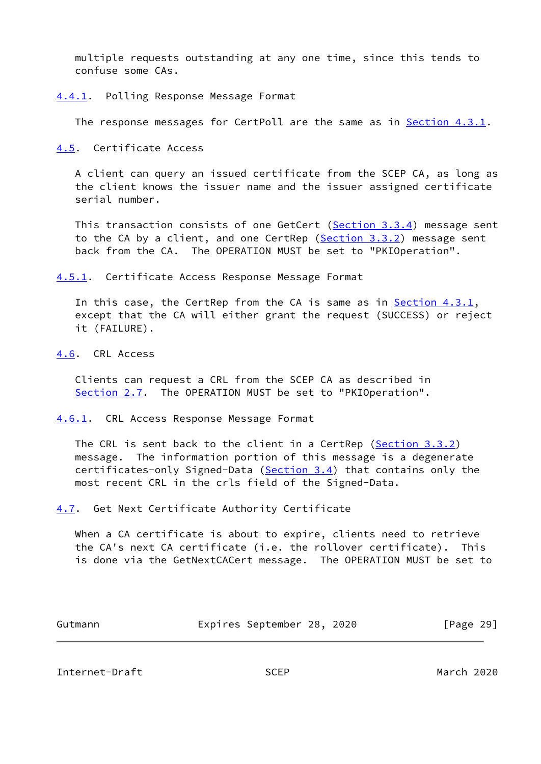multiple requests outstanding at any one time, since this tends to confuse some CAs.

### 4.4.1. Polling Response Message Format

The response messages for CertPoll are the same as in Section 4.3.1.

## 4.5. Certificate Access

A client can query an issued certificate from the SCEP CA, as long as the client knows the issuer name and the issuer assigned certificate serial number.

This transaction consists of one GetCert (Section 3.3.4) message sent to the CA by a client, and one CertRep (Section 3.3.2) message sent back from the CA. The OPERATION MUST be set to "PKIOperation".

### 4.5.1. Certificate Access Response Message Format

In this case, the CertRep from the CA is same as in Section 4.3.1, except that the CA will either grant the request (SUCCESS) or reject it (FAILURE).

## 4.6. CRL Access

Clients can request a CRL from the SCEP CA as described in Section 2.7. The OPERATION MUST be set to "PKIOperation".

### 4.6.1. CRL Access Response Message Format

The CRL is sent back to the client in a CertRep (Section 3.3.2) message. The information portion of this message is a degenerate certificates-only Signed-Data (Section 3.4) that contains only the most recent CRL in the crls field of the Signed-Data.

## 4.7. Get Next Certificate Authority Certificate

When a CA certificate is about to expire, clients need to retrieve the CA's next CA certificate (i.e. the rollover certificate). This is done via the GetNextCACert message. The OPERATION MUST be set to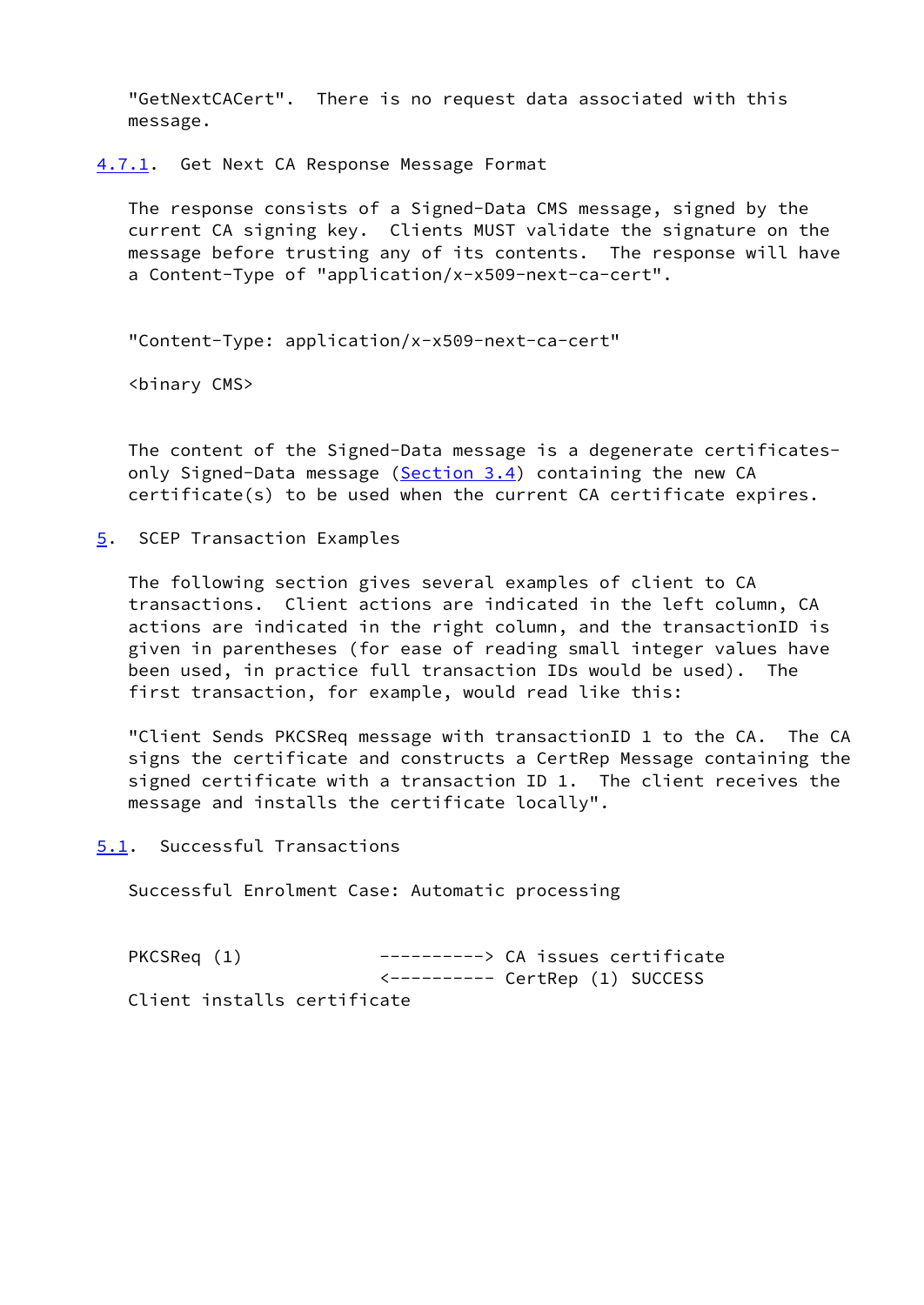"GetNextCACert". There is no request data associated with this message.

#### 4.7.1. Get Next CA Response Message Format

The response consists of a Signed-Data CMS message, signed by the current CA signing key. Clients MUST validate the signature on the message before trusting any of its contents. The response will have a Content-Type of "application/x-x509-next-ca-cert".

```
"Content-Type: application/x-x509-next-ca-cert"

<binary CMS>
```

The content of the Signed-Data message is a degenerate certificates-only Signed-Data message (Section 3.4) containing the new CA certificate(s) to be used when the current CA certificate expires.

## 5. SCEP Transaction Examples

The following section gives several examples of client to CA transactions. Client actions are indicated in the left column, CA actions are indicated in the right column, and the transactionID is given in parentheses (for ease of reading small integer values have been used, in practice full transaction IDs would be used). The first transaction, for example, would read like this:

"Client Sends PKCSReq message with transactionID 1 to the CA. The CA signs the certificate and constructs a CertRep Message containing the signed certificate with a transaction ID 1. The client receives the message and installs the certificate locally".

### 5.1. Successful Transactions

Successful Enrolment Case: Automatic processing

```
PKCSReq (1)             ----------> CA issues certificate
                        <---------- CertRep (1) SUCCESS
Client installs certificate
```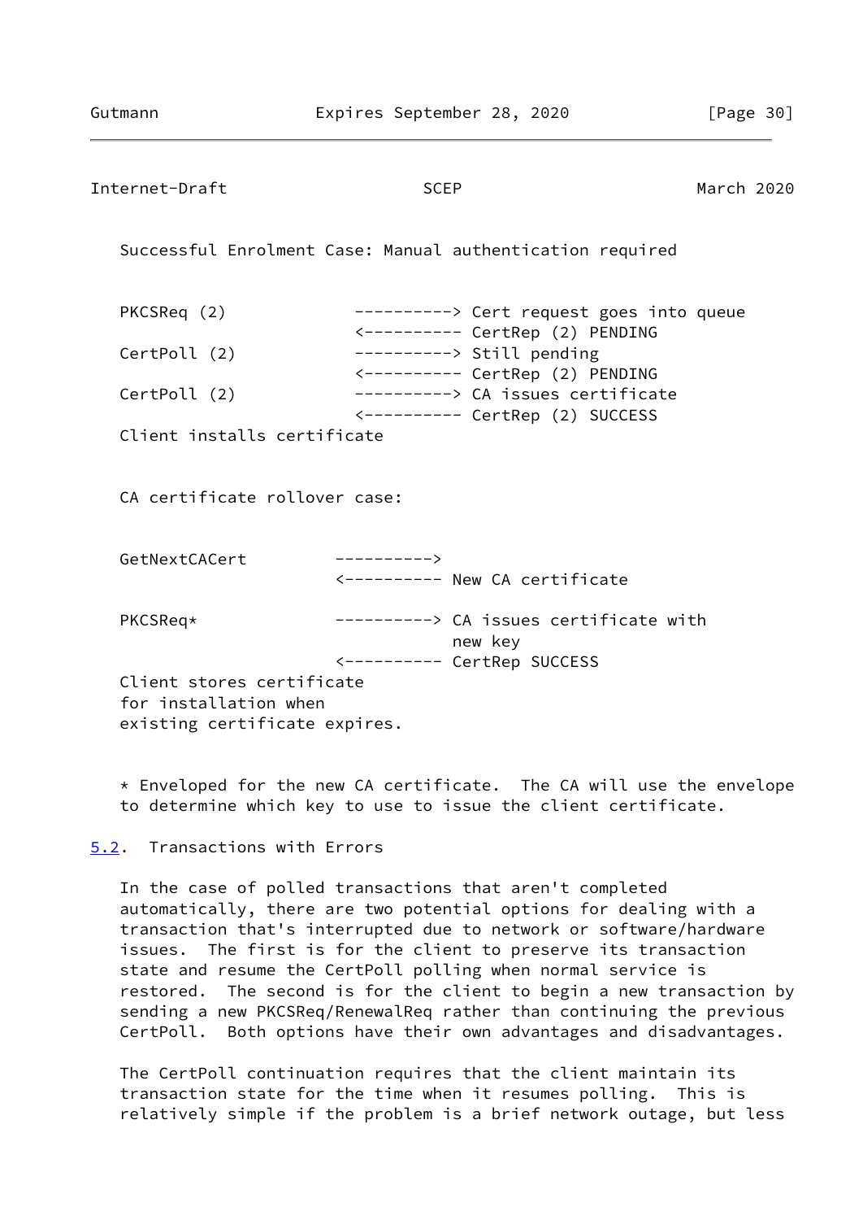Successful Enrolment Case: Manual authentication required

```
PKCSReq (2)             ----------> Cert request goes into queue
                        <---------- CertRep (2) PENDING
CertPoll (2)            ----------> Still pending
                        <---------- CertRep (2) PENDING
CertPoll (2)            ----------> CA issues certificate
                        <---------- CertRep (2) SUCCESS
Client installs certificate
```

CA certificate rollover case:

```
GetNextCACert         ---------->
                      <---------- New CA certificate

PKCSReq*              ----------> CA issues certificate with
                                  new key
                      <---------- CertRep SUCCESS
Client stores certificate
for installation when
existing certificate expires.
```

* Enveloped for the new CA certificate. The CA will use the envelope to determine which key to use to issue the client certificate.

## 5.2. Transactions with Errors

In the case of polled transactions that aren't completed automatically, there are two potential options for dealing with a transaction that's interrupted due to network or software/hardware issues. The first is for the client to preserve its transaction state and resume the CertPoll polling when normal service is restored. The second is for the client to begin a new transaction by sending a new PKCSReq/RenewalReq rather than continuing the previous CertPoll. Both options have their own advantages and disadvantages.

The CertPoll continuation requires that the client maintain its transaction state for the time when it resumes polling. This is relatively simple if the problem is a brief network outage, but less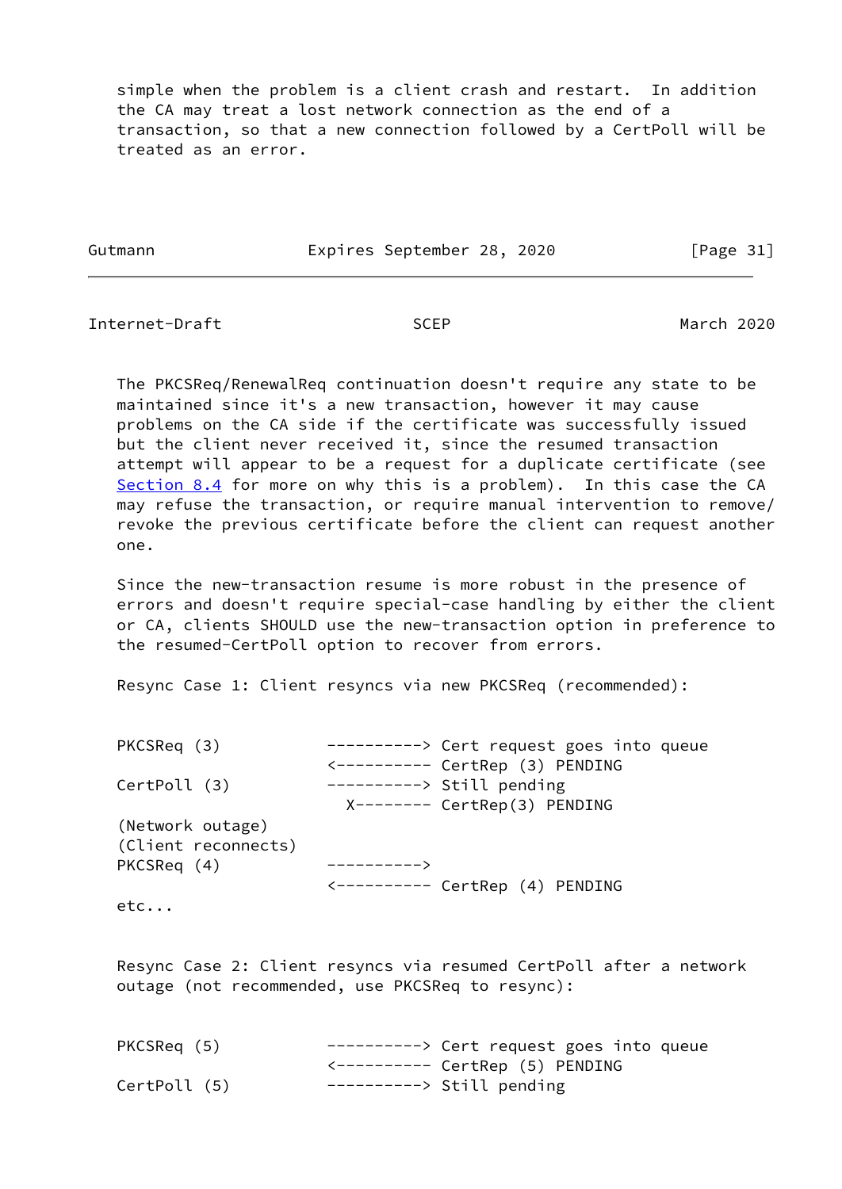simple when the problem is a client crash and restart. In addition the CA may treat a lost network connection as the end of a transaction, so that a new connection followed by a CertPoll will be treated as an error.

The PKCSReq/RenewalReq continuation doesn't require any state to be maintained since it's a new transaction, however it may cause problems on the CA side if the certificate was successfully issued but the client never received it, since the resumed transaction attempt will appear to be a request for a duplicate certificate (see Section 8.4 for more on why this is a problem). In this case the CA may refuse the transaction, or require manual intervention to remove/revoke the previous certificate before the client can request another one.

Since the new-transaction resume is more robust in the presence of errors and doesn't require special-case handling by either the client or CA, clients SHOULD use the new-transaction option in preference to the resumed-CertPoll option to recover from errors.

Resync Case 1: Client resyncs via new PKCSReq (recommended):

```
PKCSReq (3)           ----------> Cert request goes into queue
                      <---------- CertRep (3) PENDING
CertPoll (3)          ----------> Still pending
                        X-------- CertRep(3) PENDING
(Network outage)
(Client reconnects)
PKCSReq (4)           ---------->
                      <---------- CertRep (4) PENDING
etc...
```

Resync Case 2: Client resyncs via resumed CertPoll after a network outage (not recommended, use PKCSReq to resync):

```
PKCSReq (5)           ----------> Cert request goes into queue
                      <---------- CertRep (5) PENDING
CertPoll (5)          ----------> Still pending
```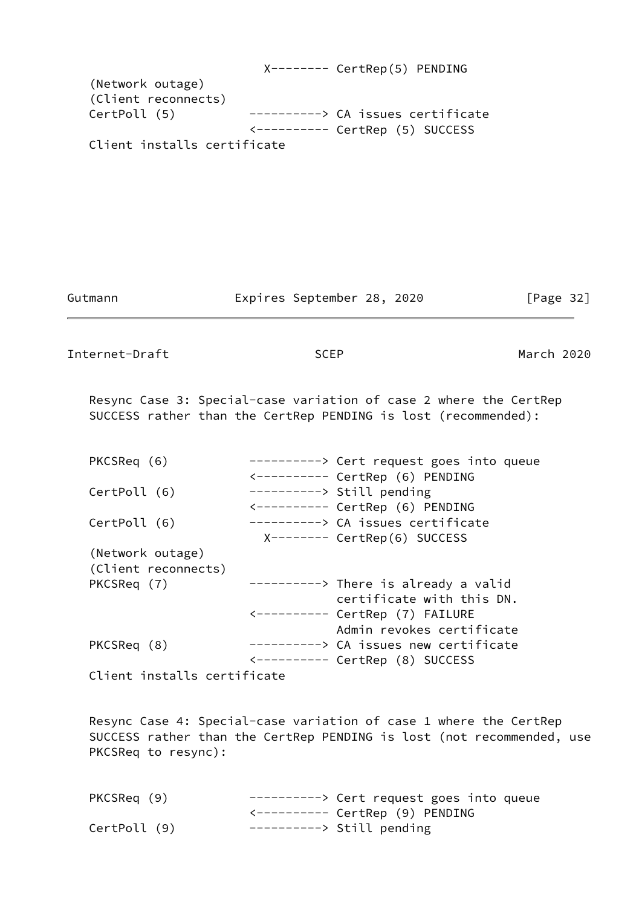```
                        X-------- CertRep(5) PENDING
(Network outage)
(Client reconnects)
CertPoll (5)          ----------> CA issues certificate
                      <---------- CertRep (5) SUCCESS
Client installs certificate
```

Resync Case 3: Special-case variation of case 2 where the CertRep SUCCESS rather than the CertRep PENDING is lost (recommended):

```
PKCSReq (6)           ----------> Cert request goes into queue
                      <---------- CertRep (6) PENDING
CertPoll (6)          ----------> Still pending
                      <---------- CertRep (6) PENDING
CertPoll (6)          ----------> CA issues certificate
                        X-------- CertRep(6) SUCCESS
(Network outage)
(Client reconnects)
PKCSReq (7)           ----------> There is already a valid
                                  certificate with this DN.
                      <---------- CertRep (7) FAILURE
                                  Admin revokes certificate
PKCSReq (8)           ----------> CA issues new certificate
                      <---------- CertRep (8) SUCCESS
Client installs certificate
```

Resync Case 4: Special-case variation of case 1 where the CertRep SUCCESS rather than the CertRep PENDING is lost (not recommended, use PKCSReq to resync):

```
PKCSReq (9)           ----------> Cert request goes into queue
                      <---------- CertRep (9) PENDING
CertPoll (9)          ----------> Still pending
```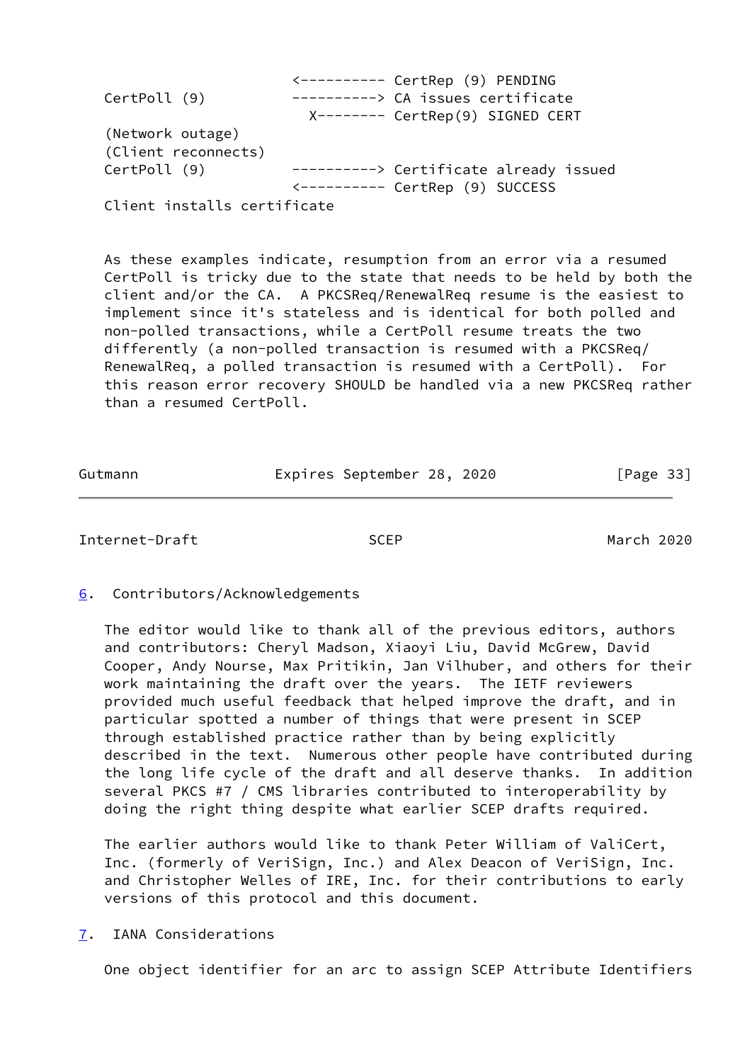```
                         <---------- CertRep (9) PENDING
   CertPoll (9)          ----------> CA issues certificate
                           X-------- CertRep(9) SIGNED CERT
   (Network outage)
   (Client reconnects)
   CertPoll (9)          ----------> Certificate already issued
                         <---------- CertRep (9) SUCCESS
   Client installs certificate
```

As these examples indicate, resumption from an error via a resumed CertPoll is tricky due to the state that needs to be held by both the client and/or the CA. A PKCSReq/RenewalReq resume is the easiest to implement since it's stateless and is identical for both polled and non-polled transactions, while a CertPoll resume treats the two differently (a non-polled transaction is resumed with a PKCSReq/RenewalReq, a polled transaction is resumed with a CertPoll). For this reason error recovery SHOULD be handled via a new PKCSReq rather than a resumed CertPoll.

## 6. Contributors/Acknowledgements

The editor would like to thank all of the previous editors, authors and contributors: Cheryl Madson, Xiaoyi Liu, David McGrew, David Cooper, Andy Nourse, Max Pritikin, Jan Vilhuber, and others for their work maintaining the draft over the years. The IETF reviewers provided much useful feedback that helped improve the draft, and in particular spotted a number of things that were present in SCEP through established practice rather than by being explicitly described in the text. Numerous other people have contributed during the long life cycle of the draft and all deserve thanks. In addition several PKCS #7 / CMS libraries contributed to interoperability by doing the right thing despite what earlier SCEP drafts required.

The earlier authors would like to thank Peter William of ValiCert, Inc. (formerly of VeriSign, Inc.) and Alex Deacon of VeriSign, Inc. and Christopher Welles of IRE, Inc. for their contributions to early versions of this protocol and this document.

## 7. IANA Considerations

One object identifier for an arc to assign SCEP Attribute Identifiers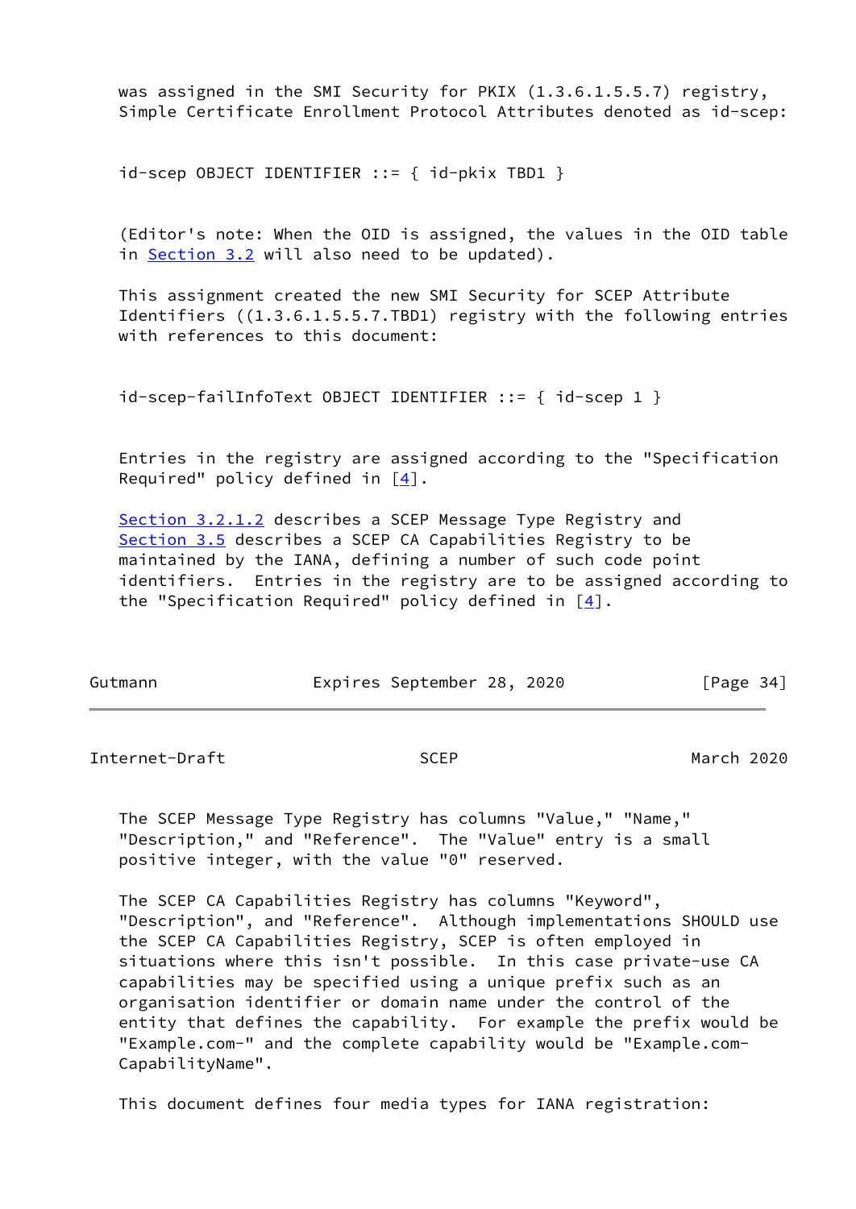was assigned in the SMI Security for PKIX (1.3.6.1.5.5.7) registry, Simple Certificate Enrollment Protocol Attributes denoted as id-scep:

```
id-scep OBJECT IDENTIFIER ::= { id-pkix TBD1 }
```

(Editor's note: When the OID is assigned, the values in the OID table in Section 3.2 will also need to be updated).

This assignment created the new SMI Security for SCEP Attribute Identifiers ((1.3.6.1.5.5.7.TBD1) registry with the following entries with references to this document:

```
id-scep-failInfoText OBJECT IDENTIFIER ::= { id-scep 1 }
```

Entries in the registry are assigned according to the "Specification Required" policy defined in [4].

Section 3.2.1.2 describes a SCEP Message Type Registry and Section 3.5 describes a SCEP CA Capabilities Registry to be maintained by the IANA, defining a number of such code point identifiers. Entries in the registry are to be assigned according to the "Specification Required" policy defined in [4].

The SCEP Message Type Registry has columns "Value," "Name," "Description," and "Reference". The "Value" entry is a small positive integer, with the value "0" reserved.

The SCEP CA Capabilities Registry has columns "Keyword", "Description", and "Reference". Although implementations SHOULD use the SCEP CA Capabilities Registry, SCEP is often employed in situations where this isn't possible. In this case private-use CA capabilities may be specified using a unique prefix such as an organisation identifier or domain name under the control of the entity that defines the capability. For example the prefix would be "Example.com-" and the complete capability would be "Example.com-CapabilityName".

This document defines four media types for IANA registration: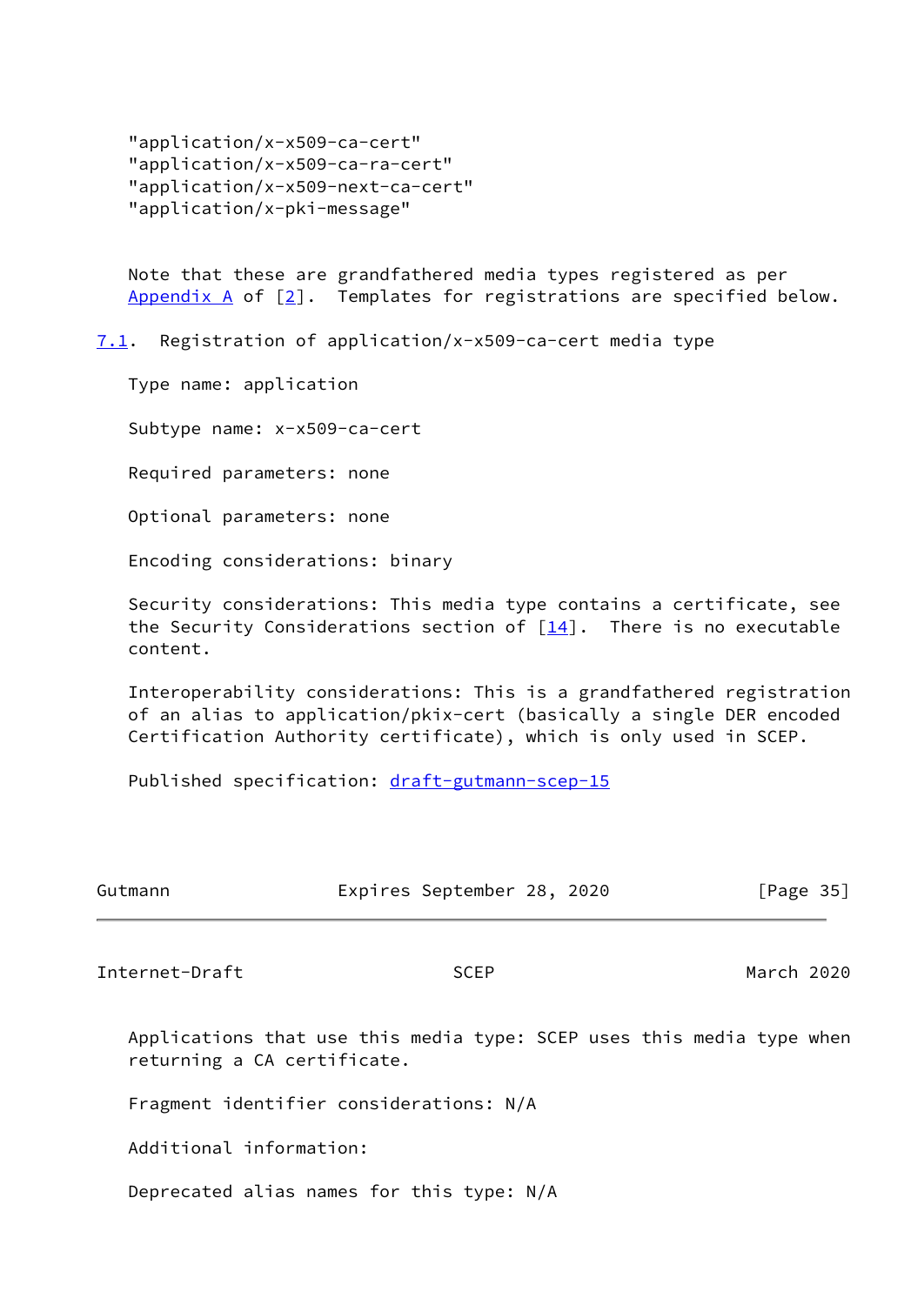"application/x-x509-ca-cert"
"application/x-x509-ca-ra-cert"
"application/x-x509-next-ca-cert"
"application/x-pki-message"

Note that these are grandfathered media types registered as per Appendix A of [2]. Templates for registrations are specified below.

## 7.1. Registration of application/x-x509-ca-cert media type

Type name: application

Subtype name: x-x509-ca-cert

Required parameters: none

Optional parameters: none

Encoding considerations: binary

Security considerations: This media type contains a certificate, see the Security Considerations section of [14]. There is no executable content.

Interoperability considerations: This is a grandfathered registration of an alias to application/pkix-cert (basically a single DER encoded Certification Authority certificate), which is only used in SCEP.

Published specification: draft-gutmann-scep-15

Applications that use this media type: SCEP uses this media type when returning a CA certificate.

Fragment identifier considerations: N/A

Additional information:

Deprecated alias names for this type: N/A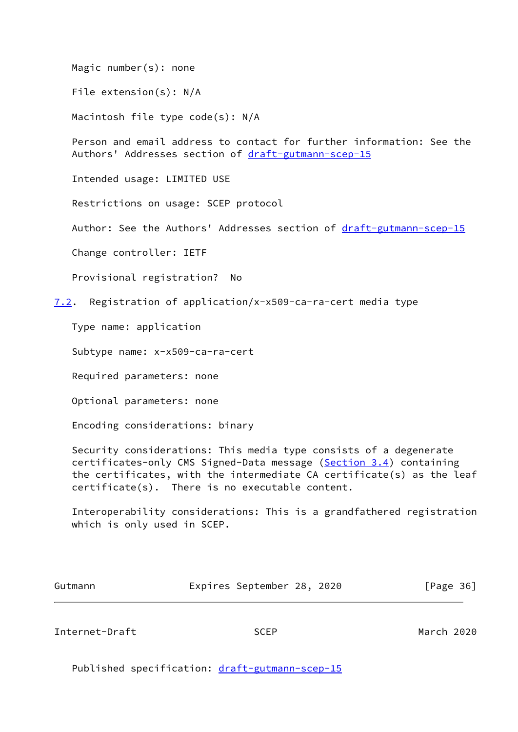Magic number(s): none

File extension(s): N/A

Macintosh file type code(s): N/A

Person and email address to contact for further information: See the Authors' Addresses section of draft-gutmann-scep-15

Intended usage: LIMITED USE

Restrictions on usage: SCEP protocol

Author: See the Authors' Addresses section of draft-gutmann-scep-15

Change controller: IETF

Provisional registration?  No

## 7.2. Registration of application/x-x509-ca-ra-cert media type

Type name: application

Subtype name: x-x509-ca-ra-cert

Required parameters: none

Optional parameters: none

Encoding considerations: binary

Security considerations: This media type consists of a degenerate certificates-only CMS Signed-Data message (Section 3.4) containing the certificates, with the intermediate CA certificate(s) as the leaf certificate(s).  There is no executable content.

Interoperability considerations: This is a grandfathered registration which is only used in SCEP.

Published specification: draft-gutmann-scep-15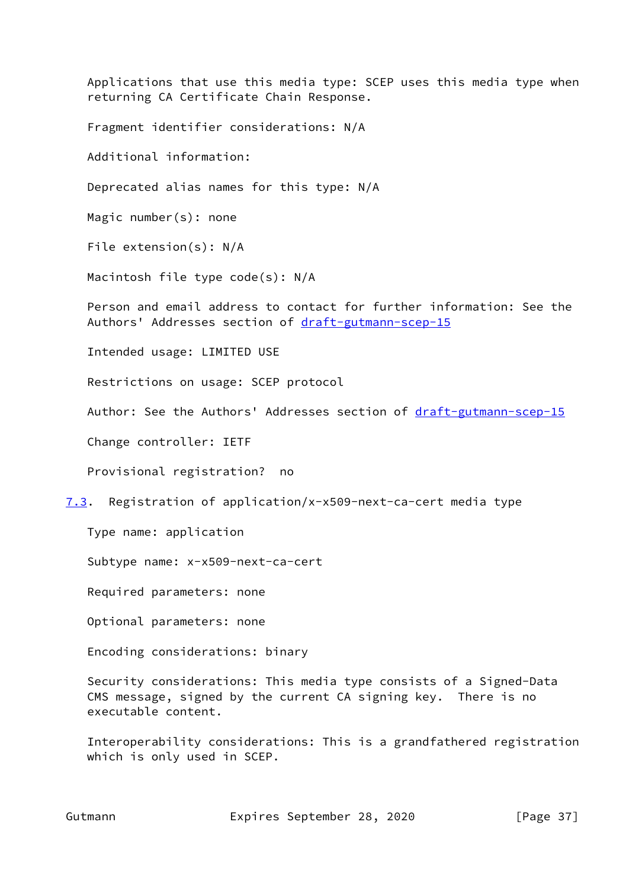Applications that use this media type: SCEP uses this media type when returning CA Certificate Chain Response.

Fragment identifier considerations: N/A

Additional information:

Deprecated alias names for this type: N/A

Magic number(s): none

File extension(s): N/A

Macintosh file type code(s): N/A

Person and email address to contact for further information: See the Authors' Addresses section of draft-gutmann-scep-15

Intended usage: LIMITED USE

Restrictions on usage: SCEP protocol

Author: See the Authors' Addresses section of draft-gutmann-scep-15

Change controller: IETF

Provisional registration? no

### 7.3. Registration of application/x-x509-next-ca-cert media type

Type name: application

Subtype name: x-x509-next-ca-cert

Required parameters: none

Optional parameters: none

Encoding considerations: binary

Security considerations: This media type consists of a Signed-Data CMS message, signed by the current CA signing key. There is no executable content.

Interoperability considerations: This is a grandfathered registration which is only used in SCEP.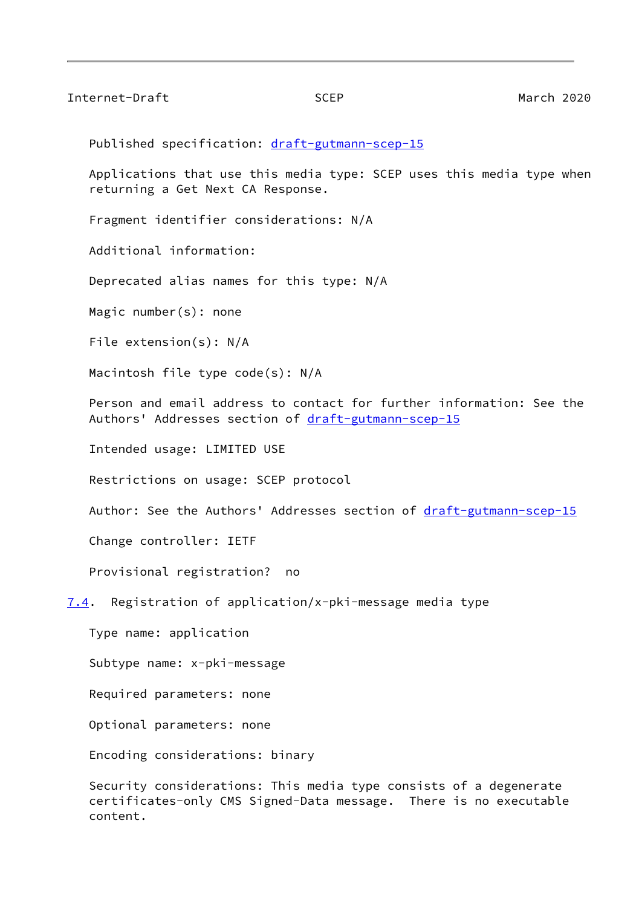Published specification: draft-gutmann-scep-15

Applications that use this media type: SCEP uses this media type when returning a Get Next CA Response.

Fragment identifier considerations: N/A

Additional information:

Deprecated alias names for this type: N/A

Magic number(s): none

File extension(s): N/A

Macintosh file type code(s): N/A

Person and email address to contact for further information: See the Authors' Addresses section of draft-gutmann-scep-15

Intended usage: LIMITED USE

Restrictions on usage: SCEP protocol

Author: See the Authors' Addresses section of draft-gutmann-scep-15

Change controller: IETF

Provisional registration? no

### 7.4. Registration of application/x-pki-message media type

Type name: application

Subtype name: x-pki-message

Required parameters: none

Optional parameters: none

Encoding considerations: binary

Security considerations: This media type consists of a degenerate certificates-only CMS Signed-Data message. There is no executable content.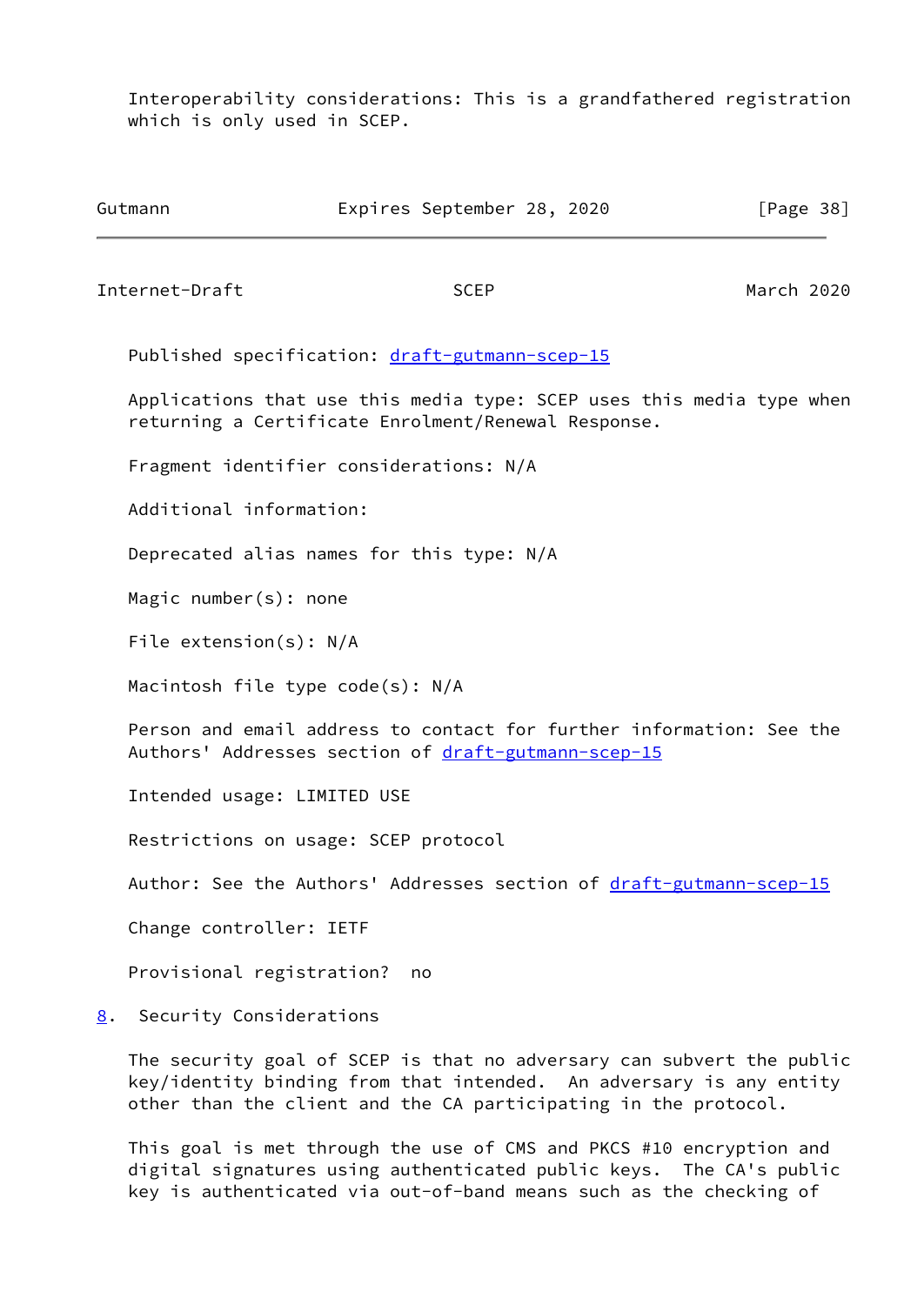Interoperability considerations: This is a grandfathered registration which is only used in SCEP.

Published specification: draft-gutmann-scep-15

Applications that use this media type: SCEP uses this media type when returning a Certificate Enrolment/Renewal Response.

Fragment identifier considerations: N/A

Additional information:

Deprecated alias names for this type: N/A

Magic number(s): none

File extension(s): N/A

Macintosh file type code(s): N/A

Person and email address to contact for further information: See the Authors' Addresses section of draft-gutmann-scep-15

Intended usage: LIMITED USE

Restrictions on usage: SCEP protocol

Author: See the Authors' Addresses section of draft-gutmann-scep-15

Change controller: IETF

Provisional registration? no

## 8. Security Considerations

The security goal of SCEP is that no adversary can subvert the public key/identity binding from that intended. An adversary is any entity other than the client and the CA participating in the protocol.

This goal is met through the use of CMS and PKCS #10 encryption and digital signatures using authenticated public keys. The CA's public key is authenticated via out-of-band means such as the checking of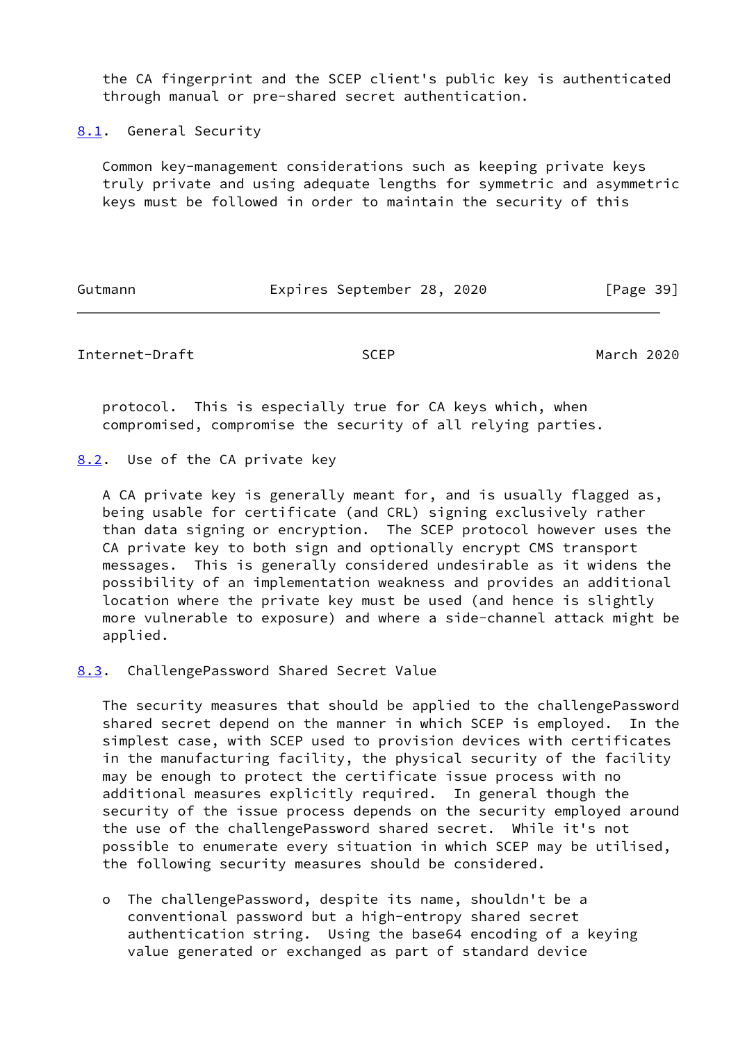the CA fingerprint and the SCEP client's public key is authenticated through manual or pre-shared secret authentication.

### 8.1. General Security

Common key-management considerations such as keeping private keys truly private and using adequate lengths for symmetric and asymmetric keys must be followed in order to maintain the security of this protocol. This is especially true for CA keys which, when compromised, compromise the security of all relying parties.

### 8.2. Use of the CA private key

A CA private key is generally meant for, and is usually flagged as, being usable for certificate (and CRL) signing exclusively rather than data signing or encryption. The SCEP protocol however uses the CA private key to both sign and optionally encrypt CMS transport messages. This is generally considered undesirable as it widens the possibility of an implementation weakness and provides an additional location where the private key must be used (and hence is slightly more vulnerable to exposure) and where a side-channel attack might be applied.

### 8.3. ChallengePassword Shared Secret Value

The security measures that should be applied to the challengePassword shared secret depend on the manner in which SCEP is employed. In the simplest case, with SCEP used to provision devices with certificates in the manufacturing facility, the physical security of the facility may be enough to protect the certificate issue process with no additional measures explicitly required. In general though the security of the issue process depends on the security employed around the use of the challengePassword shared secret. While it's not possible to enumerate every situation in which SCEP may be utilised, the following security measures should be considered.

- The challengePassword, despite its name, shouldn't be a conventional password but a high-entropy shared secret authentication string. Using the base64 encoding of a keying value generated or exchanged as part of standard device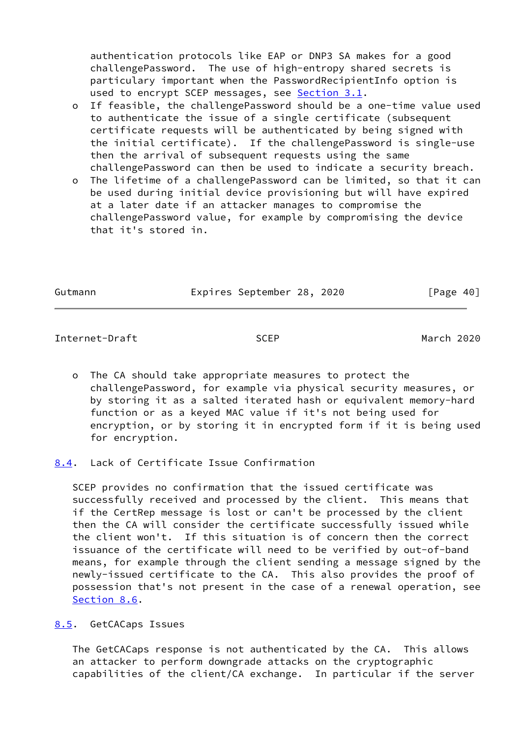authentication protocols like EAP or DNP3 SA makes for a good challengePassword. The use of high-entropy shared secrets is particulary important when the PasswordRecipientInfo option is used to encrypt SCEP messages, see Section 3.1.

- If feasible, the challengePassword should be a one-time value used to authenticate the issue of a single certificate (subsequent certificate requests will be authenticated by being signed with the initial certificate). If the challengePassword is single-use then the arrival of subsequent requests using the same challengePassword can then be used to indicate a security breach.
- The lifetime of a challengePassword can be limited, so that it can be used during initial device provisioning but will have expired at a later date if an attacker manages to compromise the challengePassword value, for example by compromising the device that it's stored in.
- The CA should take appropriate measures to protect the challengePassword, for example via physical security measures, or by storing it as a salted iterated hash or equivalent memory-hard function or as a keyed MAC value if it's not being used for encryption, or by storing it in encrypted form if it is being used for encryption.

## 8.4. Lack of Certificate Issue Confirmation

SCEP provides no confirmation that the issued certificate was successfully received and processed by the client. This means that if the CertRep message is lost or can't be processed by the client then the CA will consider the certificate successfully issued while the client won't. If this situation is of concern then the correct issuance of the certificate will need to be verified by out-of-band means, for example through the client sending a message signed by the newly-issued certificate to the CA. This also provides the proof of possession that's not present in the case of a renewal operation, see Section 8.6.

## 8.5. GetCACaps Issues

The GetCACaps response is not authenticated by the CA. This allows an attacker to perform downgrade attacks on the cryptographic capabilities of the client/CA exchange. In particular if the server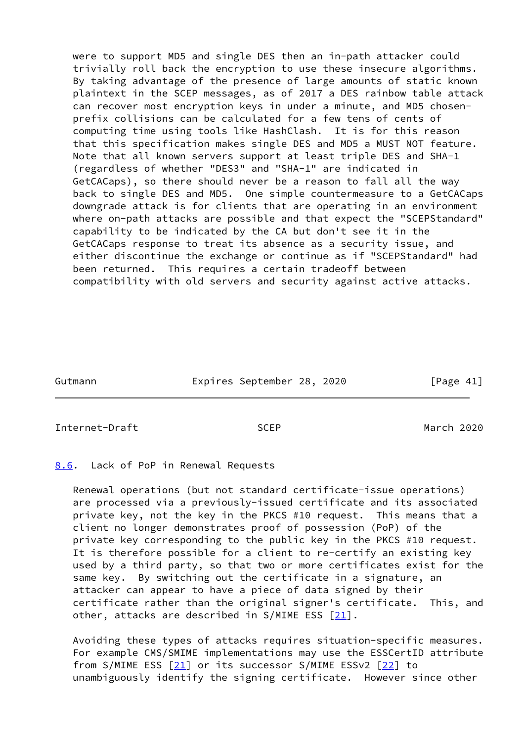were to support MD5 and single DES then an in-path attacker could trivially roll back the encryption to use these insecure algorithms. By taking advantage of the presence of large amounts of static known plaintext in the SCEP messages, as of 2017 a DES rainbow table attack can recover most encryption keys in under a minute, and MD5 chosen-prefix collisions can be calculated for a few tens of cents of computing time using tools like HashClash. It is for this reason that this specification makes single DES and MD5 a MUST NOT feature. Note that all known servers support at least triple DES and SHA-1 (regardless of whether "DES3" and "SHA-1" are indicated in GetCACaps), so there should never be a reason to fall all the way back to single DES and MD5. One simple countermeasure to a GetCACaps downgrade attack is for clients that are operating in an environment where on-path attacks are possible and that expect the "SCEPStandard" capability to be indicated by the CA but don't see it in the GetCACaps response to treat its absence as a security issue, and either discontinue the exchange or continue as if "SCEPStandard" had been returned. This requires a certain tradeoff between compatibility with old servers and security against active attacks.

### 8.6. Lack of PoP in Renewal Requests

Renewal operations (but not standard certificate-issue operations) are processed via a previously-issued certificate and its associated private key, not the key in the PKCS #10 request. This means that a client no longer demonstrates proof of possession (PoP) of the private key corresponding to the public key in the PKCS #10 request. It is therefore possible for a client to re-certify an existing key used by a third party, so that two or more certificates exist for the same key. By switching out the certificate in a signature, an attacker can appear to have a piece of data signed by their certificate rather than the original signer's certificate. This, and other, attacks are described in S/MIME ESS [21].

Avoiding these types of attacks requires situation-specific measures. For example CMS/SMIME implementations may use the ESSCertID attribute from S/MIME ESS [21] or its successor S/MIME ESSv2 [22] to unambiguously identify the signing certificate. However since other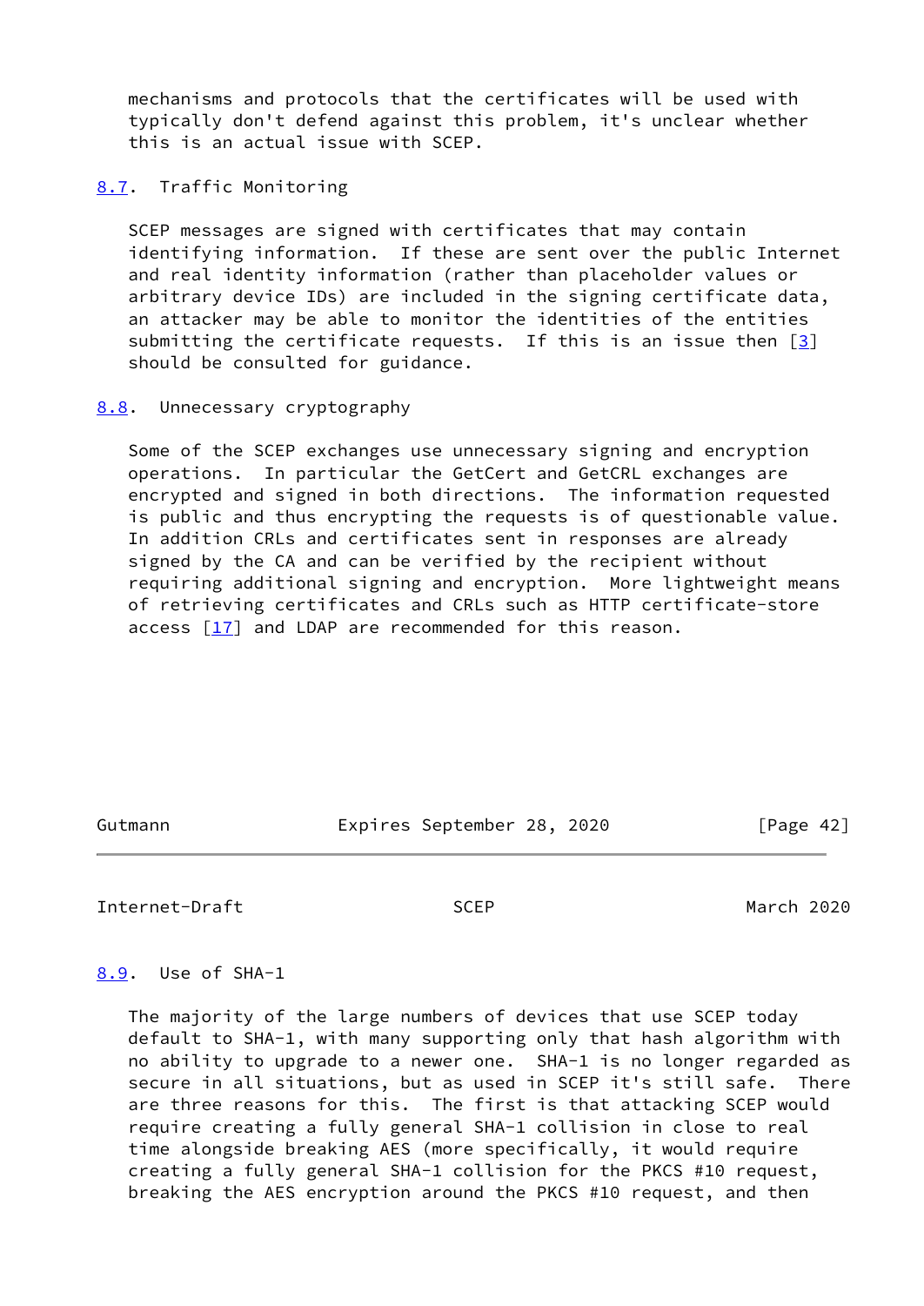mechanisms and protocols that the certificates will be used with typically don't defend against this problem, it's unclear whether this is an actual issue with SCEP.

### 8.7. Traffic Monitoring

SCEP messages are signed with certificates that may contain identifying information. If these are sent over the public Internet and real identity information (rather than placeholder values or arbitrary device IDs) are included in the signing certificate data, an attacker may be able to monitor the identities of the entities submitting the certificate requests. If this is an issue then [3] should be consulted for guidance.

### 8.8. Unnecessary cryptography

Some of the SCEP exchanges use unnecessary signing and encryption operations. In particular the GetCert and GetCRL exchanges are encrypted and signed in both directions. The information requested is public and thus encrypting the requests is of questionable value. In addition CRLs and certificates sent in responses are already signed by the CA and can be verified by the recipient without requiring additional signing and encryption. More lightweight means of retrieving certificates and CRLs such as HTTP certificate-store access [17] and LDAP are recommended for this reason.

### 8.9. Use of SHA-1

The majority of the large numbers of devices that use SCEP today default to SHA-1, with many supporting only that hash algorithm with no ability to upgrade to a newer one. SHA-1 is no longer regarded as secure in all situations, but as used in SCEP it's still safe. There are three reasons for this. The first is that attacking SCEP would require creating a fully general SHA-1 collision in close to real time alongside breaking AES (more specifically, it would require creating a fully general SHA-1 collision for the PKCS #10 request, breaking the AES encryption around the PKCS #10 request, and then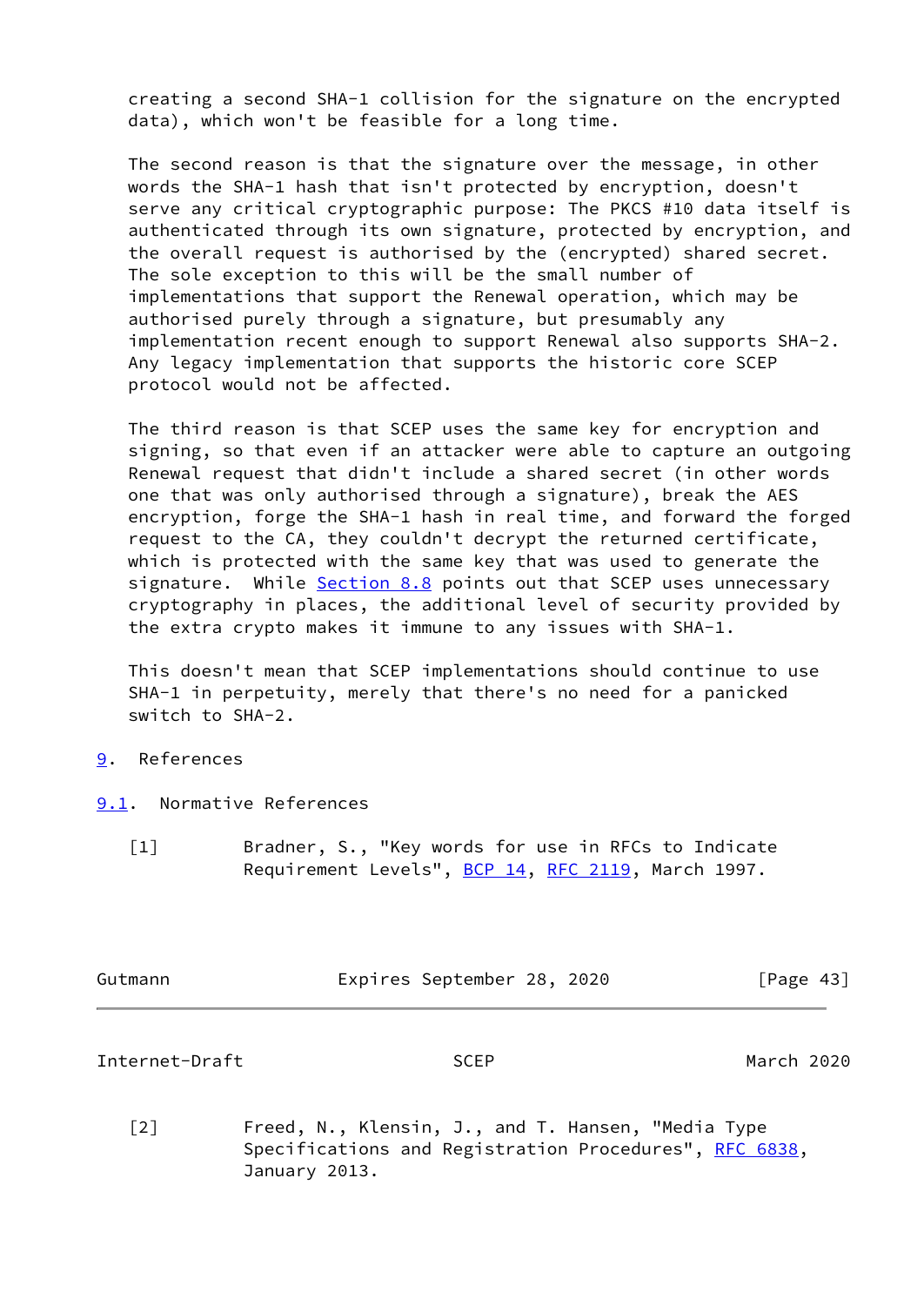creating a second SHA-1 collision for the signature on the encrypted data), which won't be feasible for a long time.

The second reason is that the signature over the message, in other words the SHA-1 hash that isn't protected by encryption, doesn't serve any critical cryptographic purpose: The PKCS #10 data itself is authenticated through its own signature, protected by encryption, and the overall request is authorised by the (encrypted) shared secret. The sole exception to this will be the small number of implementations that support the Renewal operation, which may be authorised purely through a signature, but presumably any implementation recent enough to support Renewal also supports SHA-2. Any legacy implementation that supports the historic core SCEP protocol would not be affected.

The third reason is that SCEP uses the same key for encryption and signing, so that even if an attacker were able to capture an outgoing Renewal request that didn't include a shared secret (in other words one that was only authorised through a signature), break the AES encryption, forge the SHA-1 hash in real time, and forward the forged request to the CA, they couldn't decrypt the returned certificate, which is protected with the same key that was used to generate the signature. While Section 8.8 points out that SCEP uses unnecessary cryptography in places, the additional level of security provided by the extra crypto makes it immune to any issues with SHA-1.

This doesn't mean that SCEP implementations should continue to use SHA-1 in perpetuity, merely that there's no need for a panicked switch to SHA-2.

# 9. References

## 9.1. Normative References

[1] Bradner, S., "Key words for use in RFCs to Indicate Requirement Levels", BCP 14, RFC 2119, March 1997.

[2] Freed, N., Klensin, J., and T. Hansen, "Media Type Specifications and Registration Procedures", RFC 6838, January 2013.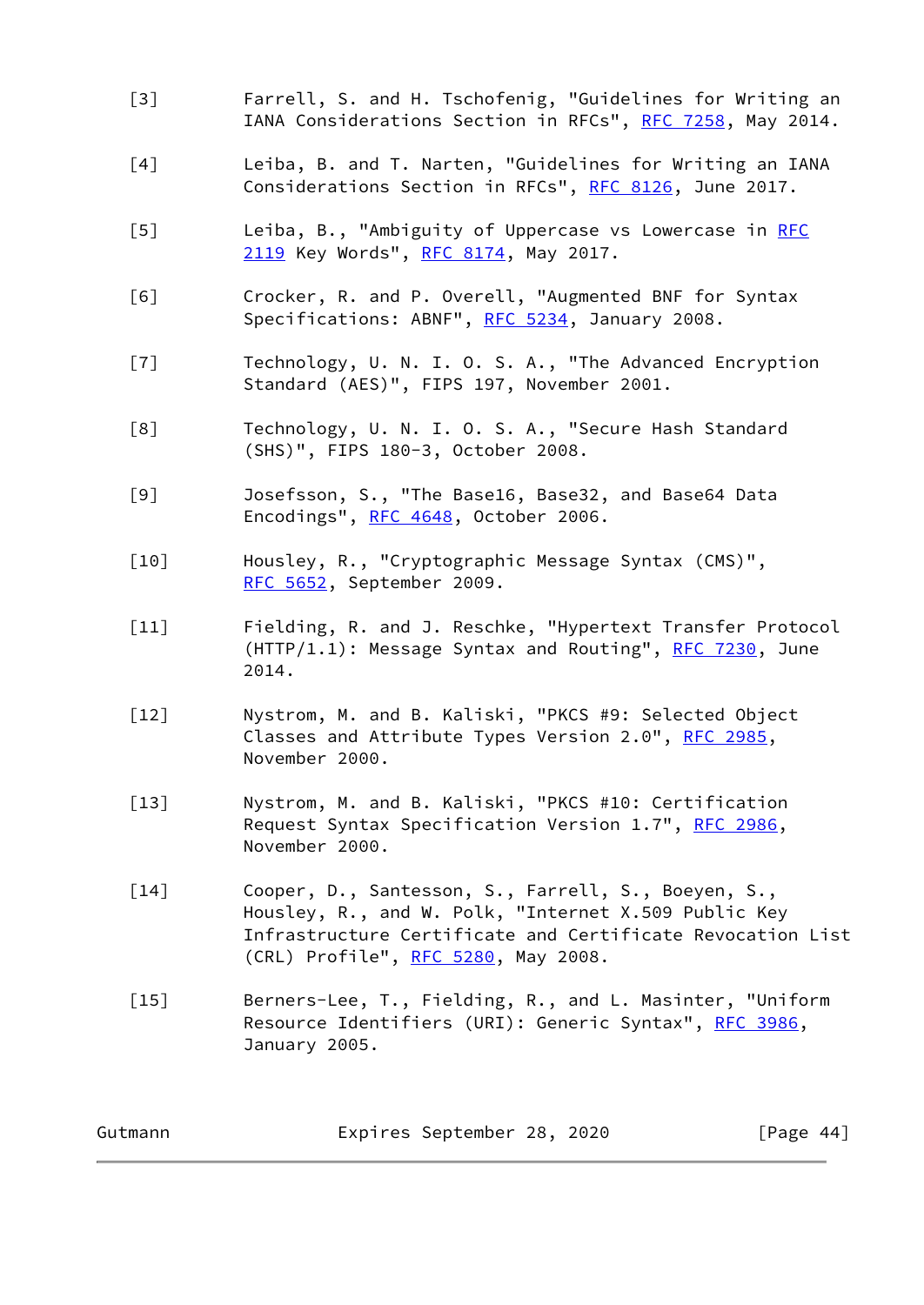[3] Farrell, S. and H. Tschofenig, "Guidelines for Writing an IANA Considerations Section in RFCs", RFC 7258, May 2014.

[4] Leiba, B. and T. Narten, "Guidelines for Writing an IANA Considerations Section in RFCs", RFC 8126, June 2017.

[5] Leiba, B., "Ambiguity of Uppercase vs Lowercase in RFC 2119 Key Words", RFC 8174, May 2017.

[6] Crocker, R. and P. Overell, "Augmented BNF for Syntax Specifications: ABNF", RFC 5234, January 2008.

[7] Technology, U. N. I. O. S. A., "The Advanced Encryption Standard (AES)", FIPS 197, November 2001.

[8] Technology, U. N. I. O. S. A., "Secure Hash Standard (SHS)", FIPS 180-3, October 2008.

[9] Josefsson, S., "The Base16, Base32, and Base64 Data Encodings", RFC 4648, October 2006.

[10] Housley, R., "Cryptographic Message Syntax (CMS)", RFC 5652, September 2009.

[11] Fielding, R. and J. Reschke, "Hypertext Transfer Protocol (HTTP/1.1): Message Syntax and Routing", RFC 7230, June 2014.

[12] Nystrom, M. and B. Kaliski, "PKCS #9: Selected Object Classes and Attribute Types Version 2.0", RFC 2985, November 2000.

[13] Nystrom, M. and B. Kaliski, "PKCS #10: Certification Request Syntax Specification Version 1.7", RFC 2986, November 2000.

[14] Cooper, D., Santesson, S., Farrell, S., Boeyen, S., Housley, R., and W. Polk, "Internet X.509 Public Key Infrastructure Certificate and Certificate Revocation List (CRL) Profile", RFC 5280, May 2008.

[15] Berners-Lee, T., Fielding, R., and L. Masinter, "Uniform Resource Identifiers (URI): Generic Syntax", RFC 3986, January 2005.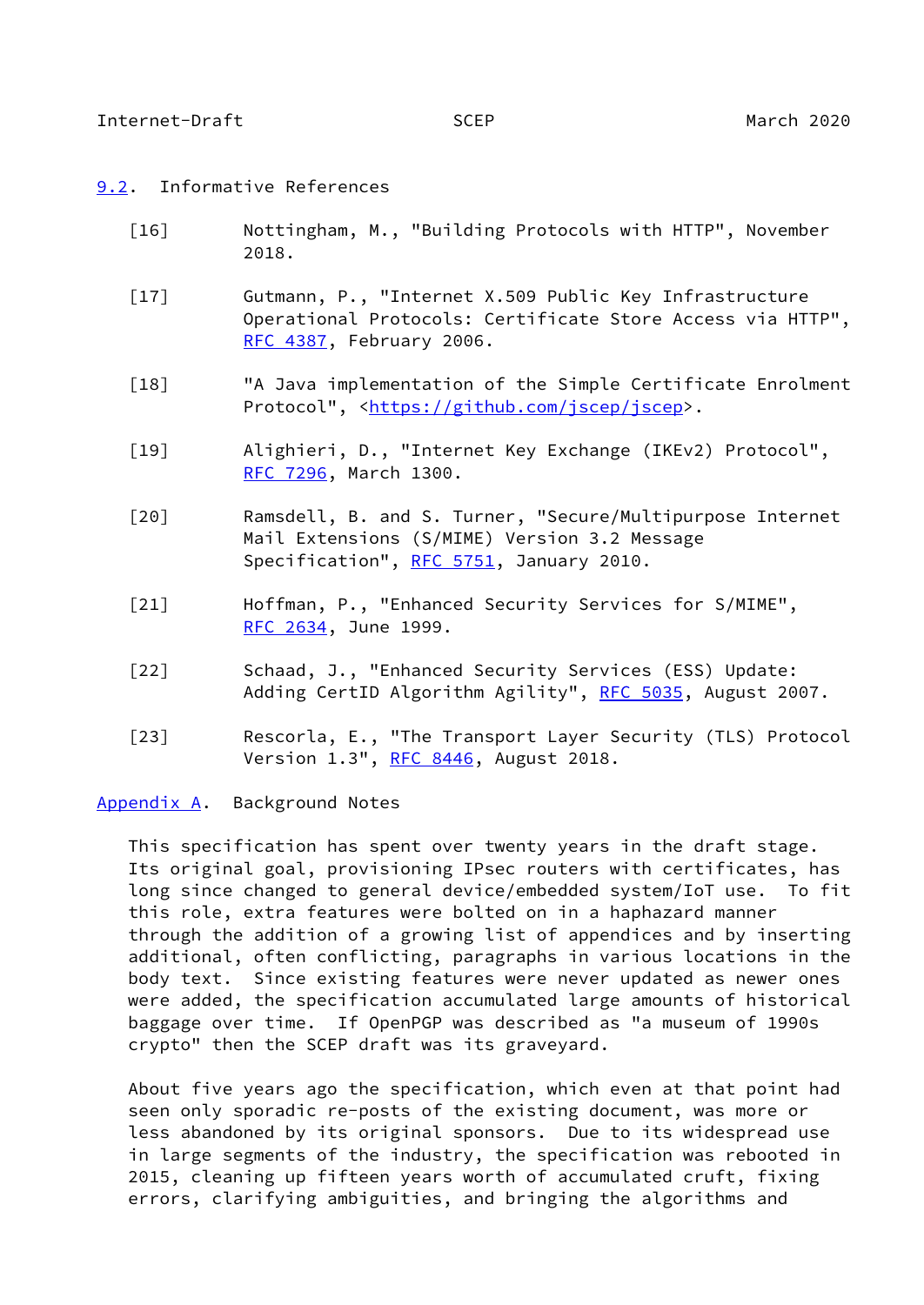## 9.2. Informative References

[16] Nottingham, M., "Building Protocols with HTTP", November 2018.

[17] Gutmann, P., "Internet X.509 Public Key Infrastructure Operational Protocols: Certificate Store Access via HTTP", RFC 4387, February 2006.

[18] "A Java implementation of the Simple Certificate Enrolment Protocol", <https://github.com/jscep/jscep>.

[19] Alighieri, D., "Internet Key Exchange (IKEv2) Protocol", RFC 7296, March 1300.

[20] Ramsdell, B. and S. Turner, "Secure/Multipurpose Internet Mail Extensions (S/MIME) Version 3.2 Message Specification", RFC 5751, January 2010.

[21] Hoffman, P., "Enhanced Security Services for S/MIME", RFC 2634, June 1999.

[22] Schaad, J., "Enhanced Security Services (ESS) Update: Adding CertID Algorithm Agility", RFC 5035, August 2007.

[23] Rescorla, E., "The Transport Layer Security (TLS) Protocol Version 1.3", RFC 8446, August 2018.

# Appendix A. Background Notes

This specification has spent over twenty years in the draft stage. Its original goal, provisioning IPsec routers with certificates, has long since changed to general device/embedded system/IoT use. To fit this role, extra features were bolted on in a haphazard manner through the addition of a growing list of appendices and by inserting additional, often conflicting, paragraphs in various locations in the body text. Since existing features were never updated as newer ones were added, the specification accumulated large amounts of historical baggage over time. If OpenPGP was described as "a museum of 1990s crypto" then the SCEP draft was its graveyard.

About five years ago the specification, which even at that point had seen only sporadic re-posts of the existing document, was more or less abandoned by its original sponsors. Due to its widespread use in large segments of the industry, the specification was rebooted in 2015, cleaning up fifteen years worth of accumulated cruft, fixing errors, clarifying ambiguities, and bringing the algorithms and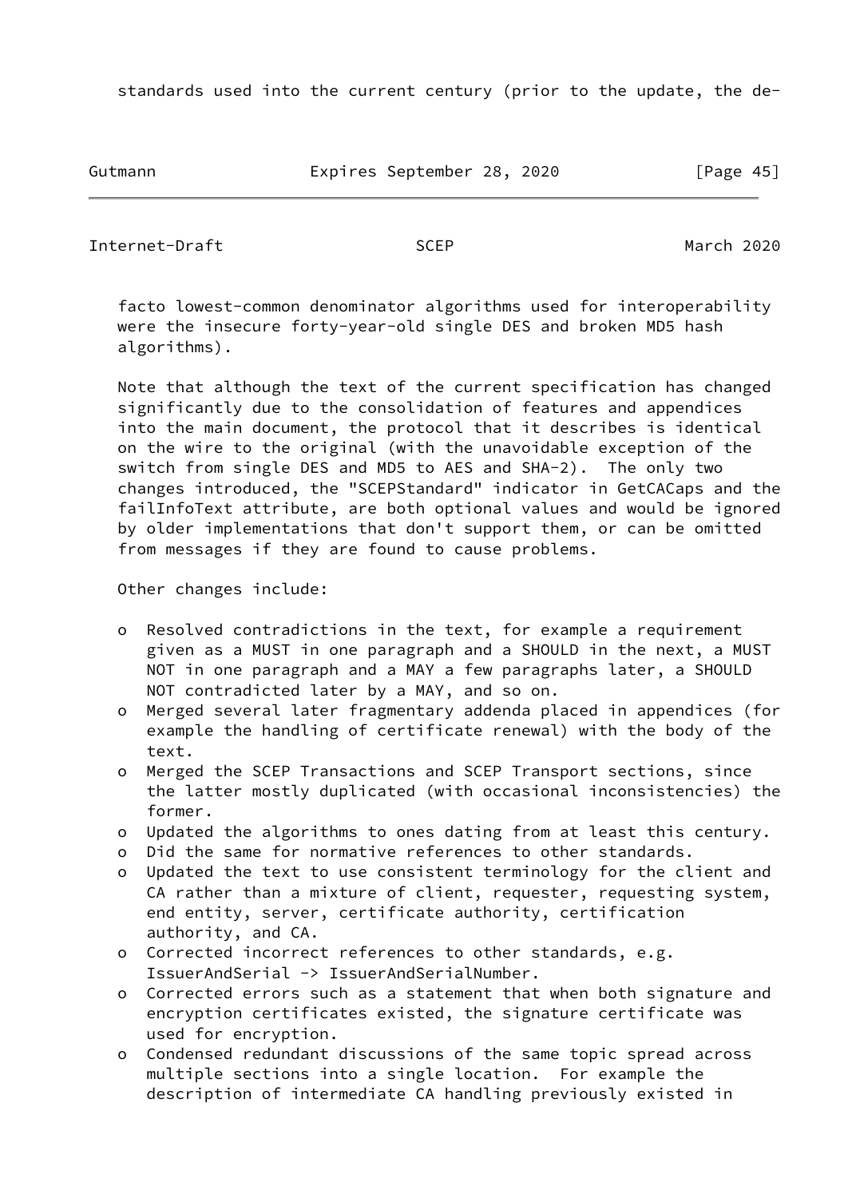standards used into the current century (prior to the update, the de-facto lowest-common denominator algorithms used for interoperability were the insecure forty-year-old single DES and broken MD5 hash algorithms).

Note that although the text of the current specification has changed significantly due to the consolidation of features and appendices into the main document, the protocol that it describes is identical on the wire to the original (with the unavoidable exception of the switch from single DES and MD5 to AES and SHA-2). The only two changes introduced, the "SCEPStandard" indicator in GetCACaps and the failInfoText attribute, are both optional values and would be ignored by older implementations that don't support them, or can be omitted from messages if they are found to cause problems.

Other changes include:

- Resolved contradictions in the text, for example a requirement given as a MUST in one paragraph and a SHOULD in the next, a MUST NOT in one paragraph and a MAY a few paragraphs later, a SHOULD NOT contradicted later by a MAY, and so on.
- Merged several later fragmentary addenda placed in appendices (for example the handling of certificate renewal) with the body of the text.
- Merged the SCEP Transactions and SCEP Transport sections, since the latter mostly duplicated (with occasional inconsistencies) the former.
- Updated the algorithms to ones dating from at least this century.
- Did the same for normative references to other standards.
- Updated the text to use consistent terminology for the client and CA rather than a mixture of client, requester, requesting system, end entity, server, certificate authority, certification authority, and CA.
- Corrected incorrect references to other standards, e.g. IssuerAndSerial -> IssuerAndSerialNumber.
- Corrected errors such as a statement that when both signature and encryption certificates existed, the signature certificate was used for encryption.
- Condensed redundant discussions of the same topic spread across multiple sections into a single location. For example the description of intermediate CA handling previously existed in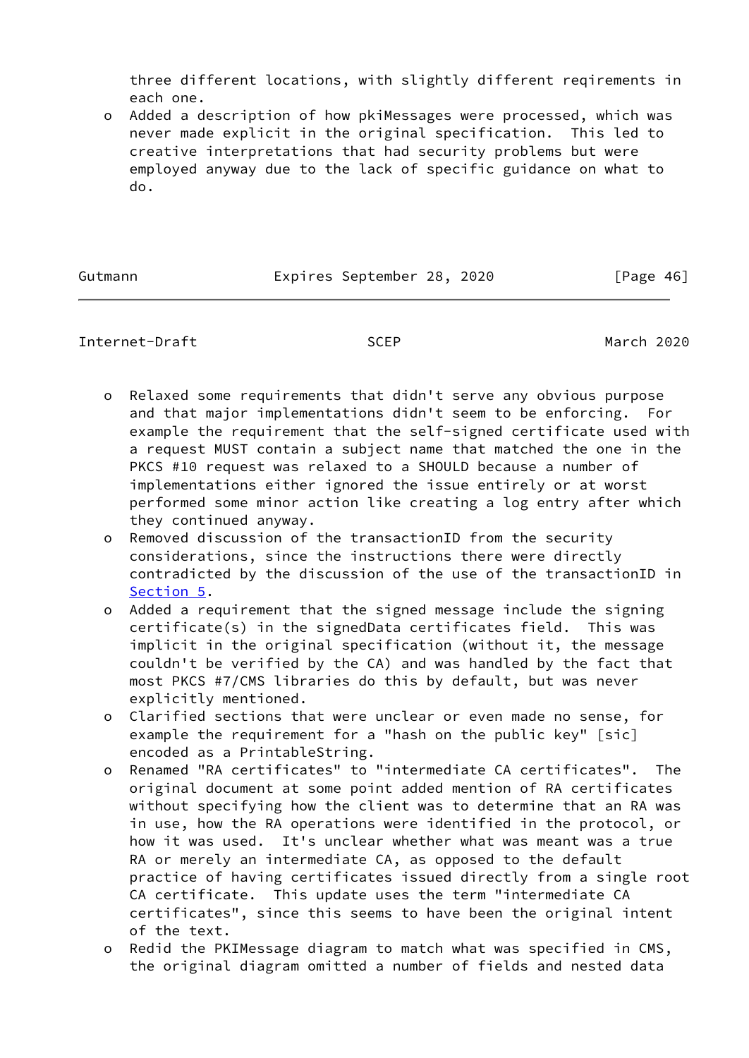three different locations, with slightly different reqirements in each one.

- Added a description of how pkiMessages were processed, which was never made explicit in the original specification. This led to creative interpretations that had security problems but were employed anyway due to the lack of specific guidance on what to do.

- Relaxed some requirements that didn't serve any obvious purpose and that major implementations didn't seem to be enforcing. For example the requirement that the self-signed certificate used with a request MUST contain a subject name that matched the one in the PKCS #10 request was relaxed to a SHOULD because a number of implementations either ignored the issue entirely or at worst performed some minor action like creating a log entry after which they continued anyway.
- Removed discussion of the transactionID from the security considerations, since the instructions there were directly contradicted by the discussion of the use of the transactionID in Section 5.
- Added a requirement that the signed message include the signing certificate(s) in the signedData certificates field. This was implicit in the original specification (without it, the message couldn't be verified by the CA) and was handled by the fact that most PKCS #7/CMS libraries do this by default, but was never explicitly mentioned.
- Clarified sections that were unclear or even made no sense, for example the requirement for a "hash on the public key" [sic] encoded as a PrintableString.
- Renamed "RA certificates" to "intermediate CA certificates". The original document at some point added mention of RA certificates without specifying how the client was to determine that an RA was in use, how the RA operations were identified in the protocol, or how it was used. It's unclear whether what was meant was a true RA or merely an intermediate CA, as opposed to the default practice of having certificates issued directly from a single root CA certificate. This update uses the term "intermediate CA certificates", since this seems to have been the original intent of the text.
- Redid the PKIMessage diagram to match what was specified in CMS, the original diagram omitted a number of fields and nested data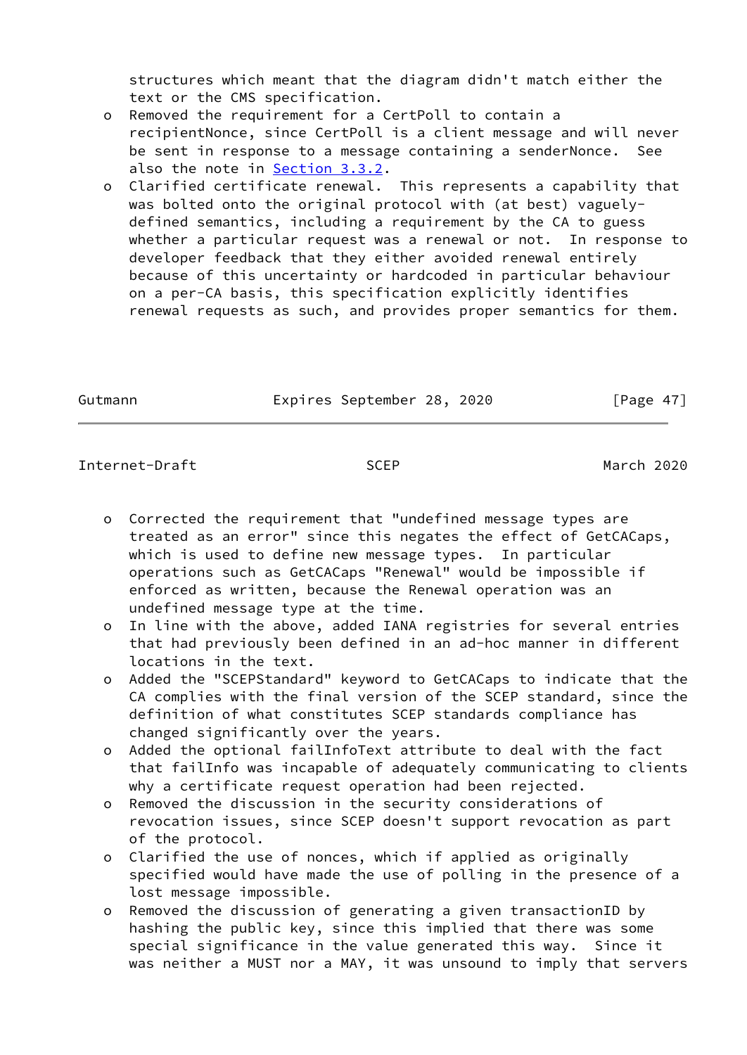structures which meant that the diagram didn't match either the text or the CMS specification.

- Removed the requirement for a CertPoll to contain a recipientNonce, since CertPoll is a client message and will never be sent in response to a message containing a senderNonce. See also the note in Section 3.3.2.
- Clarified certificate renewal. This represents a capability that was bolted onto the original protocol with (at best) vaguely-defined semantics, including a requirement by the CA to guess whether a particular request was a renewal or not. In response to developer feedback that they either avoided renewal entirely because of this uncertainty or hardcoded in particular behaviour on a per-CA basis, this specification explicitly identifies renewal requests as such, and provides proper semantics for them.
- Corrected the requirement that "undefined message types are treated as an error" since this negates the effect of GetCACaps, which is used to define new message types. In particular operations such as GetCACaps "Renewal" would be impossible if enforced as written, because the Renewal operation was an undefined message type at the time.
- In line with the above, added IANA registries for several entries that had previously been defined in an ad-hoc manner in different locations in the text.
- Added the "SCEPStandard" keyword to GetCACaps to indicate that the CA complies with the final version of the SCEP standard, since the definition of what constitutes SCEP standards compliance has changed significantly over the years.
- Added the optional failInfoText attribute to deal with the fact that failInfo was incapable of adequately communicating to clients why a certificate request operation had been rejected.
- Removed the discussion in the security considerations of revocation issues, since SCEP doesn't support revocation as part of the protocol.
- Clarified the use of nonces, which if applied as originally specified would have made the use of polling in the presence of a lost message impossible.
- Removed the discussion of generating a given transactionID by hashing the public key, since this implied that there was some special significance in the value generated this way. Since it was neither a MUST nor a MAY, it was unsound to imply that servers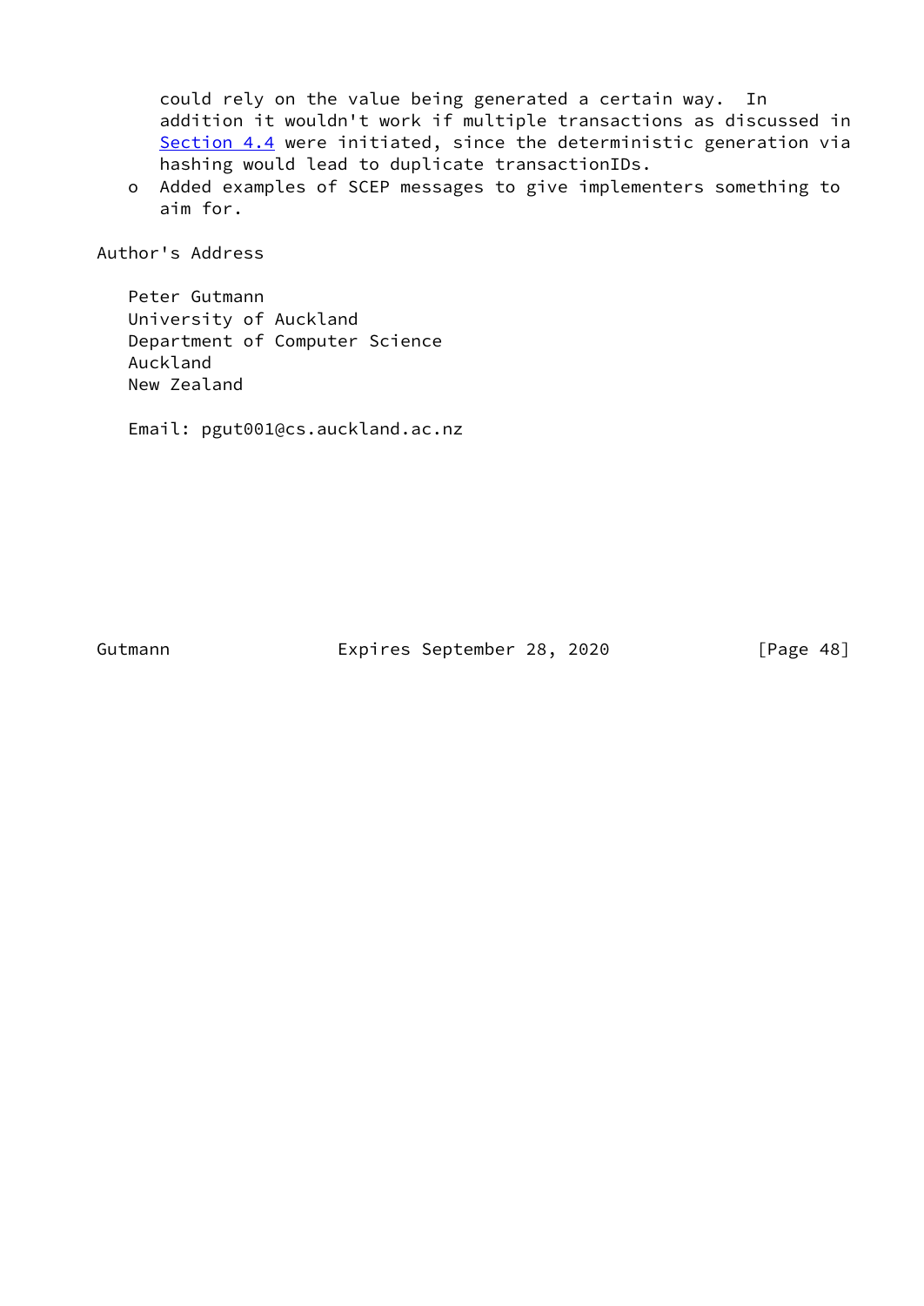could rely on the value being generated a certain way. In addition it wouldn't work if multiple transactions as discussed in Section 4.4 were initiated, since the deterministic generation via hashing would lead to duplicate transactionIDs.

- Added examples of SCEP messages to give implementers something to aim for.

## Author's Address

Peter Gutmann
University of Auckland
Department of Computer Science
Auckland
New Zealand

Email: pgut001@cs.auckland.ac.nz